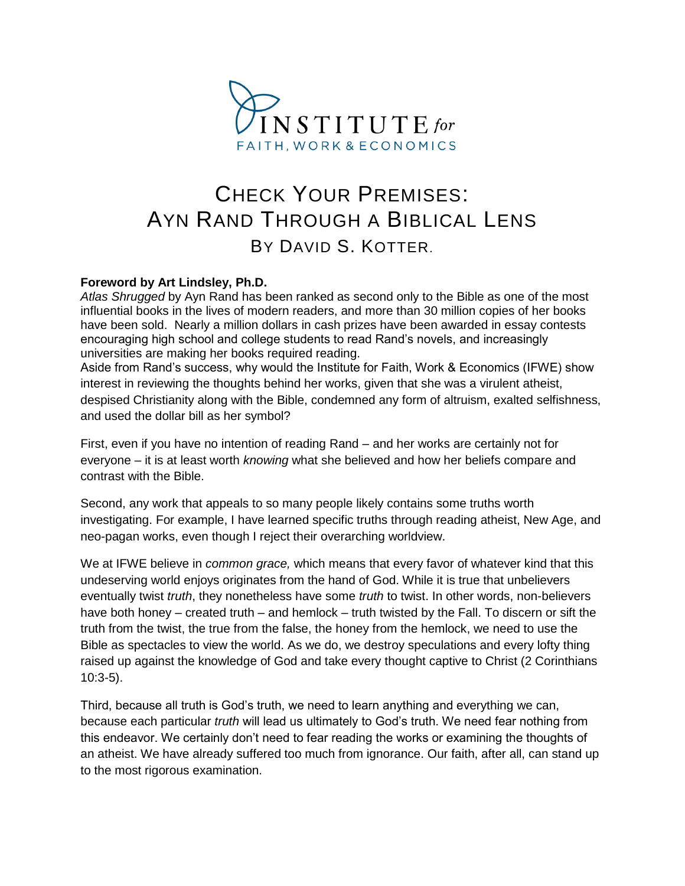INSTITUTE *for*
FAITH, WORK & ECONOMICS

# Check Your Premises: Ayn Rand Through a Biblical Lens

## By David S. Kotter.

**Foreword by Art Lindsley, Ph.D.**

*Atlas Shrugged* by Ayn Rand has been ranked as second only to the Bible as one of the most influential books in the lives of modern readers, and more than 30 million copies of her books have been sold. Nearly a million dollars in cash prizes have been awarded in essay contests encouraging high school and college students to read Rand's novels, and increasingly universities are making her books required reading.

Aside from Rand's success, why would the Institute for Faith, Work & Economics (IFWE) show interest in reviewing the thoughts behind her works, given that she was a virulent atheist, despised Christianity along with the Bible, condemned any form of altruism, exalted selfishness, and used the dollar bill as her symbol?

First, even if you have no intention of reading Rand – and her works are certainly not for everyone – it is at least worth *knowing* what she believed and how her beliefs compare and contrast with the Bible.

Second, any work that appeals to so many people likely contains some truths worth investigating. For example, I have learned specific truths through reading atheist, New Age, and neo-pagan works, even though I reject their overarching worldview.

We at IFWE believe in *common grace,* which means that every favor of whatever kind that this undeserving world enjoys originates from the hand of God. While it is true that unbelievers eventually twist *truth*, they nonetheless have some *truth* to twist. In other words, non-believers have both honey – created truth – and hemlock – truth twisted by the Fall. To discern or sift the truth from the twist, the true from the false, the honey from the hemlock, we need to use the Bible as spectacles to view the world. As we do, we destroy speculations and every lofty thing raised up against the knowledge of God and take every thought captive to Christ (2 Corinthians 10:3-5).

Third, because all truth is God's truth, we need to learn anything and everything we can, because each particular *truth* will lead us ultimately to God's truth. We need fear nothing from this endeavor. We certainly don't need to fear reading the works or examining the thoughts of an atheist. We have already suffered too much from ignorance. Our faith, after all, can stand up to the most rigorous examination.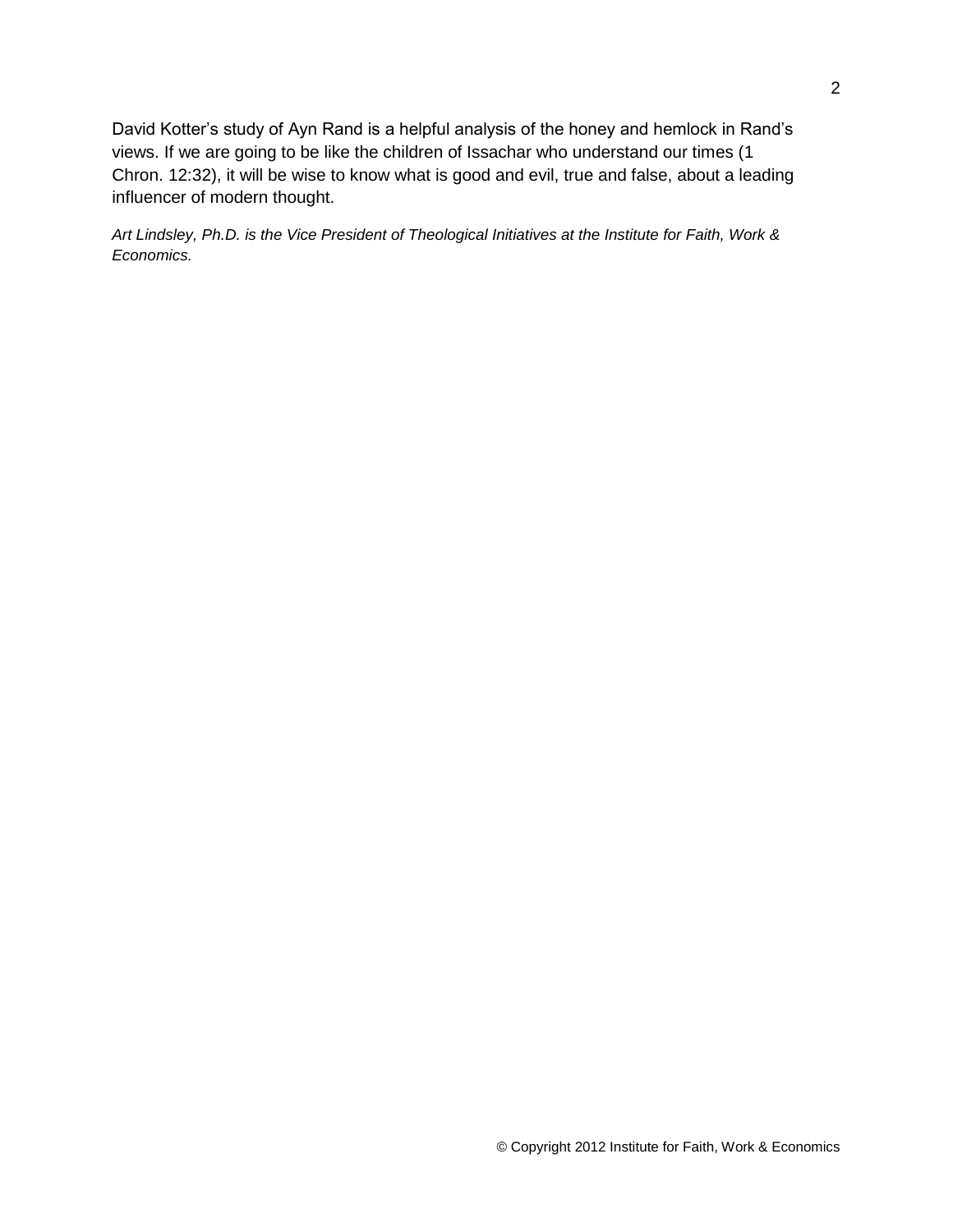David Kotter's study of Ayn Rand is a helpful analysis of the honey and hemlock in Rand's views. If we are going to be like the children of Issachar who understand our times (1 Chron. 12:32), it will be wise to know what is good and evil, true and false, about a leading influencer of modern thought.

*Art Lindsley, Ph.D. is the Vice President of Theological Initiatives at the Institute for Faith, Work & Economics.*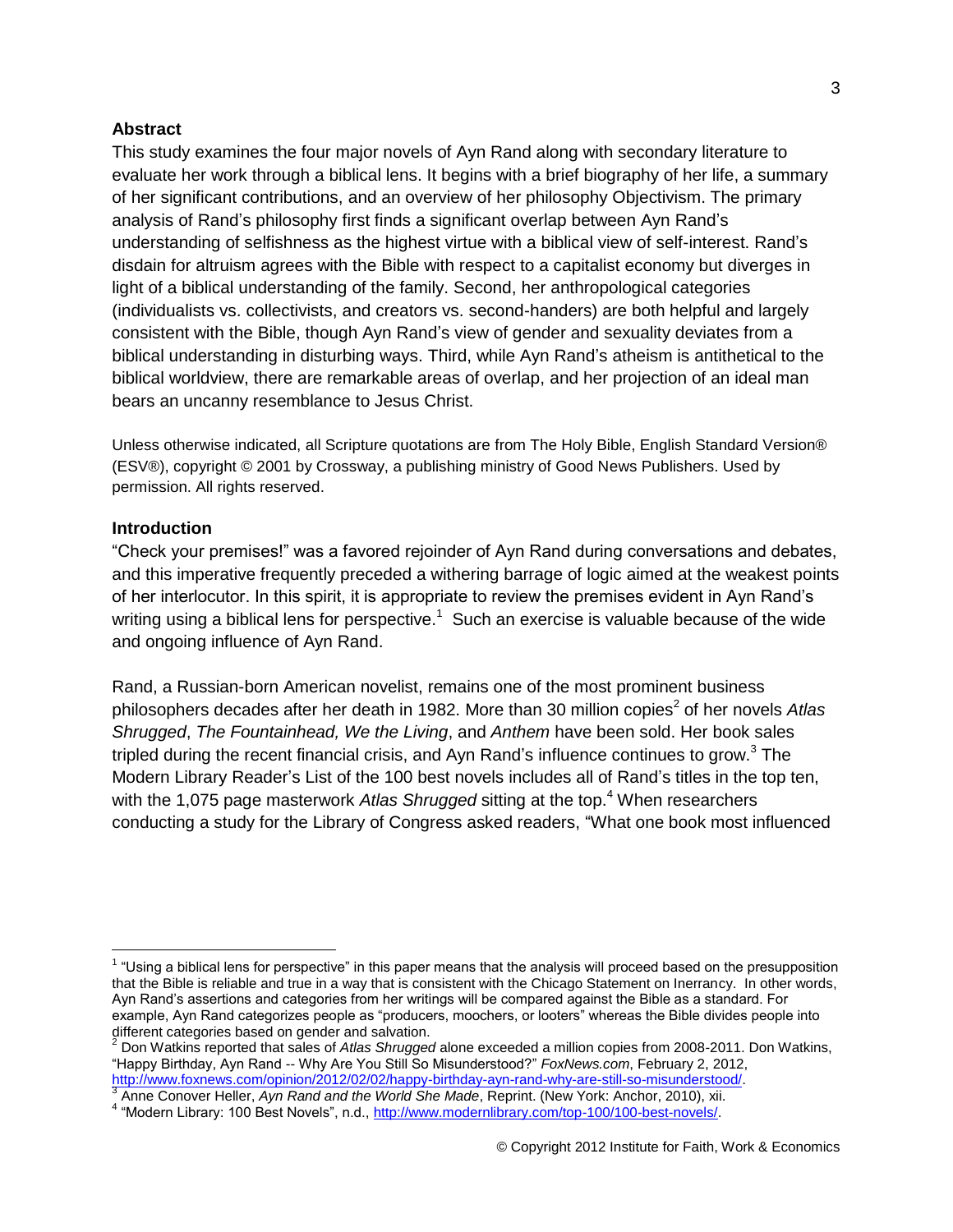## Abstract

This study examines the four major novels of Ayn Rand along with secondary literature to evaluate her work through a biblical lens. It begins with a brief biography of her life, a summary of her significant contributions, and an overview of her philosophy Objectivism. The primary analysis of Rand's philosophy first finds a significant overlap between Ayn Rand's understanding of selfishness as the highest virtue with a biblical view of self-interest. Rand's disdain for altruism agrees with the Bible with respect to a capitalist economy but diverges in light of a biblical understanding of the family. Second, her anthropological categories (individualists vs. collectivists, and creators vs. second-handers) are both helpful and largely consistent with the Bible, though Ayn Rand's view of gender and sexuality deviates from a biblical understanding in disturbing ways. Third, while Ayn Rand's atheism is antithetical to the biblical worldview, there are remarkable areas of overlap, and her projection of an ideal man bears an uncanny resemblance to Jesus Christ.

Unless otherwise indicated, all Scripture quotations are from The Holy Bible, English Standard Version® (ESV®), copyright © 2001 by Crossway, a publishing ministry of Good News Publishers. Used by permission. All rights reserved.

## Introduction

"Check your premises!" was a favored rejoinder of Ayn Rand during conversations and debates, and this imperative frequently preceded a withering barrage of logic aimed at the weakest points of her interlocutor. In this spirit, it is appropriate to review the premises evident in Ayn Rand's writing using a biblical lens for perspective.[1] Such an exercise is valuable because of the wide and ongoing influence of Ayn Rand.

Rand, a Russian-born American novelist, remains one of the most prominent business philosophers decades after her death in 1982. More than 30 million copies[2] of her novels *Atlas Shrugged*, *The Fountainhead, We the Living*, and *Anthem* have been sold. Her book sales tripled during the recent financial crisis, and Ayn Rand's influence continues to grow.[3] The Modern Library Reader's List of the 100 best novels includes all of Rand's titles in the top ten, with the 1,075 page masterwork *Atlas Shrugged* sitting at the top.[4] When researchers conducting a study for the Library of Congress asked readers, "What one book most influenced

---

[1] "Using a biblical lens for perspective" in this paper means that the analysis will proceed based on the presupposition that the Bible is reliable and true in a way that is consistent with the Chicago Statement on Inerrancy. In other words, Ayn Rand's assertions and categories from her writings will be compared against the Bible as a standard. For example, Ayn Rand categorizes people as "producers, moochers, or looters" whereas the Bible divides people into different categories based on gender and salvation.

[2] Don Watkins reported that sales of *Atlas Shrugged* alone exceeded a million copies from 2008-2011. Don Watkins, "Happy Birthday, Ayn Rand -- Why Are You Still So Misunderstood?" *FoxNews.com*, February 2, 2012, http://www.foxnews.com/opinion/2012/02/02/happy-birthday-ayn-rand-why-are-still-so-misunderstood/.

[3] Anne Conover Heller, *Ayn Rand and the World She Made*, Reprint. (New York: Anchor, 2010), xii.

[4] "Modern Library: 100 Best Novels", n.d., http://www.modernlibrary.com/top-100/100-best-novels/.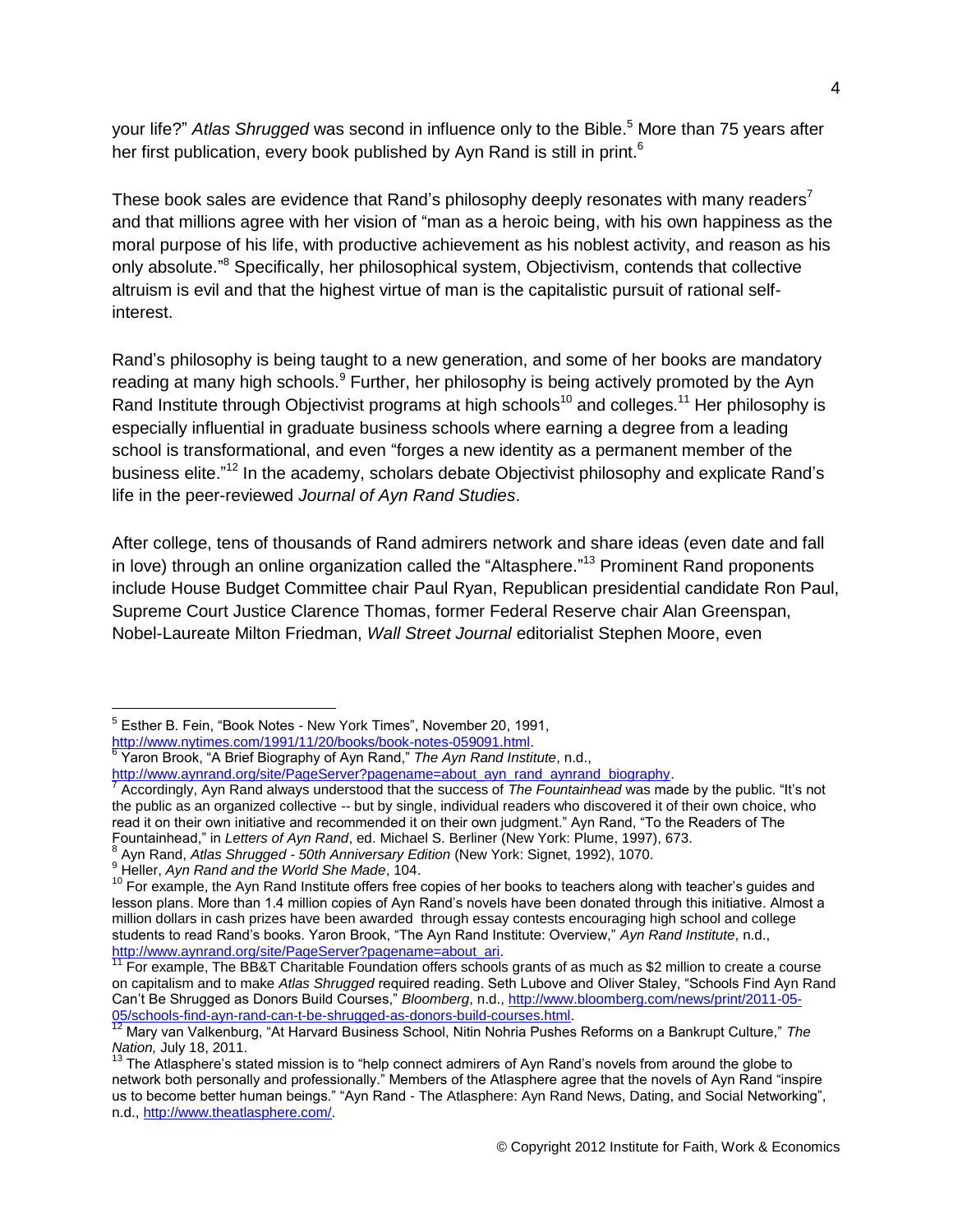your life?" *Atlas Shrugged* was second in influence only to the Bible.[5] More than 75 years after her first publication, every book published by Ayn Rand is still in print.[6]

These book sales are evidence that Rand's philosophy deeply resonates with many readers[7] and that millions agree with her vision of "man as a heroic being, with his own happiness as the moral purpose of his life, with productive achievement as his noblest activity, and reason as his only absolute."[8] Specifically, her philosophical system, Objectivism, contends that collective altruism is evil and that the highest virtue of man is the capitalistic pursuit of rational self-interest.

Rand's philosophy is being taught to a new generation, and some of her books are mandatory reading at many high schools.[9] Further, her philosophy is being actively promoted by the Ayn Rand Institute through Objectivist programs at high schools[10] and colleges.[11] Her philosophy is especially influential in graduate business schools where earning a degree from a leading school is transformational, and even "forges a new identity as a permanent member of the business elite."[12] In the academy, scholars debate Objectivist philosophy and explicate Rand's life in the peer-reviewed *Journal of Ayn Rand Studies*.

After college, tens of thousands of Rand admirers network and share ideas (even date and fall in love) through an online organization called the "Altasphere."[13] Prominent Rand proponents include House Budget Committee chair Paul Ryan, Republican presidential candidate Ron Paul, Supreme Court Justice Clarence Thomas, former Federal Reserve chair Alan Greenspan, Nobel-Laureate Milton Friedman, *Wall Street Journal* editorialist Stephen Moore, even

---

[5] Esther B. Fein, "Book Notes - New York Times", November 20, 1991, http://www.nytimes.com/1991/11/20/books/book-notes-059091.html.

[6] Yaron Brook, "A Brief Biography of Ayn Rand," *The Ayn Rand Institute*, n.d., http://www.aynrand.org/site/PageServer?pagename=about_ayn_rand_aynrand_biography.

[7] Accordingly, Ayn Rand always understood that the success of *The Fountainhead* was made by the public. "It's not the public as an organized collective -- but by single, individual readers who discovered it of their own choice, who read it on their own initiative and recommended it on their own judgment." Ayn Rand, "To the Readers of The Fountainhead," in *Letters of Ayn Rand*, ed. Michael S. Berliner (New York: Plume, 1997), 673.

[8] Ayn Rand, *Atlas Shrugged - 50th Anniversary Edition* (New York: Signet, 1992), 1070.

[9] Heller, *Ayn Rand and the World She Made*, 104.

[10] For example, the Ayn Rand Institute offers free copies of her books to teachers along with teacher's guides and lesson plans. More than 1.4 million copies of Ayn Rand's novels have been donated through this initiative. Almost a million dollars in cash prizes have been awarded through essay contests encouraging high school and college students to read Rand's books. Yaron Brook, "The Ayn Rand Institute: Overview," *Ayn Rand Institute*, n.d., http://www.aynrand.org/site/PageServer?pagename=about_ari.

[11] For example, The BB&T Charitable Foundation offers schools grants of as much as $2 million to create a course on capitalism and to make *Atlas Shrugged* required reading. Seth Lubove and Oliver Staley, "Schools Find Ayn Rand Can't Be Shrugged as Donors Build Courses," *Bloomberg*, n.d., http://www.bloomberg.com/news/print/2011-05-05/schools-find-ayn-rand-can-t-be-shrugged-as-donors-build-courses.html.

[12] Mary van Valkenburg, "At Harvard Business School, Nitin Nohria Pushes Reforms on a Bankrupt Culture," *The Nation,* July 18, 2011.

[13] The Atlasphere's stated mission is to "help connect admirers of Ayn Rand's novels from around the globe to network both personally and professionally." Members of the Atlasphere agree that the novels of Ayn Rand "inspire us to become better human beings." "Ayn Rand - The Atlasphere: Ayn Rand News, Dating, and Social Networking", n.d., http://www.theatlasphere.com/.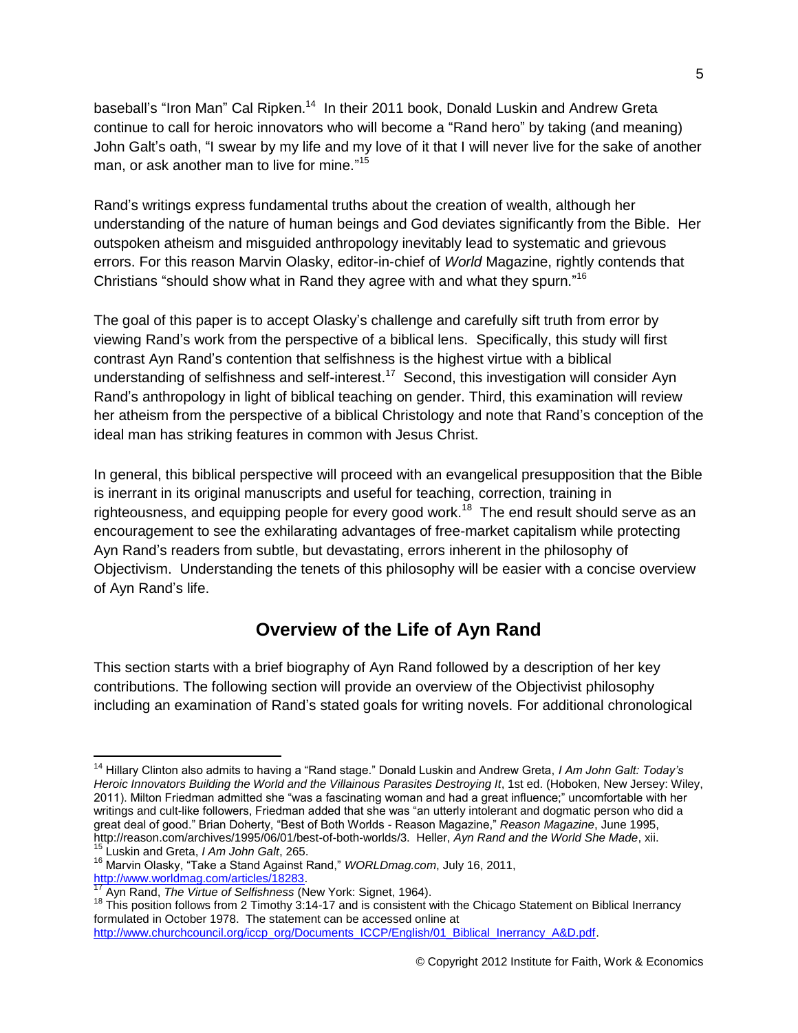baseball's "Iron Man" Cal Ripken.[14] In their 2011 book, Donald Luskin and Andrew Greta continue to call for heroic innovators who will become a "Rand hero" by taking (and meaning) John Galt's oath, "I swear by my life and my love of it that I will never live for the sake of another man, or ask another man to live for mine."[15]

Rand's writings express fundamental truths about the creation of wealth, although her understanding of the nature of human beings and God deviates significantly from the Bible. Her outspoken atheism and misguided anthropology inevitably lead to systematic and grievous errors. For this reason Marvin Olasky, editor-in-chief of *World* Magazine, rightly contends that Christians "should show what in Rand they agree with and what they spurn."[16]

The goal of this paper is to accept Olasky's challenge and carefully sift truth from error by viewing Rand's work from the perspective of a biblical lens. Specifically, this study will first contrast Ayn Rand's contention that selfishness is the highest virtue with a biblical understanding of selfishness and self-interest.[17] Second, this investigation will consider Ayn Rand's anthropology in light of biblical teaching on gender. Third, this examination will review her atheism from the perspective of a biblical Christology and note that Rand's conception of the ideal man has striking features in common with Jesus Christ.

In general, this biblical perspective will proceed with an evangelical presupposition that the Bible is inerrant in its original manuscripts and useful for teaching, correction, training in righteousness, and equipping people for every good work.[18] The end result should serve as an encouragement to see the exhilarating advantages of free-market capitalism while protecting Ayn Rand's readers from subtle, but devastating, errors inherent in the philosophy of Objectivism. Understanding the tenets of this philosophy will be easier with a concise overview of Ayn Rand's life.

## Overview of the Life of Ayn Rand

This section starts with a brief biography of Ayn Rand followed by a description of her key contributions. The following section will provide an overview of the Objectivist philosophy including an examination of Rand's stated goals for writing novels. For additional chronological

---

[14] Hillary Clinton also admits to having a "Rand stage." Donald Luskin and Andrew Greta, *I Am John Galt: Today's Heroic Innovators Building the World and the Villainous Parasites Destroying It*, 1st ed. (Hoboken, New Jersey: Wiley, 2011). Milton Friedman admitted she "was a fascinating woman and had a great influence;" uncomfortable with her writings and cult-like followers, Friedman added that she was "an utterly intolerant and dogmatic person who did a great deal of good." Brian Doherty, "Best of Both Worlds - Reason Magazine," *Reason Magazine*, June 1995, http://reason.com/archives/1995/06/01/best-of-both-worlds/3. Heller, *Ayn Rand and the World She Made*, xii.

[15] Luskin and Greta, *I Am John Galt*, 265.

[16] Marvin Olasky, "Take a Stand Against Rand," *WORLDmag.com*, July 16, 2011, http://www.worldmag.com/articles/18283.

[17] Ayn Rand, *The Virtue of Selfishness* (New York: Signet, 1964).

[18] This position follows from 2 Timothy 3:14-17 and is consistent with the Chicago Statement on Biblical Inerrancy formulated in October 1978. The statement can be accessed online at http://www.churchcouncil.org/iccp_org/Documents_ICCP/English/01_Biblical_Inerrancy_A&D.pdf.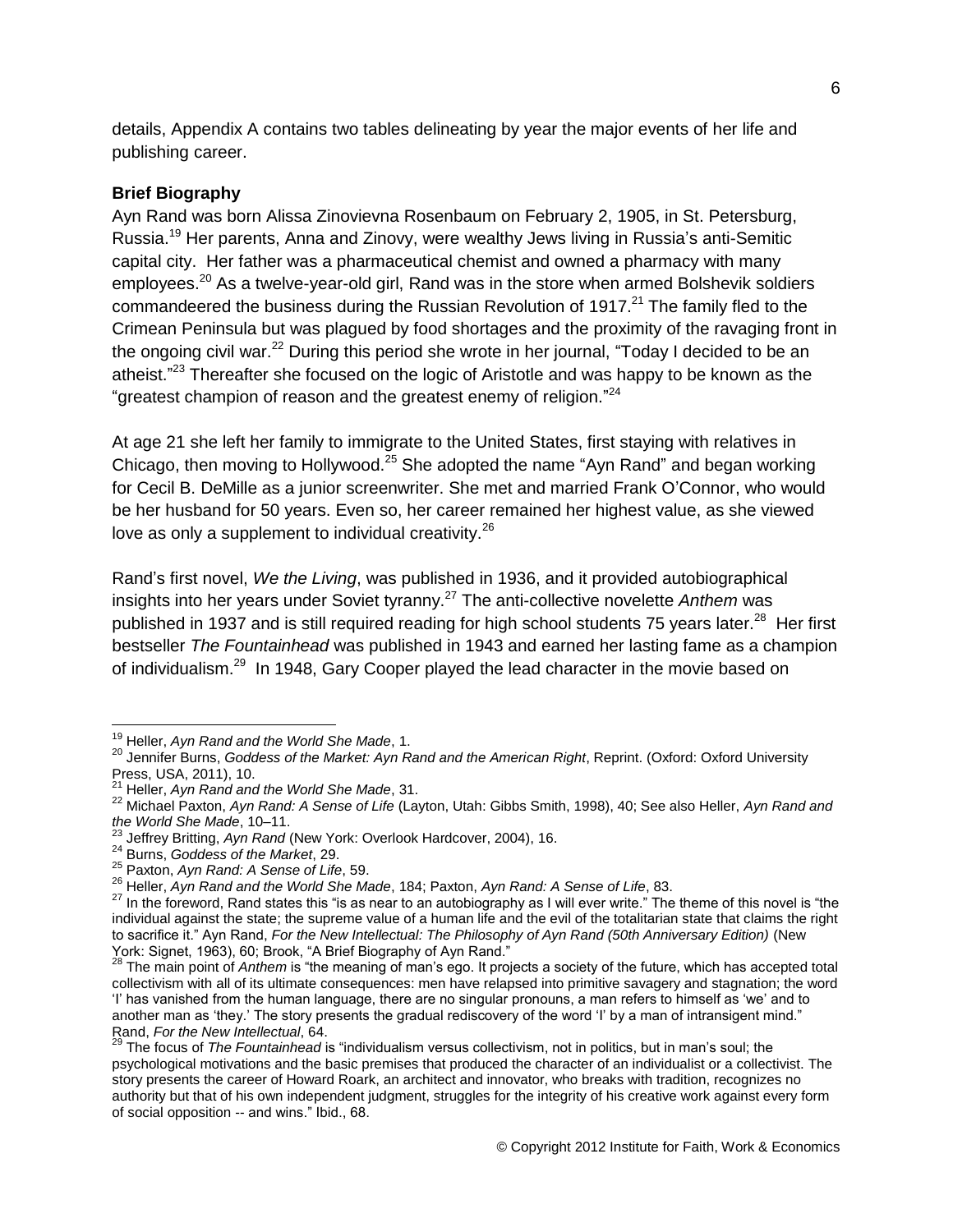details, Appendix A contains two tables delineating by year the major events of her life and publishing career.

**Brief Biography**

Ayn Rand was born Alissa Zinovievna Rosenbaum on February 2, 1905, in St. Petersburg, Russia.[19] Her parents, Anna and Zinovy, were wealthy Jews living in Russia's anti-Semitic capital city. Her father was a pharmaceutical chemist and owned a pharmacy with many employees.[20] As a twelve-year-old girl, Rand was in the store when armed Bolshevik soldiers commandeered the business during the Russian Revolution of 1917.[21] The family fled to the Crimean Peninsula but was plagued by food shortages and the proximity of the ravaging front in the ongoing civil war.[22] During this period she wrote in her journal, "Today I decided to be an atheist."[23] Thereafter she focused on the logic of Aristotle and was happy to be known as the "greatest champion of reason and the greatest enemy of religion."[24]

At age 21 she left her family to immigrate to the United States, first staying with relatives in Chicago, then moving to Hollywood.[25] She adopted the name "Ayn Rand" and began working for Cecil B. DeMille as a junior screenwriter. She met and married Frank O'Connor, who would be her husband for 50 years. Even so, her career remained her highest value, as she viewed love as only a supplement to individual creativity.[26]

Rand's first novel, *We the Living*, was published in 1936, and it provided autobiographical insights into her years under Soviet tyranny.[27] The anti-collective novelette *Anthem* was published in 1937 and is still required reading for high school students 75 years later.[28] Her first bestseller *The Fountainhead* was published in 1943 and earned her lasting fame as a champion of individualism.[29] In 1948, Gary Cooper played the lead character in the movie based on

---

[19] Heller, *Ayn Rand and the World She Made*, 1.

[20] Jennifer Burns, *Goddess of the Market: Ayn Rand and the American Right*, Reprint. (Oxford: Oxford University Press, USA, 2011), 10.

[21] Heller, *Ayn Rand and the World She Made*, 31.

[22] Michael Paxton, *Ayn Rand: A Sense of Life* (Layton, Utah: Gibbs Smith, 1998), 40; See also Heller, *Ayn Rand and the World She Made*, 10–11.

[23] Jeffrey Britting, *Ayn Rand* (New York: Overlook Hardcover, 2004), 16.

[24] Burns, *Goddess of the Market*, 29.

[25] Paxton, *Ayn Rand: A Sense of Life*, 59.

[26] Heller, *Ayn Rand and the World She Made*, 184; Paxton, *Ayn Rand: A Sense of Life*, 83.

[27] In the foreword, Rand states this "is as near to an autobiography as I will ever write." The theme of this novel is "the individual against the state; the supreme value of a human life and the evil of the totalitarian state that claims the right to sacrifice it." Ayn Rand, *For the New Intellectual: The Philosophy of Ayn Rand (50th Anniversary Edition)* (New York: Signet, 1963), 60; Brook, "A Brief Biography of Ayn Rand."

[28] The main point of *Anthem* is "the meaning of man's ego. It projects a society of the future, which has accepted total collectivism with all of its ultimate consequences: men have relapsed into primitive savagery and stagnation; the word 'I' has vanished from the human language, there are no singular pronouns, a man refers to himself as 'we' and to another man as 'they.' The story presents the gradual rediscovery of the word 'I' by a man of intransigent mind." Rand, *For the New Intellectual*, 64.

[29] The focus of *The Fountainhead* is "individualism versus collectivism, not in politics, but in man's soul; the psychological motivations and the basic premises that produced the character of an individualist or a collectivist. The story presents the career of Howard Roark, an architect and innovator, who breaks with tradition, recognizes no authority but that of his own independent judgment, struggles for the integrity of his creative work against every form of social opposition -- and wins." Ibid., 68.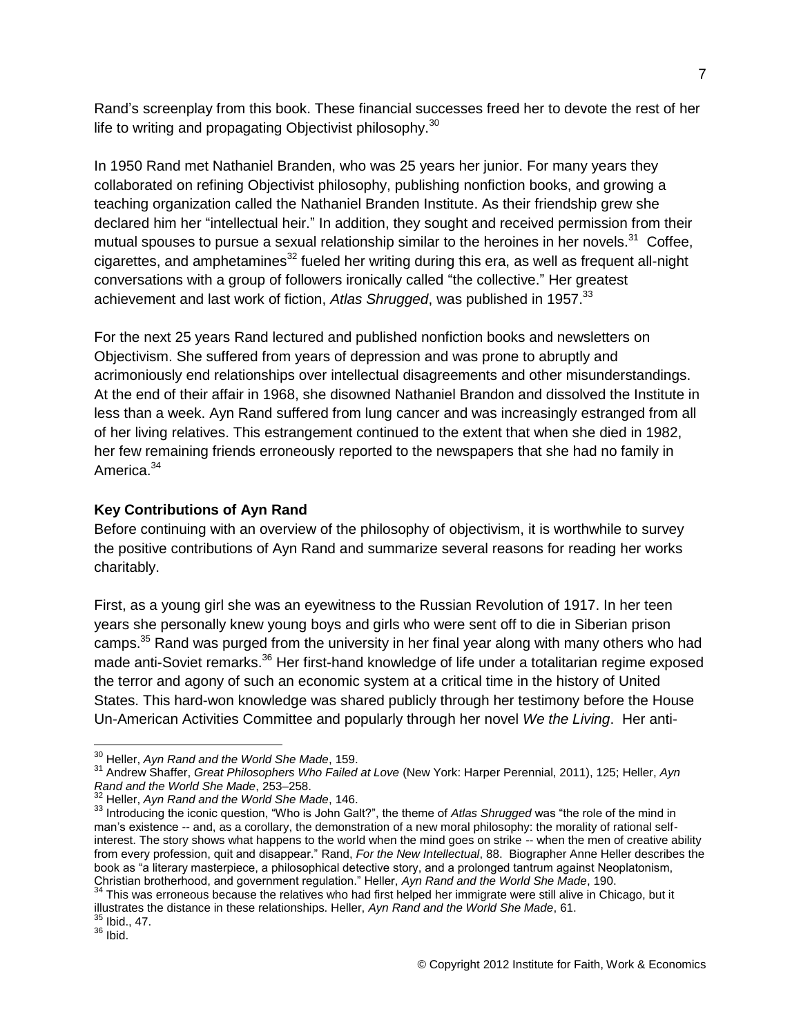Rand's screenplay from this book. These financial successes freed her to devote the rest of her life to writing and propagating Objectivist philosophy.[30]

In 1950 Rand met Nathaniel Branden, who was 25 years her junior. For many years they collaborated on refining Objectivist philosophy, publishing nonfiction books, and growing a teaching organization called the Nathaniel Branden Institute. As their friendship grew she declared him her "intellectual heir." In addition, they sought and received permission from their mutual spouses to pursue a sexual relationship similar to the heroines in her novels.[31] Coffee, cigarettes, and amphetamines[32] fueled her writing during this era, as well as frequent all-night conversations with a group of followers ironically called "the collective." Her greatest achievement and last work of fiction, *Atlas Shrugged*, was published in 1957.[33]

For the next 25 years Rand lectured and published nonfiction books and newsletters on Objectivism. She suffered from years of depression and was prone to abruptly and acrimoniously end relationships over intellectual disagreements and other misunderstandings. At the end of their affair in 1968, she disowned Nathaniel Brandon and dissolved the Institute in less than a week. Ayn Rand suffered from lung cancer and was increasingly estranged from all of her living relatives. This estrangement continued to the extent that when she died in 1982, her few remaining friends erroneously reported to the newspapers that she had no family in America.[34]

**Key Contributions of Ayn Rand**

Before continuing with an overview of the philosophy of objectivism, it is worthwhile to survey the positive contributions of Ayn Rand and summarize several reasons for reading her works charitably.

First, as a young girl she was an eyewitness to the Russian Revolution of 1917. In her teen years she personally knew young boys and girls who were sent off to die in Siberian prison camps.[35] Rand was purged from the university in her final year along with many others who had made anti-Soviet remarks.[36] Her first-hand knowledge of life under a totalitarian regime exposed the terror and agony of such an economic system at a critical time in the history of United States. This hard-won knowledge was shared publicly through her testimony before the House Un-American Activities Committee and popularly through her novel *We the Living*. Her anti-

---

[30] Heller, *Ayn Rand and the World She Made*, 159.

[31] Andrew Shaffer, *Great Philosophers Who Failed at Love* (New York: Harper Perennial, 2011), 125; Heller, *Ayn Rand and the World She Made*, 253–258.

[32] Heller, *Ayn Rand and the World She Made*, 146.

[33] Introducing the iconic question, "Who is John Galt?", the theme of *Atlas Shrugged* was "the role of the mind in man's existence -- and, as a corollary, the demonstration of a new moral philosophy: the morality of rational self-interest. The story shows what happens to the world when the mind goes on strike -- when the men of creative ability from every profession, quit and disappear." Rand, *For the New Intellectual*, 88. Biographer Anne Heller describes the book as "a literary masterpiece, a philosophical detective story, and a prolonged tantrum against Neoplatonism, Christian brotherhood, and government regulation." Heller, *Ayn Rand and the World She Made*, 190.

[34] This was erroneous because the relatives who had first helped her immigrate were still alive in Chicago, but it illustrates the distance in these relationships. Heller, *Ayn Rand and the World She Made*, 61.

[35] Ibid., 47.

[36] Ibid.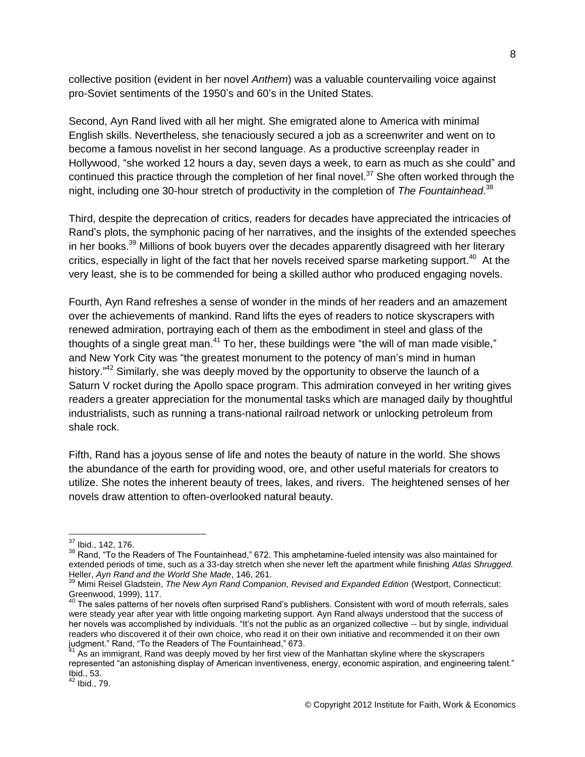collective position (evident in her novel *Anthem*) was a valuable countervailing voice against pro-Soviet sentiments of the 1950's and 60's in the United States.

Second, Ayn Rand lived with all her might. She emigrated alone to America with minimal English skills. Nevertheless, she tenaciously secured a job as a screenwriter and went on to become a famous novelist in her second language. As a productive screenplay reader in Hollywood, "she worked 12 hours a day, seven days a week, to earn as much as she could" and continued this practice through the completion of her final novel.[37] She often worked through the night, including one 30-hour stretch of productivity in the completion of *The Fountainhead*.[38]

Third, despite the deprecation of critics, readers for decades have appreciated the intricacies of Rand's plots, the symphonic pacing of her narratives, and the insights of the extended speeches in her books.[39] Millions of book buyers over the decades apparently disagreed with her literary critics, especially in light of the fact that her novels received sparse marketing support.[40] At the very least, she is to be commended for being a skilled author who produced engaging novels.

Fourth, Ayn Rand refreshes a sense of wonder in the minds of her readers and an amazement over the achievements of mankind. Rand lifts the eyes of readers to notice skyscrapers with renewed admiration, portraying each of them as the embodiment in steel and glass of the thoughts of a single great man.[41] To her, these buildings were "the will of man made visible," and New York City was "the greatest monument to the potency of man's mind in human history."[42] Similarly, she was deeply moved by the opportunity to observe the launch of a Saturn V rocket during the Apollo space program. This admiration conveyed in her writing gives readers a greater appreciation for the monumental tasks which are managed daily by thoughtful industrialists, such as running a trans-national railroad network or unlocking petroleum from shale rock.

Fifth, Rand has a joyous sense of life and notes the beauty of nature in the world. She shows the abundance of the earth for providing wood, ore, and other useful materials for creators to utilize. She notes the inherent beauty of trees, lakes, and rivers. The heightened senses of her novels draw attention to often-overlooked natural beauty.

---

[37] Ibid., 142, 176.

[38] Rand, "To the Readers of The Fountainhead," 672. This amphetamine-fueled intensity was also maintained for extended periods of time, such as a 33-day stretch when she never left the apartment while finishing *Atlas Shrugged*. Heller, *Ayn Rand and the World She Made*, 146, 261.

[39] Mimi Reisel Gladstein, *The New Ayn Rand Companion, Revised and Expanded Edition* (Westport, Connecticut: Greenwood, 1999), 117.

[40] The sales patterns of her novels often surprised Rand's publishers. Consistent with word of mouth referrals, sales were steady year after year with little ongoing marketing support. Ayn Rand always understood that the success of her novels was accomplished by individuals. "It's not the public as an organized collective -- but by single, individual readers who discovered it of their own choice, who read it on their own initiative and recommended it on their own judgment." Rand, "To the Readers of The Fountainhead," 673.

[41] As an immigrant, Rand was deeply moved by her first view of the Manhattan skyline where the skyscrapers represented "an astonishing display of American inventiveness, energy, economic aspiration, and engineering talent." Ibid., 53.

[42] Ibid., 79.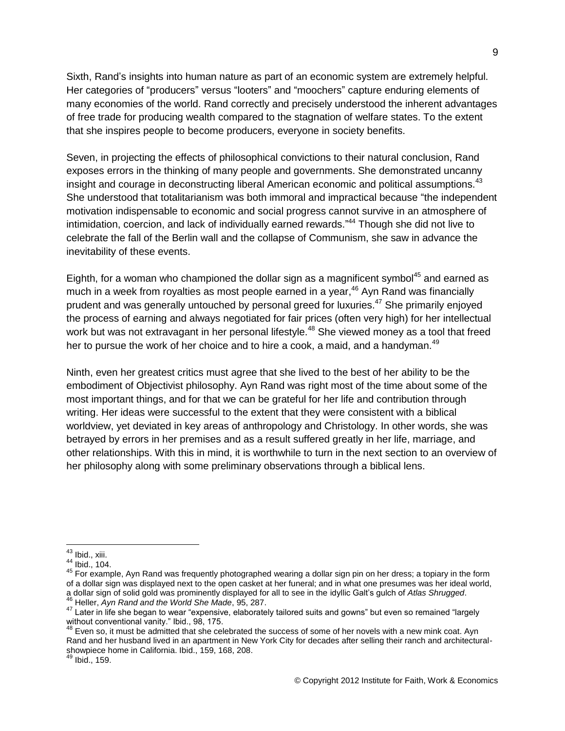Sixth, Rand's insights into human nature as part of an economic system are extremely helpful. Her categories of "producers" versus "looters" and "moochers" capture enduring elements of many economies of the world. Rand correctly and precisely understood the inherent advantages of free trade for producing wealth compared to the stagnation of welfare states. To the extent that she inspires people to become producers, everyone in society benefits.

Seven, in projecting the effects of philosophical convictions to their natural conclusion, Rand exposes errors in the thinking of many people and governments. She demonstrated uncanny insight and courage in deconstructing liberal American economic and political assumptions.[43] She understood that totalitarianism was both immoral and impractical because "the independent motivation indispensable to economic and social progress cannot survive in an atmosphere of intimidation, coercion, and lack of individually earned rewards."[44] Though she did not live to celebrate the fall of the Berlin wall and the collapse of Communism, she saw in advance the inevitability of these events.

Eighth, for a woman who championed the dollar sign as a magnificent symbol[45] and earned as much in a week from royalties as most people earned in a year,[46] Ayn Rand was financially prudent and was generally untouched by personal greed for luxuries.[47] She primarily enjoyed the process of earning and always negotiated for fair prices (often very high) for her intellectual work but was not extravagant in her personal lifestyle.[48] She viewed money as a tool that freed her to pursue the work of her choice and to hire a cook, a maid, and a handyman.[49]

Ninth, even her greatest critics must agree that she lived to the best of her ability to be the embodiment of Objectivist philosophy. Ayn Rand was right most of the time about some of the most important things, and for that we can be grateful for her life and contribution through writing. Her ideas were successful to the extent that they were consistent with a biblical worldview, yet deviated in key areas of anthropology and Christology. In other words, she was betrayed by errors in her premises and as a result suffered greatly in her life, marriage, and other relationships. With this in mind, it is worthwhile to turn in the next section to an overview of her philosophy along with some preliminary observations through a biblical lens.

---

[43] Ibid., xiii.

[44] Ibid., 104.

[45] For example, Ayn Rand was frequently photographed wearing a dollar sign pin on her dress; a topiary in the form of a dollar sign was displayed next to the open casket at her funeral; and in what one presumes was her ideal world, a dollar sign of solid gold was prominently displayed for all to see in the idyllic Galt's gulch of *Atlas Shrugged*.

[46] Heller, *Ayn Rand and the World She Made*, 95, 287.

[47] Later in life she began to wear "expensive, elaborately tailored suits and gowns" but even so remained "largely without conventional vanity." Ibid., 98, 175.

[48] Even so, it must be admitted that she celebrated the success of some of her novels with a new mink coat. Ayn Rand and her husband lived in an apartment in New York City for decades after selling their ranch and architectural-showpiece home in California. Ibid., 159, 168, 208.

[49] Ibid., 159.

© Copyright 2012 Institute for Faith, Work & Economics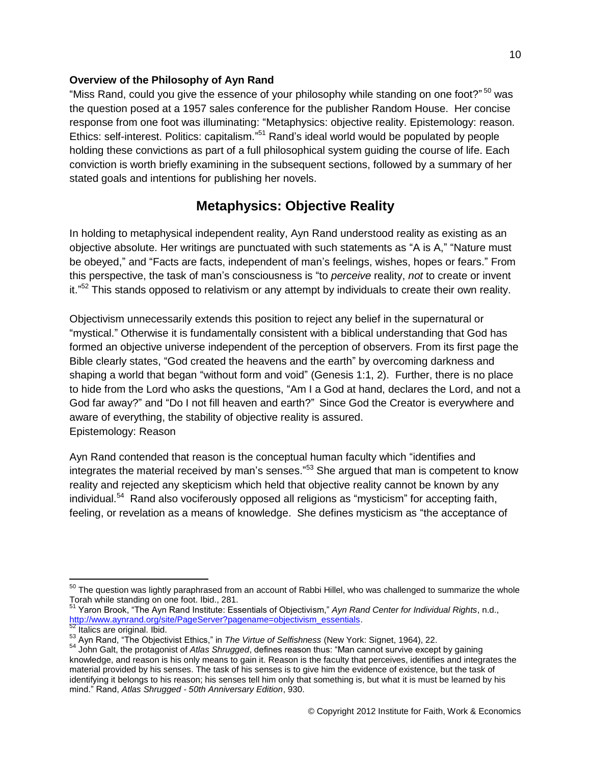**Overview of the Philosophy of Ayn Rand**

"Miss Rand, could you give the essence of your philosophy while standing on one foot?"[50] was the question posed at a 1957 sales conference for the publisher Random House. Her concise response from one foot was illuminating: "Metaphysics: objective reality. Epistemology: reason. Ethics: self-interest. Politics: capitalism."[51] Rand's ideal world would be populated by people holding these convictions as part of a full philosophical system guiding the course of life. Each conviction is worth briefly examining in the subsequent sections, followed by a summary of her stated goals and intentions for publishing her novels.

## Metaphysics: Objective Reality

In holding to metaphysical independent reality, Ayn Rand understood reality as existing as an objective absolute. Her writings are punctuated with such statements as "A is A," "Nature must be obeyed," and "Facts are facts, independent of man's feelings, wishes, hopes or fears." From this perspective, the task of man's consciousness is "to *perceive* reality, *not* to create or invent it."[52] This stands opposed to relativism or any attempt by individuals to create their own reality.

Objectivism unnecessarily extends this position to reject any belief in the supernatural or "mystical." Otherwise it is fundamentally consistent with a biblical understanding that God has formed an objective universe independent of the perception of observers. From its first page the Bible clearly states, "God created the heavens and the earth" by overcoming darkness and shaping a world that began "without form and void" (Genesis 1:1, 2). Further, there is no place to hide from the Lord who asks the questions, "Am I a God at hand, declares the Lord, and not a God far away?" and "Do I not fill heaven and earth?" Since God the Creator is everywhere and aware of everything, the stability of objective reality is assured.

Epistemology: Reason

Ayn Rand contended that reason is the conceptual human faculty which "identifies and integrates the material received by man's senses."[53] She argued that man is competent to know reality and rejected any skepticism which held that objective reality cannot be known by any individual.[54] Rand also vociferously opposed all religions as "mysticism" for accepting faith, feeling, or revelation as a means of knowledge. She defines mysticism as "the acceptance of

---

[50] The question was lightly paraphrased from an account of Rabbi Hillel, who was challenged to summarize the whole Torah while standing on one foot. Ibid., 281.

[51] Yaron Brook, "The Ayn Rand Institute: Essentials of Objectivism," *Ayn Rand Center for Individual Rights*, n.d., http://www.aynrand.org/site/PageServer?pagename=objectivism_essentials.

[52] Italics are original. Ibid.

[53] Ayn Rand, "The Objectivist Ethics," in *The Virtue of Selfishness* (New York: Signet, 1964), 22.

[54] John Galt, the protagonist of *Atlas Shrugged*, defines reason thus: "Man cannot survive except by gaining knowledge, and reason is his only means to gain it. Reason is the faculty that perceives, identifies and integrates the material provided by his senses. The task of his senses is to give him the evidence of existence, but the task of identifying it belongs to his reason; his senses tell him only that something is, but what it is must be learned by his mind." Rand, *Atlas Shrugged - 50th Anniversary Edition*, 930.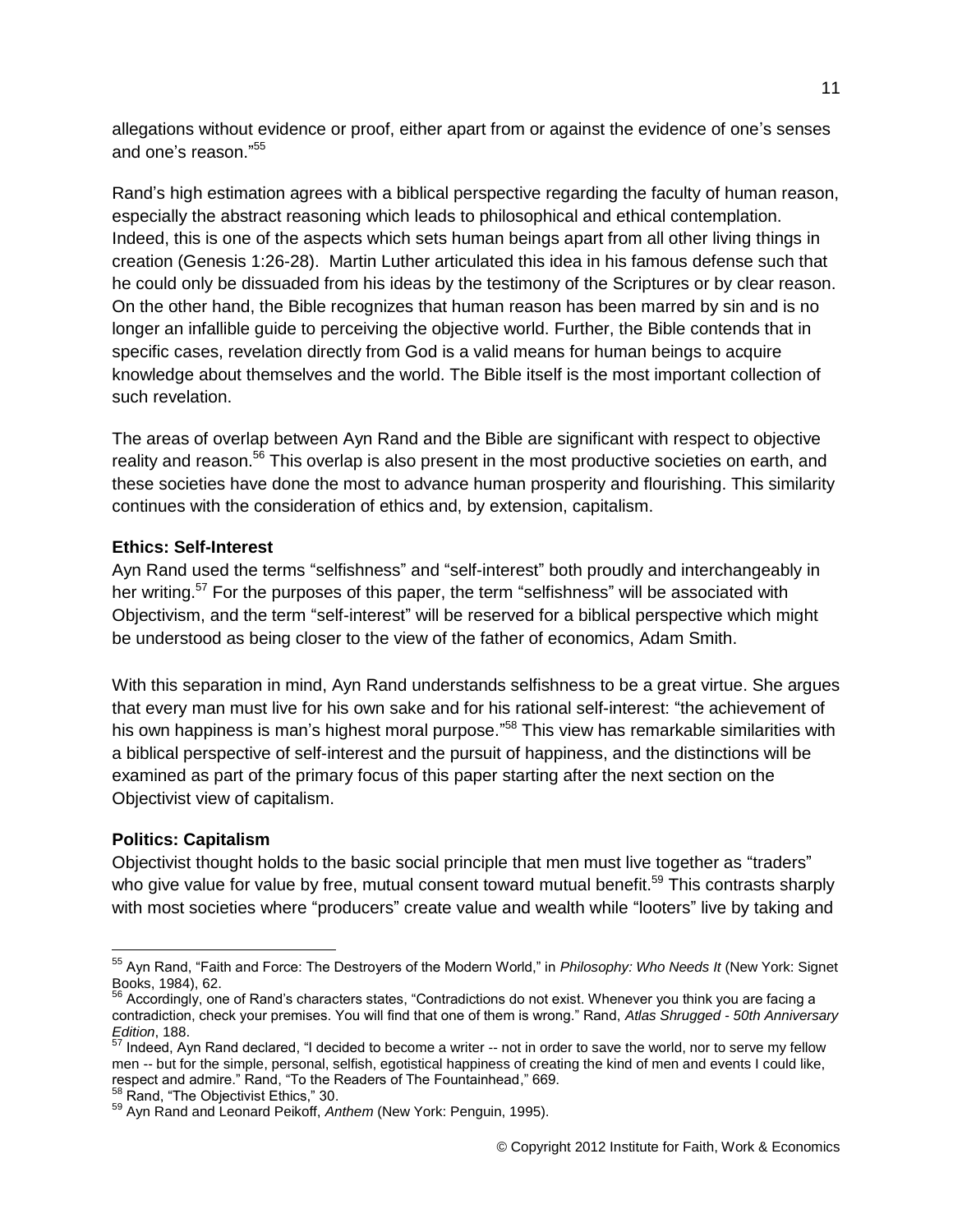allegations without evidence or proof, either apart from or against the evidence of one's senses and one's reason."[55]

Rand's high estimation agrees with a biblical perspective regarding the faculty of human reason, especially the abstract reasoning which leads to philosophical and ethical contemplation. Indeed, this is one of the aspects which sets human beings apart from all other living things in creation (Genesis 1:26-28). Martin Luther articulated this idea in his famous defense such that he could only be dissuaded from his ideas by the testimony of the Scriptures or by clear reason. On the other hand, the Bible recognizes that human reason has been marred by sin and is no longer an infallible guide to perceiving the objective world. Further, the Bible contends that in specific cases, revelation directly from God is a valid means for human beings to acquire knowledge about themselves and the world. The Bible itself is the most important collection of such revelation.

The areas of overlap between Ayn Rand and the Bible are significant with respect to objective reality and reason.[56] This overlap is also present in the most productive societies on earth, and these societies have done the most to advance human prosperity and flourishing. This similarity continues with the consideration of ethics and, by extension, capitalism.

**Ethics: Self-Interest**

Ayn Rand used the terms "selfishness" and "self-interest" both proudly and interchangeably in her writing.[57] For the purposes of this paper, the term "selfishness" will be associated with Objectivism, and the term "self-interest" will be reserved for a biblical perspective which might be understood as being closer to the view of the father of economics, Adam Smith.

With this separation in mind, Ayn Rand understands selfishness to be a great virtue. She argues that every man must live for his own sake and for his rational self-interest: "the achievement of his own happiness is man's highest moral purpose."[58] This view has remarkable similarities with a biblical perspective of self-interest and the pursuit of happiness, and the distinctions will be examined as part of the primary focus of this paper starting after the next section on the Objectivist view of capitalism.

**Politics: Capitalism**

Objectivist thought holds to the basic social principle that men must live together as "traders" who give value for value by free, mutual consent toward mutual benefit.[59] This contrasts sharply with most societies where "producers" create value and wealth while "looters" live by taking and

---

[55] Ayn Rand, "Faith and Force: The Destroyers of the Modern World," in *Philosophy: Who Needs It* (New York: Signet Books, 1984), 62.

[56] Accordingly, one of Rand's characters states, "Contradictions do not exist. Whenever you think you are facing a contradiction, check your premises. You will find that one of them is wrong." Rand, *Atlas Shrugged - 50th Anniversary Edition*, 188.

[57] Indeed, Ayn Rand declared, "I decided to become a writer -- not in order to save the world, nor to serve my fellow men -- but for the simple, personal, selfish, egotistical happiness of creating the kind of men and events I could like, respect and admire." Rand, "To the Readers of The Fountainhead," 669.

[58] Rand, "The Objectivist Ethics," 30.

[59] Ayn Rand and Leonard Peikoff, *Anthem* (New York: Penguin, 1995).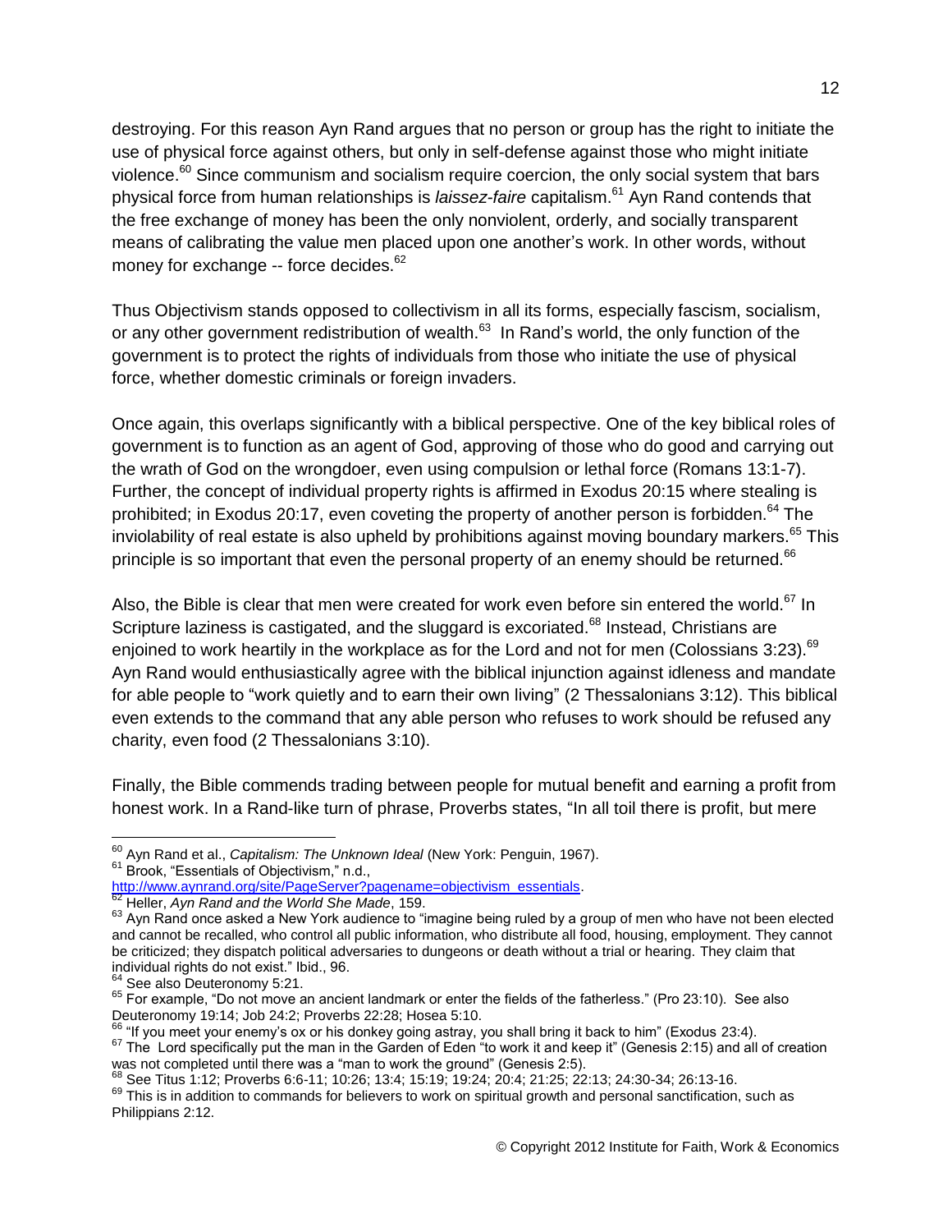destroying. For this reason Ayn Rand argues that no person or group has the right to initiate the use of physical force against others, but only in self-defense against those who might initiate violence.[60] Since communism and socialism require coercion, the only social system that bars physical force from human relationships is *laissez-faire* capitalism.[61] Ayn Rand contends that the free exchange of money has been the only nonviolent, orderly, and socially transparent means of calibrating the value men placed upon one another's work. In other words, without money for exchange -- force decides.[62]

Thus Objectivism stands opposed to collectivism in all its forms, especially fascism, socialism, or any other government redistribution of wealth.[63] In Rand's world, the only function of the government is to protect the rights of individuals from those who initiate the use of physical force, whether domestic criminals or foreign invaders.

Once again, this overlaps significantly with a biblical perspective. One of the key biblical roles of government is to function as an agent of God, approving of those who do good and carrying out the wrath of God on the wrongdoer, even using compulsion or lethal force (Romans 13:1-7). Further, the concept of individual property rights is affirmed in Exodus 20:15 where stealing is prohibited; in Exodus 20:17, even coveting the property of another person is forbidden.[64] The inviolability of real estate is also upheld by prohibitions against moving boundary markers.[65] This principle is so important that even the personal property of an enemy should be returned.[66]

Also, the Bible is clear that men were created for work even before sin entered the world.[67] In Scripture laziness is castigated, and the sluggard is excoriated.[68] Instead, Christians are enjoined to work heartily in the workplace as for the Lord and not for men (Colossians 3:23).[69] Ayn Rand would enthusiastically agree with the biblical injunction against idleness and mandate for able people to "work quietly and to earn their own living" (2 Thessalonians 3:12). This biblical even extends to the command that any able person who refuses to work should be refused any charity, even food (2 Thessalonians 3:10).

Finally, the Bible commends trading between people for mutual benefit and earning a profit from honest work. In a Rand-like turn of phrase, Proverbs states, "In all toil there is profit, but mere

---

[60] Ayn Rand et al., *Capitalism: The Unknown Ideal* (New York: Penguin, 1967).

[61] Brook, "Essentials of Objectivism," n.d., http://www.aynrand.org/site/PageServer?pagename=objectivism_essentials.

[62] Heller, *Ayn Rand and the World She Made*, 159.

[63] Ayn Rand once asked a New York audience to "imagine being ruled by a group of men who have not been elected and cannot be recalled, who control all public information, who distribute all food, housing, employment. They cannot be criticized; they dispatch political adversaries to dungeons or death without a trial or hearing. They claim that individual rights do not exist." Ibid., 96.

[64] See also Deuteronomy 5:21.

[65] For example, "Do not move an ancient landmark or enter the fields of the fatherless." (Pro 23:10). See also Deuteronomy 19:14; Job 24:2; Proverbs 22:28; Hosea 5:10.

[66] "If you meet your enemy's ox or his donkey going astray, you shall bring it back to him" (Exodus 23:4).

[67] The Lord specifically put the man in the Garden of Eden "to work it and keep it" (Genesis 2:15) and all of creation was not completed until there was a "man to work the ground" (Genesis 2:5).

[68] See Titus 1:12; Proverbs 6:6-11; 10:26; 13:4; 15:19; 19:24; 20:4; 21:25; 22:13; 24:30-34; 26:13-16.

[69] This is in addition to commands for believers to work on spiritual growth and personal sanctification, such as Philippians 2:12.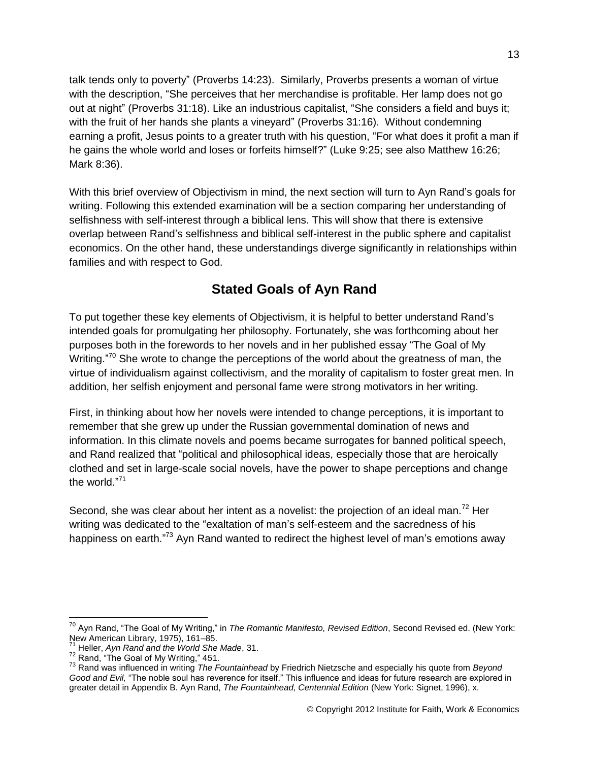talk tends only to poverty" (Proverbs 14:23). Similarly, Proverbs presents a woman of virtue with the description, "She perceives that her merchandise is profitable. Her lamp does not go out at night" (Proverbs 31:18). Like an industrious capitalist, "She considers a field and buys it; with the fruit of her hands she plants a vineyard" (Proverbs 31:16). Without condemning earning a profit, Jesus points to a greater truth with his question, "For what does it profit a man if he gains the whole world and loses or forfeits himself?" (Luke 9:25; see also Matthew 16:26; Mark 8:36).

With this brief overview of Objectivism in mind, the next section will turn to Ayn Rand's goals for writing. Following this extended examination will be a section comparing her understanding of selfishness with self-interest through a biblical lens. This will show that there is extensive overlap between Rand's selfishness and biblical self-interest in the public sphere and capitalist economics. On the other hand, these understandings diverge significantly in relationships within families and with respect to God.

## Stated Goals of Ayn Rand

To put together these key elements of Objectivism, it is helpful to better understand Rand's intended goals for promulgating her philosophy. Fortunately, she was forthcoming about her purposes both in the forewords to her novels and in her published essay "The Goal of My Writing."[70] She wrote to change the perceptions of the world about the greatness of man, the virtue of individualism against collectivism, and the morality of capitalism to foster great men. In addition, her selfish enjoyment and personal fame were strong motivators in her writing.

First, in thinking about how her novels were intended to change perceptions, it is important to remember that she grew up under the Russian governmental domination of news and information. In this climate novels and poems became surrogates for banned political speech, and Rand realized that "political and philosophical ideas, especially those that are heroically clothed and set in large-scale social novels, have the power to shape perceptions and change the world."[71]

Second, she was clear about her intent as a novelist: the projection of an ideal man.[72] Her writing was dedicated to the "exaltation of man's self-esteem and the sacredness of his happiness on earth."[73] Ayn Rand wanted to redirect the highest level of man's emotions away

---

[70] Ayn Rand, "The Goal of My Writing," in *The Romantic Manifesto, Revised Edition*, Second Revised ed. (New York: New American Library, 1975), 161–85.

[71] Heller, *Ayn Rand and the World She Made*, 31.

[72] Rand, "The Goal of My Writing," 451.

[73] Rand was influenced in writing *The Fountainhead* by Friedrich Nietzsche and especially his quote from *Beyond Good and Evil,* "The noble soul has reverence for itself." This influence and ideas for future research are explored in greater detail in Appendix B. Ayn Rand, *The Fountainhead, Centennial Edition* (New York: Signet, 1996), x.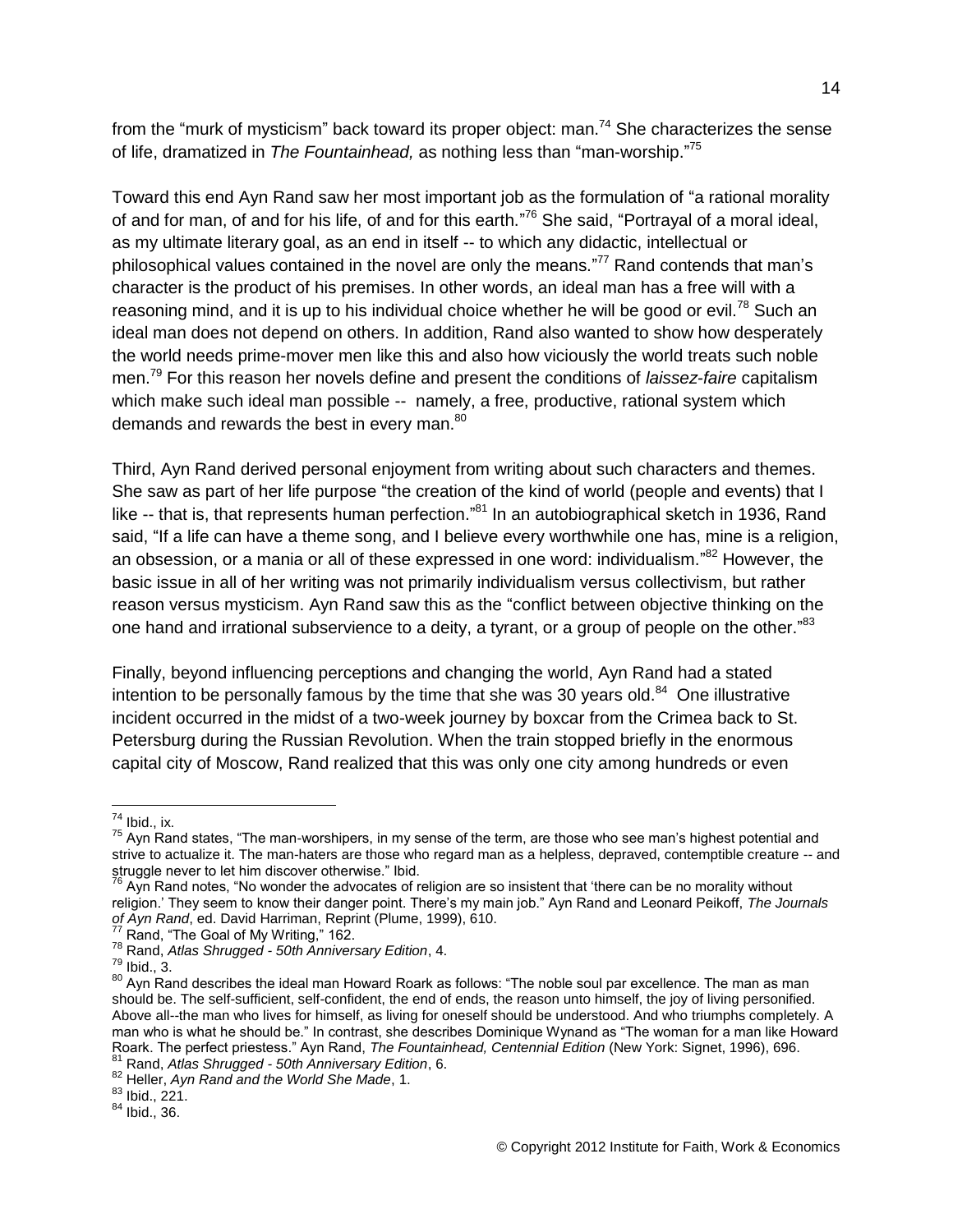from the "murk of mysticism" back toward its proper object: man.[74] She characterizes the sense of life, dramatized in *The Fountainhead,* as nothing less than "man-worship."[75]

Toward this end Ayn Rand saw her most important job as the formulation of "a rational morality of and for man, of and for his life, of and for this earth."[76] She said, "Portrayal of a moral ideal, as my ultimate literary goal, as an end in itself -- to which any didactic, intellectual or philosophical values contained in the novel are only the means."[77] Rand contends that man's character is the product of his premises. In other words, an ideal man has a free will with a reasoning mind, and it is up to his individual choice whether he will be good or evil.[78] Such an ideal man does not depend on others. In addition, Rand also wanted to show how desperately the world needs prime-mover men like this and also how viciously the world treats such noble men.[79] For this reason her novels define and present the conditions of *laissez-faire* capitalism which make such ideal man possible -- namely, a free, productive, rational system which demands and rewards the best in every man.[80]

Third, Ayn Rand derived personal enjoyment from writing about such characters and themes. She saw as part of her life purpose "the creation of the kind of world (people and events) that I like -- that is, that represents human perfection."[81] In an autobiographical sketch in 1936, Rand said, "If a life can have a theme song, and I believe every worthwhile one has, mine is a religion, an obsession, or a mania or all of these expressed in one word: individualism."[82] However, the basic issue in all of her writing was not primarily individualism versus collectivism, but rather reason versus mysticism. Ayn Rand saw this as the "conflict between objective thinking on the one hand and irrational subservience to a deity, a tyrant, or a group of people on the other."[83]

Finally, beyond influencing perceptions and changing the world, Ayn Rand had a stated intention to be personally famous by the time that she was 30 years old.[84] One illustrative incident occurred in the midst of a two-week journey by boxcar from the Crimea back to St. Petersburg during the Russian Revolution. When the train stopped briefly in the enormous capital city of Moscow, Rand realized that this was only one city among hundreds or even

---

[74] Ibid., ix.

[75] Ayn Rand states, "The man-worshipers, in my sense of the term, are those who see man's highest potential and strive to actualize it. The man-haters are those who regard man as a helpless, depraved, contemptible creature -- and struggle never to let him discover otherwise." Ibid.

[76] Ayn Rand notes, "No wonder the advocates of religion are so insistent that 'there can be no morality without religion.' They seem to know their danger point. There's my main job." Ayn Rand and Leonard Peikoff, *The Journals of Ayn Rand*, ed. David Harriman, Reprint (Plume, 1999), 610.

[77] Rand, "The Goal of My Writing," 162.

[78] Rand, *Atlas Shrugged - 50th Anniversary Edition*, 4.

[79] Ibid., 3.

[80] Ayn Rand describes the ideal man Howard Roark as follows: "The noble soul par excellence. The man as man should be. The self-sufficient, self-confident, the end of ends, the reason unto himself, the joy of living personified. Above all--the man who lives for himself, as living for oneself should be understood. And who triumphs completely. A man who is what he should be." In contrast, she describes Dominique Wynand as "The woman for a man like Howard Roark. The perfect priestess." Ayn Rand, *The Fountainhead, Centennial Edition* (New York: Signet, 1996), 696.

[81] Rand, *Atlas Shrugged - 50th Anniversary Edition*, 6.

[82] Heller, *Ayn Rand and the World She Made*, 1.

[83] Ibid., 221.

[84] Ibid., 36.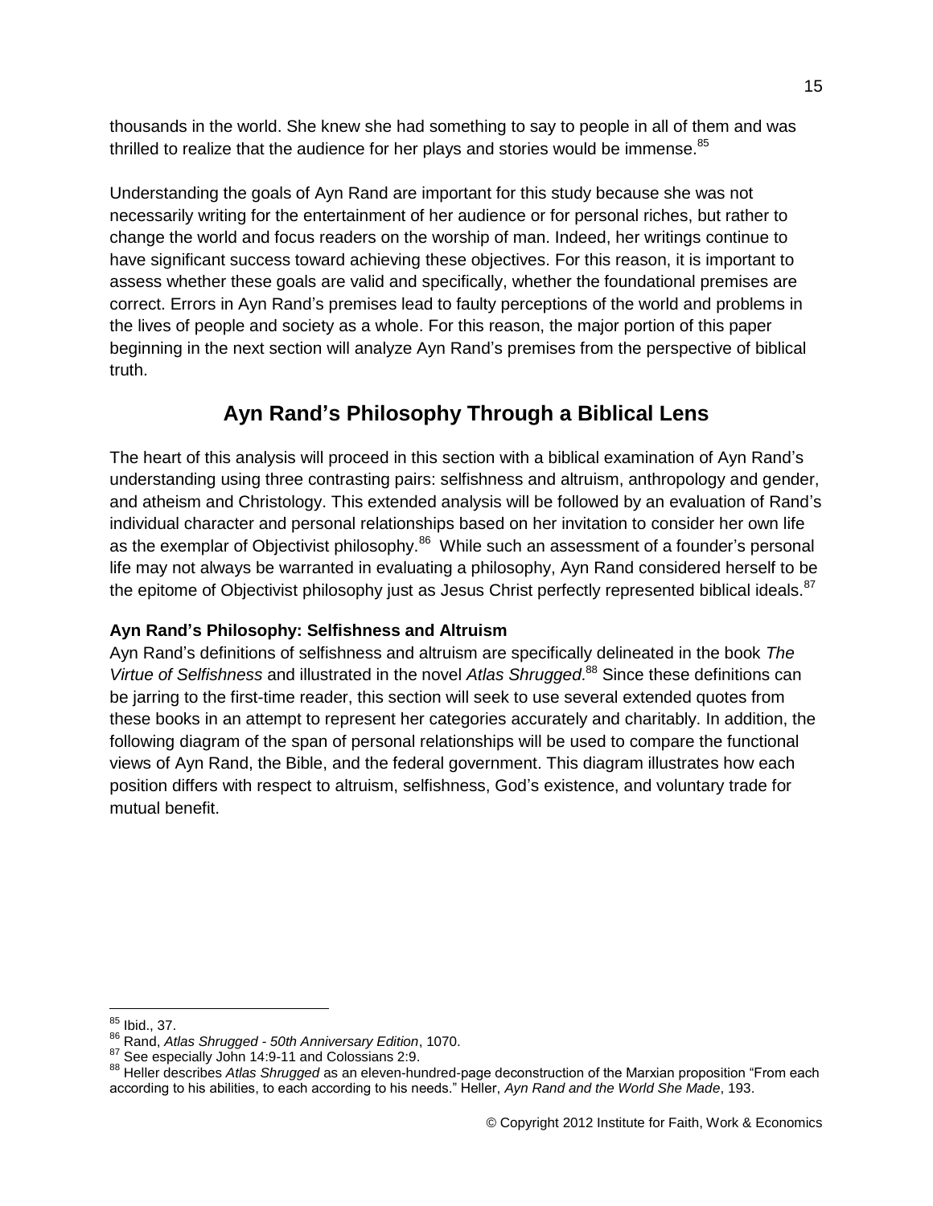thousands in the world. She knew she had something to say to people in all of them and was thrilled to realize that the audience for her plays and stories would be immense.[85]

Understanding the goals of Ayn Rand are important for this study because she was not necessarily writing for the entertainment of her audience or for personal riches, but rather to change the world and focus readers on the worship of man. Indeed, her writings continue to have significant success toward achieving these objectives. For this reason, it is important to assess whether these goals are valid and specifically, whether the foundational premises are correct. Errors in Ayn Rand's premises lead to faulty perceptions of the world and problems in the lives of people and society as a whole. For this reason, the major portion of this paper beginning in the next section will analyze Ayn Rand's premises from the perspective of biblical truth.

## Ayn Rand's Philosophy Through a Biblical Lens

The heart of this analysis will proceed in this section with a biblical examination of Ayn Rand's understanding using three contrasting pairs: selfishness and altruism, anthropology and gender, and atheism and Christology. This extended analysis will be followed by an evaluation of Rand's individual character and personal relationships based on her invitation to consider her own life as the exemplar of Objectivist philosophy.[86] While such an assessment of a founder's personal life may not always be warranted in evaluating a philosophy, Ayn Rand considered herself to be the epitome of Objectivist philosophy just as Jesus Christ perfectly represented biblical ideals.[87]

### Ayn Rand's Philosophy: Selfishness and Altruism

Ayn Rand's definitions of selfishness and altruism are specifically delineated in the book *The Virtue of Selfishness* and illustrated in the novel *Atlas Shrugged*.[88] Since these definitions can be jarring to the first-time reader, this section will seek to use several extended quotes from these books in an attempt to represent her categories accurately and charitably. In addition, the following diagram of the span of personal relationships will be used to compare the functional views of Ayn Rand, the Bible, and the federal government. This diagram illustrates how each position differs with respect to altruism, selfishness, God's existence, and voluntary trade for mutual benefit.

---

[85] Ibid., 37.

[86] Rand, *Atlas Shrugged - 50th Anniversary Edition*, 1070.

[87] See especially John 14:9-11 and Colossians 2:9.

[88] Heller describes *Atlas Shrugged* as an eleven-hundred-page deconstruction of the Marxian proposition "From each according to his abilities, to each according to his needs." Heller, *Ayn Rand and the World She Made*, 193.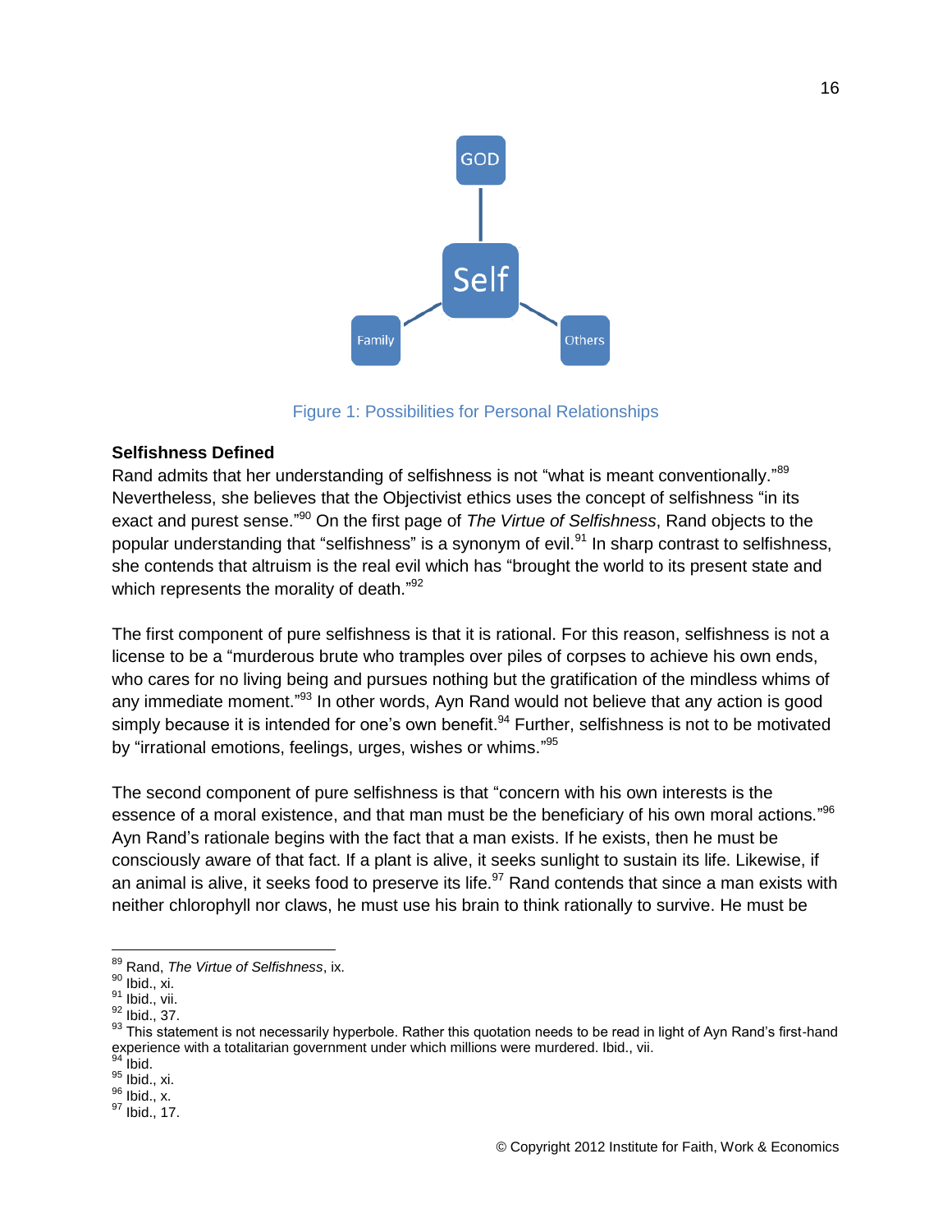GOD

Self

Family

Others

Figure 1: Possibilities for Personal Relationships

**Selfishness Defined**

Rand admits that her understanding of selfishness is not "what is meant conventionally."[89] Nevertheless, she believes that the Objectivist ethics uses the concept of selfishness "in its exact and purest sense."[90] On the first page of *The Virtue of Selfishness*, Rand objects to the popular understanding that "selfishness" is a synonym of evil.[91] In sharp contrast to selfishness, she contends that altruism is the real evil which has "brought the world to its present state and which represents the morality of death."[92]

The first component of pure selfishness is that it is rational. For this reason, selfishness is not a license to be a "murderous brute who tramples over piles of corpses to achieve his own ends, who cares for no living being and pursues nothing but the gratification of the mindless whims of any immediate moment."[93] In other words, Ayn Rand would not believe that any action is good simply because it is intended for one's own benefit.[94] Further, selfishness is not to be motivated by "irrational emotions, feelings, urges, wishes or whims."[95]

The second component of pure selfishness is that "concern with his own interests is the essence of a moral existence, and that man must be the beneficiary of his own moral actions."[96] Ayn Rand's rationale begins with the fact that a man exists. If he exists, then he must be consciously aware of that fact. If a plant is alive, it seeks sunlight to sustain its life. Likewise, if an animal is alive, it seeks food to preserve its life.[97] Rand contends that since a man exists with neither chlorophyll nor claws, he must use his brain to think rationally to survive. He must be

[89] Rand, *The Virtue of Selfishness*, ix.
[90] Ibid., xi.
[91] Ibid., vii.
[92] Ibid., 37.
[93] This statement is not necessarily hyperbole. Rather this quotation needs to be read in light of Ayn Rand's first-hand experience with a totalitarian government under which millions were murdered. Ibid., vii.
[94] Ibid.
[95] Ibid., xi.
[96] Ibid., x.
[97] Ibid., 17.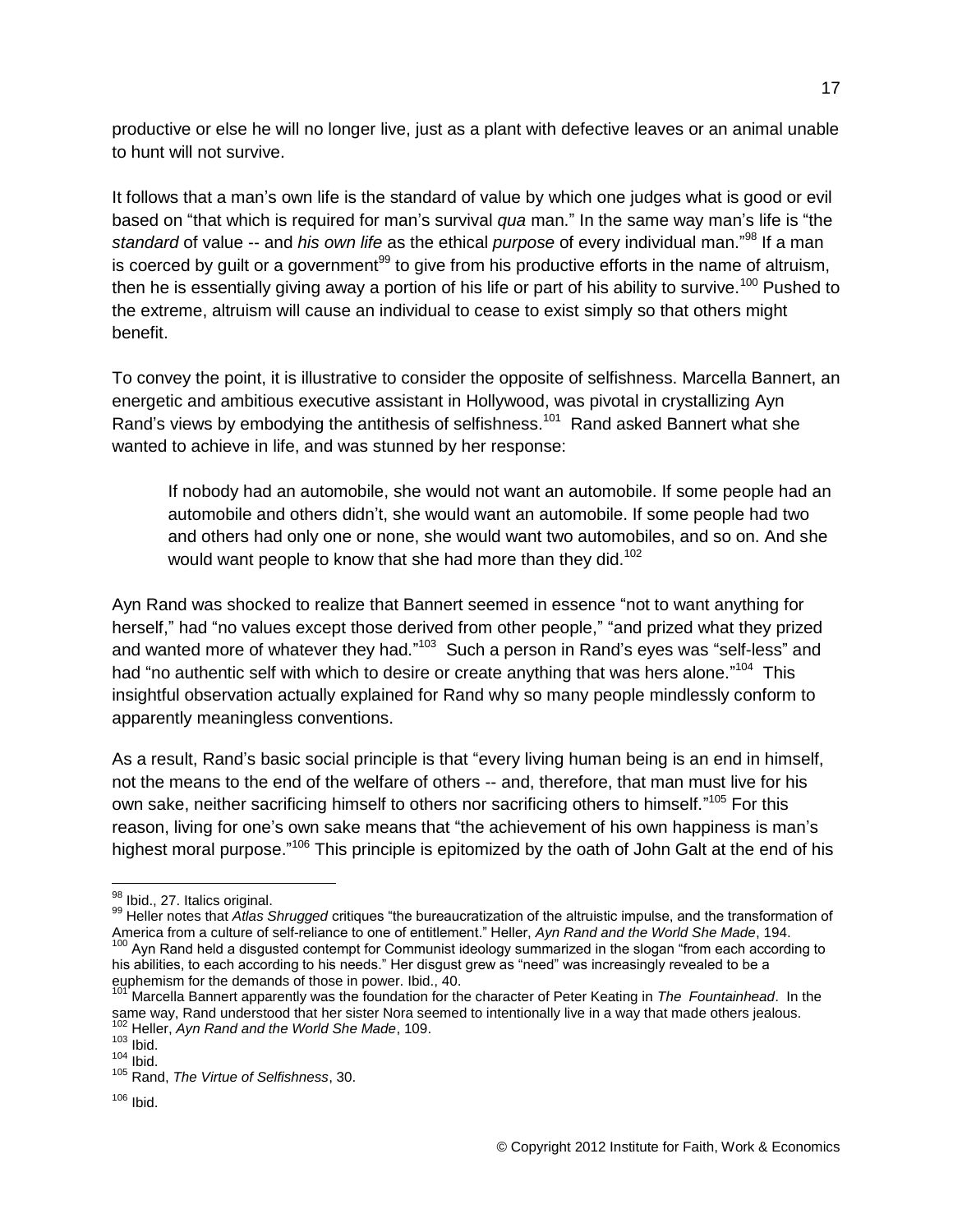productive or else he will no longer live, just as a plant with defective leaves or an animal unable to hunt will not survive.

It follows that a man's own life is the standard of value by which one judges what is good or evil based on "that which is required for man's survival *qua* man." In the same way man's life is "the *standard* of value -- and *his own life* as the ethical *purpose* of every individual man."[98] If a man is coerced by guilt or a government[99] to give from his productive efforts in the name of altruism, then he is essentially giving away a portion of his life or part of his ability to survive.[100] Pushed to the extreme, altruism will cause an individual to cease to exist simply so that others might benefit.

To convey the point, it is illustrative to consider the opposite of selfishness. Marcella Bannert, an energetic and ambitious executive assistant in Hollywood, was pivotal in crystallizing Ayn Rand's views by embodying the antithesis of selfishness.[101] Rand asked Bannert what she wanted to achieve in life, and was stunned by her response:

> If nobody had an automobile, she would not want an automobile. If some people had an automobile and others didn't, she would want an automobile. If some people had two and others had only one or none, she would want two automobiles, and so on. And she would want people to know that she had more than they did.[102]

Ayn Rand was shocked to realize that Bannert seemed in essence "not to want anything for herself," had "no values except those derived from other people," "and prized what they prized and wanted more of whatever they had."[103] Such a person in Rand's eyes was "self-less" and had "no authentic self with which to desire or create anything that was hers alone."[104] This insightful observation actually explained for Rand why so many people mindlessly conform to apparently meaningless conventions.

As a result, Rand's basic social principle is that "every living human being is an end in himself, not the means to the end of the welfare of others -- and, therefore, that man must live for his own sake, neither sacrificing himself to others nor sacrificing others to himself."[105] For this reason, living for one's own sake means that "the achievement of his own happiness is man's highest moral purpose."[106] This principle is epitomized by the oath of John Galt at the end of his

---

[98] Ibid., 27. Italics original.

[99] Heller notes that *Atlas Shrugged* critiques "the bureaucratization of the altruistic impulse, and the transformation of America from a culture of self-reliance to one of entitlement." Heller, *Ayn Rand and the World She Made*, 194.

[100] Ayn Rand held a disgusted contempt for Communist ideology summarized in the slogan "from each according to his abilities, to each according to his needs." Her disgust grew as "need" was increasingly revealed to be a euphemism for the demands of those in power. Ibid., 40.

[101] Marcella Bannert apparently was the foundation for the character of Peter Keating in *The Fountainhead*. In the same way, Rand understood that her sister Nora seemed to intentionally live in a way that made others jealous.

[102] Heller, *Ayn Rand and the World She Made*, 109.

[103] Ibid.

[104] Ibid.

[105] Rand, *The Virtue of Selfishness*, 30.

[106] Ibid.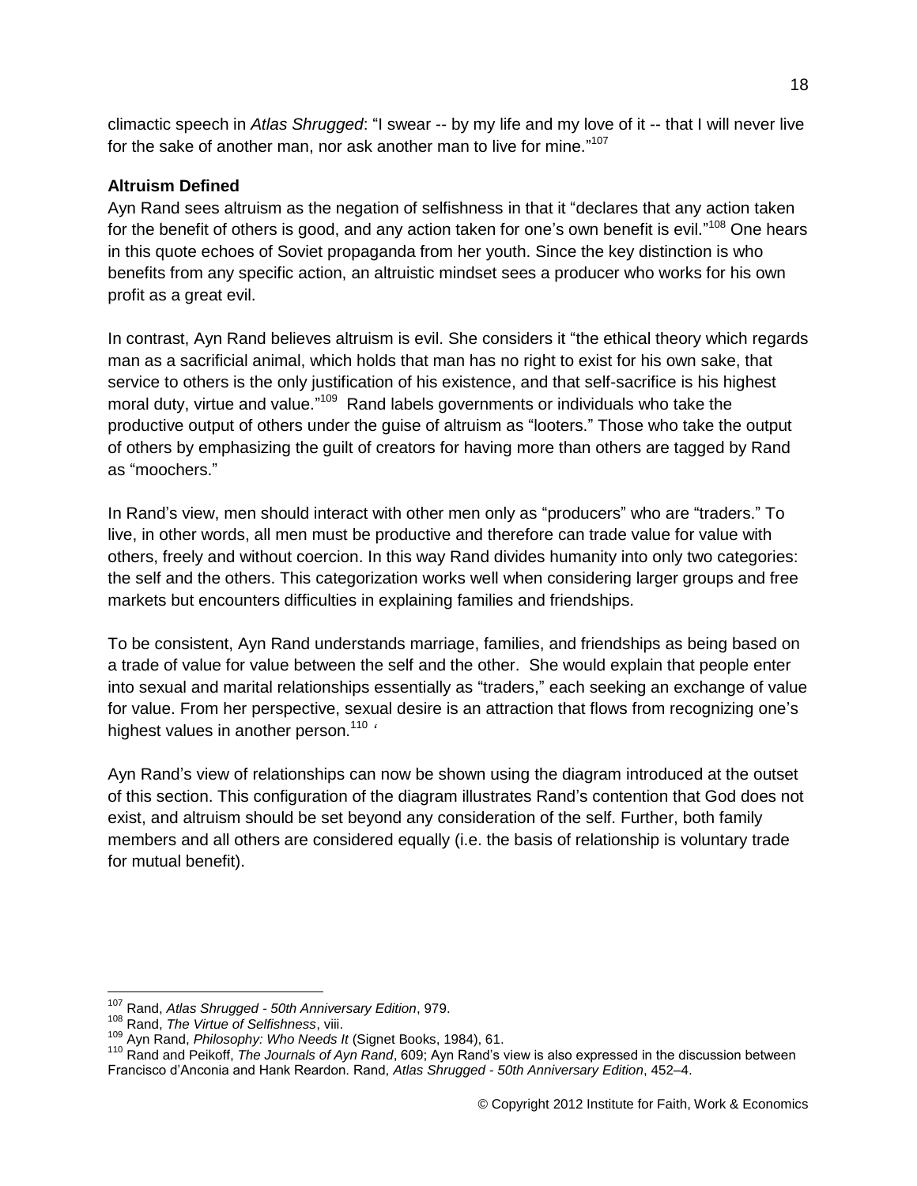climactic speech in *Atlas Shrugged*: "I swear -- by my life and my love of it -- that I will never live for the sake of another man, nor ask another man to live for mine."[107]

**Altruism Defined**

Ayn Rand sees altruism as the negation of selfishness in that it "declares that any action taken for the benefit of others is good, and any action taken for one's own benefit is evil."[108] One hears in this quote echoes of Soviet propaganda from her youth. Since the key distinction is who benefits from any specific action, an altruistic mindset sees a producer who works for his own profit as a great evil.

In contrast, Ayn Rand believes altruism is evil. She considers it "the ethical theory which regards man as a sacrificial animal, which holds that man has no right to exist for his own sake, that service to others is the only justification of his existence, and that self-sacrifice is his highest moral duty, virtue and value."[109] Rand labels governments or individuals who take the productive output of others under the guise of altruism as "looters." Those who take the output of others by emphasizing the guilt of creators for having more than others are tagged by Rand as "moochers."

In Rand's view, men should interact with other men only as "producers" who are "traders." To live, in other words, all men must be productive and therefore can trade value for value with others, freely and without coercion. In this way Rand divides humanity into only two categories: the self and the others. This categorization works well when considering larger groups and free markets but encounters difficulties in explaining families and friendships.

To be consistent, Ayn Rand understands marriage, families, and friendships as being based on a trade of value for value between the self and the other. She would explain that people enter into sexual and marital relationships essentially as "traders," each seeking an exchange of value for value. From her perspective, sexual desire is an attraction that flows from recognizing one's highest values in another person.[110] '

Ayn Rand's view of relationships can now be shown using the diagram introduced at the outset of this section. This configuration of the diagram illustrates Rand's contention that God does not exist, and altruism should be set beyond any consideration of the self. Further, both family members and all others are considered equally (i.e. the basis of relationship is voluntary trade for mutual benefit).

---

[107] Rand, *Atlas Shrugged - 50th Anniversary Edition*, 979.

[108] Rand, *The Virtue of Selfishness*, viii.

[109] Ayn Rand, *Philosophy: Who Needs It* (Signet Books, 1984), 61.

[110] Rand and Peikoff, *The Journals of Ayn Rand*, 609; Ayn Rand's view is also expressed in the discussion between Francisco d'Anconia and Hank Reardon. Rand, *Atlas Shrugged - 50th Anniversary Edition*, 452–4.

© Copyright 2012 Institute for Faith, Work & Economics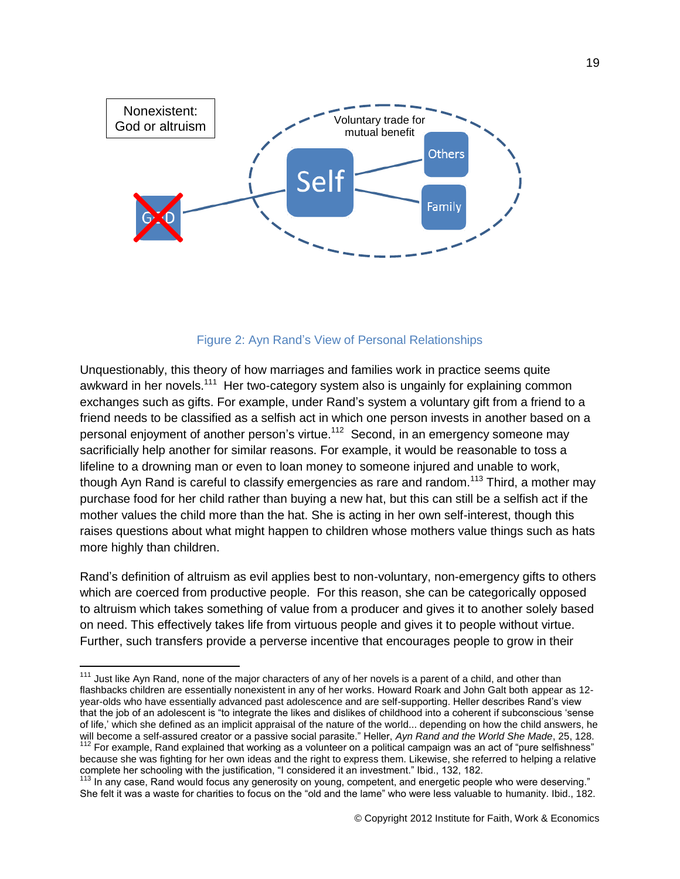Figure 2: Ayn Rand's View of Personal Relationships

Unquestionably, this theory of how marriages and families work in practice seems quite awkward in her novels.[111] Her two-category system also is ungainly for explaining common exchanges such as gifts. For example, under Rand's system a voluntary gift from a friend to a friend needs to be classified as a selfish act in which one person invests in another based on a personal enjoyment of another person's virtue.[112] Second, in an emergency someone may sacrificially help another for similar reasons. For example, it would be reasonable to toss a lifeline to a drowning man or even to loan money to someone injured and unable to work, though Ayn Rand is careful to classify emergencies as rare and random.[113] Third, a mother may purchase food for her child rather than buying a new hat, but this can still be a selfish act if the mother values the child more than the hat. She is acting in her own self-interest, though this raises questions about what might happen to children whose mothers value things such as hats more highly than children.

Rand's definition of altruism as evil applies best to non-voluntary, non-emergency gifts to others which are coerced from productive people. For this reason, she can be categorically opposed to altruism which takes something of value from a producer and gives it to another solely based on need. This effectively takes life from virtuous people and gives it to people without virtue. Further, such transfers provide a perverse incentive that encourages people to grow in their

---

[111] Just like Ayn Rand, none of the major characters of any of her novels is a parent of a child, and other than flashbacks children are essentially nonexistent in any of her works. Howard Roark and John Galt both appear as 12-year-olds who have essentially advanced past adolescence and are self-supporting. Heller describes Rand's view that the job of an adolescent is "to integrate the likes and dislikes of childhood into a coherent if subconscious 'sense of life,' which she defined as an implicit appraisal of the nature of the world... depending on how the child answers, he will become a self-assured creator or a passive social parasite." Heller, *Ayn Rand and the World She Made*, 25, 128.

[112] For example, Rand explained that working as a volunteer on a political campaign was an act of "pure selfishness" because she was fighting for her own ideas and the right to express them. Likewise, she referred to helping a relative complete her schooling with the justification, "I considered it an investment." Ibid., 132, 182.

[113] In any case, Rand would focus any generosity on young, competent, and energetic people who were deserving." She felt it was a waste for charities to focus on the "old and the lame" who were less valuable to humanity. Ibid., 182.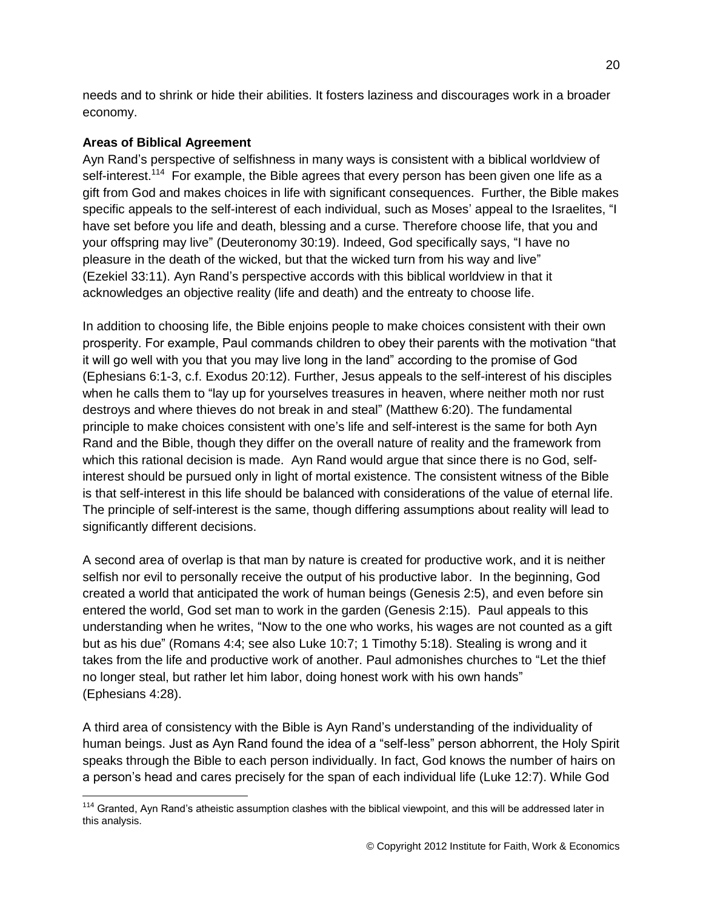needs and to shrink or hide their abilities. It fosters laziness and discourages work in a broader economy.

**Areas of Biblical Agreement**

Ayn Rand's perspective of selfishness in many ways is consistent with a biblical worldview of self-interest.[114] For example, the Bible agrees that every person has been given one life as a gift from God and makes choices in life with significant consequences. Further, the Bible makes specific appeals to the self-interest of each individual, such as Moses' appeal to the Israelites, "I have set before you life and death, blessing and a curse. Therefore choose life, that you and your offspring may live" (Deuteronomy 30:19). Indeed, God specifically says, "I have no pleasure in the death of the wicked, but that the wicked turn from his way and live" (Ezekiel 33:11). Ayn Rand's perspective accords with this biblical worldview in that it acknowledges an objective reality (life and death) and the entreaty to choose life.

In addition to choosing life, the Bible enjoins people to make choices consistent with their own prosperity. For example, Paul commands children to obey their parents with the motivation "that it will go well with you that you may live long in the land" according to the promise of God (Ephesians 6:1-3, c.f. Exodus 20:12). Further, Jesus appeals to the self-interest of his disciples when he calls them to "lay up for yourselves treasures in heaven, where neither moth nor rust destroys and where thieves do not break in and steal" (Matthew 6:20). The fundamental principle to make choices consistent with one's life and self-interest is the same for both Ayn Rand and the Bible, though they differ on the overall nature of reality and the framework from which this rational decision is made. Ayn Rand would argue that since there is no God, self-interest should be pursued only in light of mortal existence. The consistent witness of the Bible is that self-interest in this life should be balanced with considerations of the value of eternal life. The principle of self-interest is the same, though differing assumptions about reality will lead to significantly different decisions.

A second area of overlap is that man by nature is created for productive work, and it is neither selfish nor evil to personally receive the output of his productive labor. In the beginning, God created a world that anticipated the work of human beings (Genesis 2:5), and even before sin entered the world, God set man to work in the garden (Genesis 2:15). Paul appeals to this understanding when he writes, "Now to the one who works, his wages are not counted as a gift but as his due" (Romans 4:4; see also Luke 10:7; 1 Timothy 5:18). Stealing is wrong and it takes from the life and productive work of another. Paul admonishes churches to "Let the thief no longer steal, but rather let him labor, doing honest work with his own hands" (Ephesians 4:28).

A third area of consistency with the Bible is Ayn Rand's understanding of the individuality of human beings. Just as Ayn Rand found the idea of a "self-less" person abhorrent, the Holy Spirit speaks through the Bible to each person individually. In fact, God knows the number of hairs on a person's head and cares precisely for the span of each individual life (Luke 12:7). While God

[114] Granted, Ayn Rand's atheistic assumption clashes with the biblical viewpoint, and this will be addressed later in this analysis.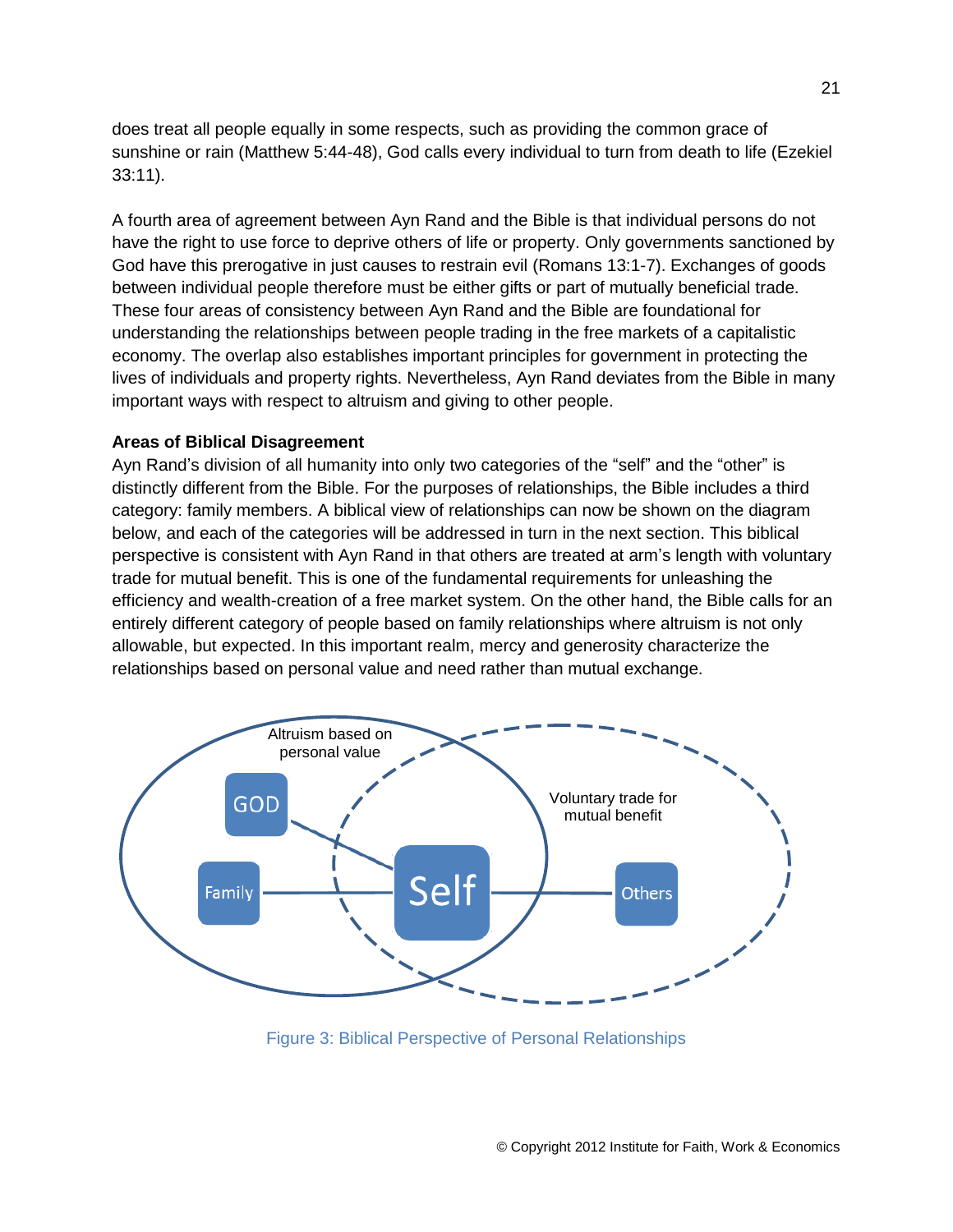does treat all people equally in some respects, such as providing the common grace of sunshine or rain (Matthew 5:44-48), God calls every individual to turn from death to life (Ezekiel 33:11).

A fourth area of agreement between Ayn Rand and the Bible is that individual persons do not have the right to use force to deprive others of life or property. Only governments sanctioned by God have this prerogative in just causes to restrain evil (Romans 13:1-7). Exchanges of goods between individual people therefore must be either gifts or part of mutually beneficial trade. These four areas of consistency between Ayn Rand and the Bible are foundational for understanding the relationships between people trading in the free markets of a capitalistic economy. The overlap also establishes important principles for government in protecting the lives of individuals and property rights. Nevertheless, Ayn Rand deviates from the Bible in many important ways with respect to altruism and giving to other people.

**Areas of Biblical Disagreement**

Ayn Rand's division of all humanity into only two categories of the "self" and the "other" is distinctly different from the Bible. For the purposes of relationships, the Bible includes a third category: family members. A biblical view of relationships can now be shown on the diagram below, and each of the categories will be addressed in turn in the next section. This biblical perspective is consistent with Ayn Rand in that others are treated at arm's length with voluntary trade for mutual benefit. This is one of the fundamental requirements for unleashing the efficiency and wealth-creation of a free market system. On the other hand, the Bible calls for an entirely different category of people based on family relationships where altruism is not only allowable, but expected. In this important realm, mercy and generosity characterize the relationships based on personal value and need rather than mutual exchange.

Altruism based on personal value

GOD

Family

Self

Voluntary trade for mutual benefit

Others

Figure 3: Biblical Perspective of Personal Relationships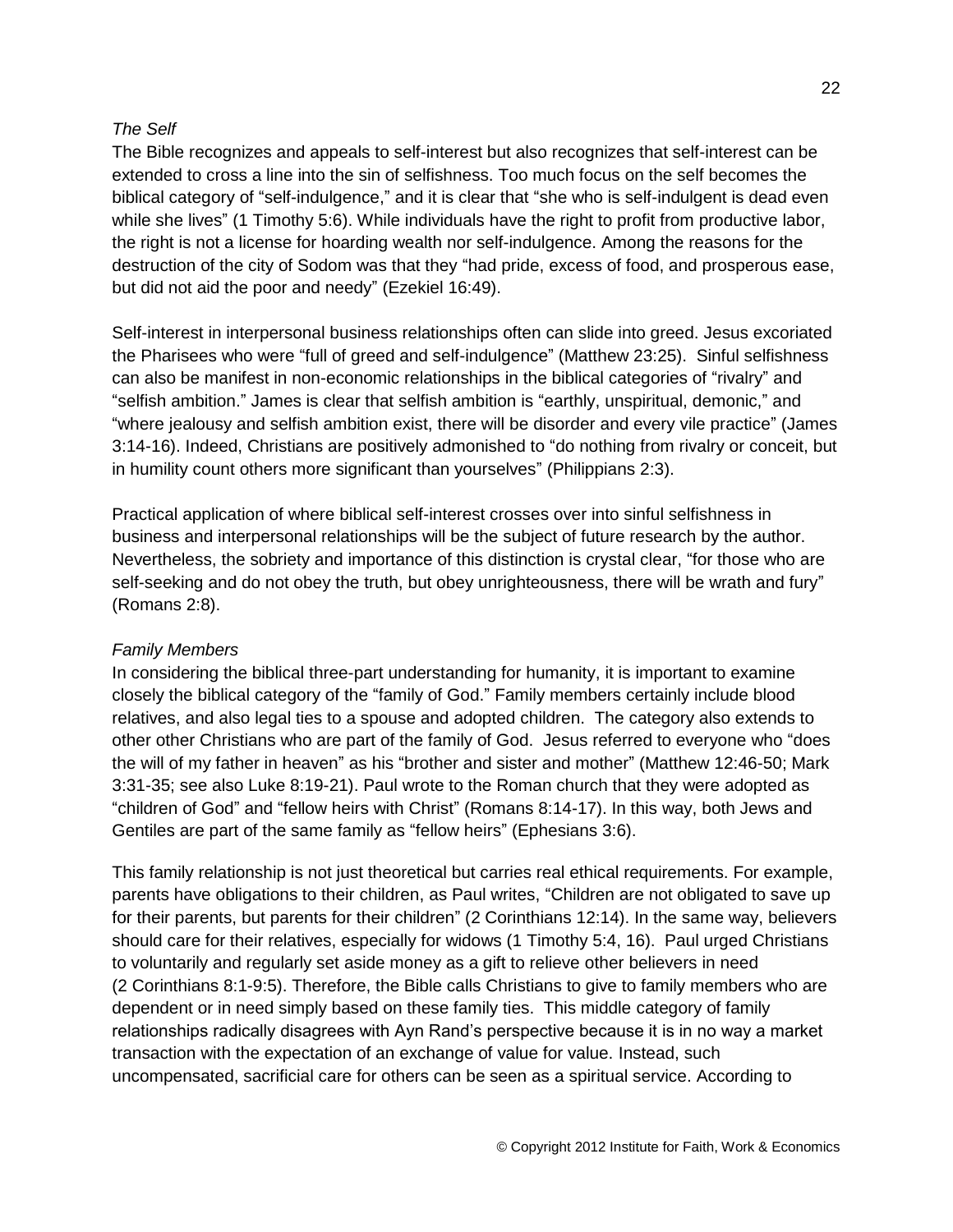*The Self*

The Bible recognizes and appeals to self-interest but also recognizes that self-interest can be extended to cross a line into the sin of selfishness. Too much focus on the self becomes the biblical category of "self-indulgence," and it is clear that "she who is self-indulgent is dead even while she lives" (1 Timothy 5:6). While individuals have the right to profit from productive labor, the right is not a license for hoarding wealth nor self-indulgence. Among the reasons for the destruction of the city of Sodom was that they "had pride, excess of food, and prosperous ease, but did not aid the poor and needy" (Ezekiel 16:49).

Self-interest in interpersonal business relationships often can slide into greed. Jesus excoriated the Pharisees who were "full of greed and self-indulgence" (Matthew 23:25). Sinful selfishness can also be manifest in non-economic relationships in the biblical categories of "rivalry" and "selfish ambition." James is clear that selfish ambition is "earthly, unspiritual, demonic," and "where jealousy and selfish ambition exist, there will be disorder and every vile practice" (James 3:14-16). Indeed, Christians are positively admonished to "do nothing from rivalry or conceit, but in humility count others more significant than yourselves" (Philippians 2:3).

Practical application of where biblical self-interest crosses over into sinful selfishness in business and interpersonal relationships will be the subject of future research by the author. Nevertheless, the sobriety and importance of this distinction is crystal clear, "for those who are self-seeking and do not obey the truth, but obey unrighteousness, there will be wrath and fury" (Romans 2:8).

*Family Members*

In considering the biblical three-part understanding for humanity, it is important to examine closely the biblical category of the "family of God." Family members certainly include blood relatives, and also legal ties to a spouse and adopted children. The category also extends to other other Christians who are part of the family of God. Jesus referred to everyone who "does the will of my father in heaven" as his "brother and sister and mother" (Matthew 12:46-50; Mark 3:31-35; see also Luke 8:19-21). Paul wrote to the Roman church that they were adopted as "children of God" and "fellow heirs with Christ" (Romans 8:14-17). In this way, both Jews and Gentiles are part of the same family as "fellow heirs" (Ephesians 3:6).

This family relationship is not just theoretical but carries real ethical requirements. For example, parents have obligations to their children, as Paul writes, "Children are not obligated to save up for their parents, but parents for their children" (2 Corinthians 12:14). In the same way, believers should care for their relatives, especially for widows (1 Timothy 5:4, 16). Paul urged Christians to voluntarily and regularly set aside money as a gift to relieve other believers in need (2 Corinthians 8:1-9:5). Therefore, the Bible calls Christians to give to family members who are dependent or in need simply based on these family ties. This middle category of family relationships radically disagrees with Ayn Rand's perspective because it is in no way a market transaction with the expectation of an exchange of value for value. Instead, such uncompensated, sacrificial care for others can be seen as a spiritual service. According to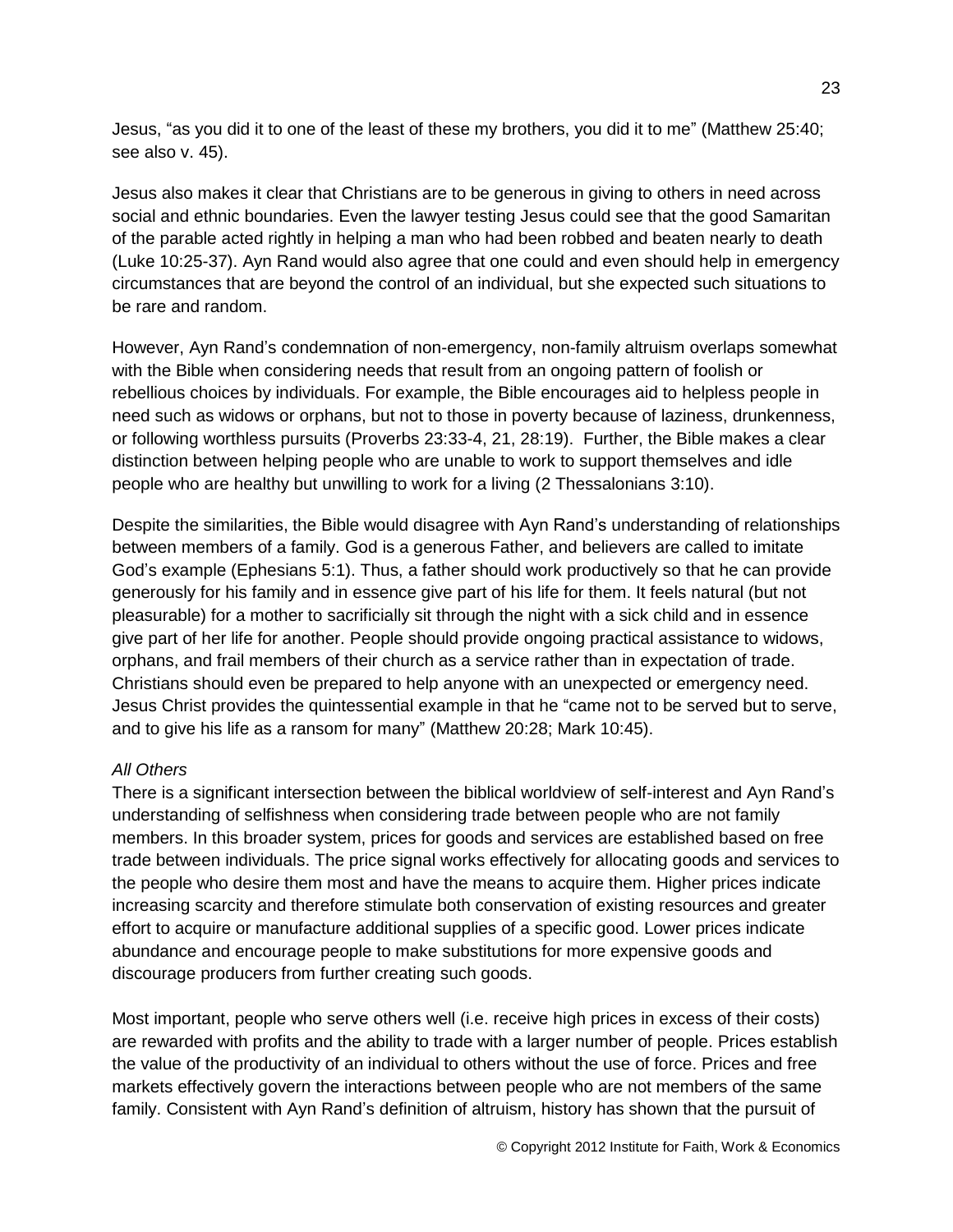Jesus, “as you did it to one of the least of these my brothers, you did it to me” (Matthew 25:40; see also v. 45).

Jesus also makes it clear that Christians are to be generous in giving to others in need across social and ethnic boundaries. Even the lawyer testing Jesus could see that the good Samaritan of the parable acted rightly in helping a man who had been robbed and beaten nearly to death (Luke 10:25-37). Ayn Rand would also agree that one could and even should help in emergency circumstances that are beyond the control of an individual, but she expected such situations to be rare and random.

However, Ayn Rand’s condemnation of non-emergency, non-family altruism overlaps somewhat with the Bible when considering needs that result from an ongoing pattern of foolish or rebellious choices by individuals. For example, the Bible encourages aid to helpless people in need such as widows or orphans, but not to those in poverty because of laziness, drunkenness, or following worthless pursuits (Proverbs 23:33-4, 21, 28:19). Further, the Bible makes a clear distinction between helping people who are unable to work to support themselves and idle people who are healthy but unwilling to work for a living (2 Thessalonians 3:10).

Despite the similarities, the Bible would disagree with Ayn Rand’s understanding of relationships between members of a family. God is a generous Father, and believers are called to imitate God’s example (Ephesians 5:1). Thus, a father should work productively so that he can provide generously for his family and in essence give part of his life for them. It feels natural (but not pleasurable) for a mother to sacrificially sit through the night with a sick child and in essence give part of her life for another. People should provide ongoing practical assistance to widows, orphans, and frail members of their church as a service rather than in expectation of trade. Christians should even be prepared to help anyone with an unexpected or emergency need. Jesus Christ provides the quintessential example in that he “came not to be served but to serve, and to give his life as a ransom for many” (Matthew 20:28; Mark 10:45).

*All Others*

There is a significant intersection between the biblical worldview of self-interest and Ayn Rand’s understanding of selfishness when considering trade between people who are not family members. In this broader system, prices for goods and services are established based on free trade between individuals. The price signal works effectively for allocating goods and services to the people who desire them most and have the means to acquire them. Higher prices indicate increasing scarcity and therefore stimulate both conservation of existing resources and greater effort to acquire or manufacture additional supplies of a specific good. Lower prices indicate abundance and encourage people to make substitutions for more expensive goods and discourage producers from further creating such goods.

Most important, people who serve others well (i.e. receive high prices in excess of their costs) are rewarded with profits and the ability to trade with a larger number of people. Prices establish the value of the productivity of an individual to others without the use of force. Prices and free markets effectively govern the interactions between people who are not members of the same family. Consistent with Ayn Rand’s definition of altruism, history has shown that the pursuit of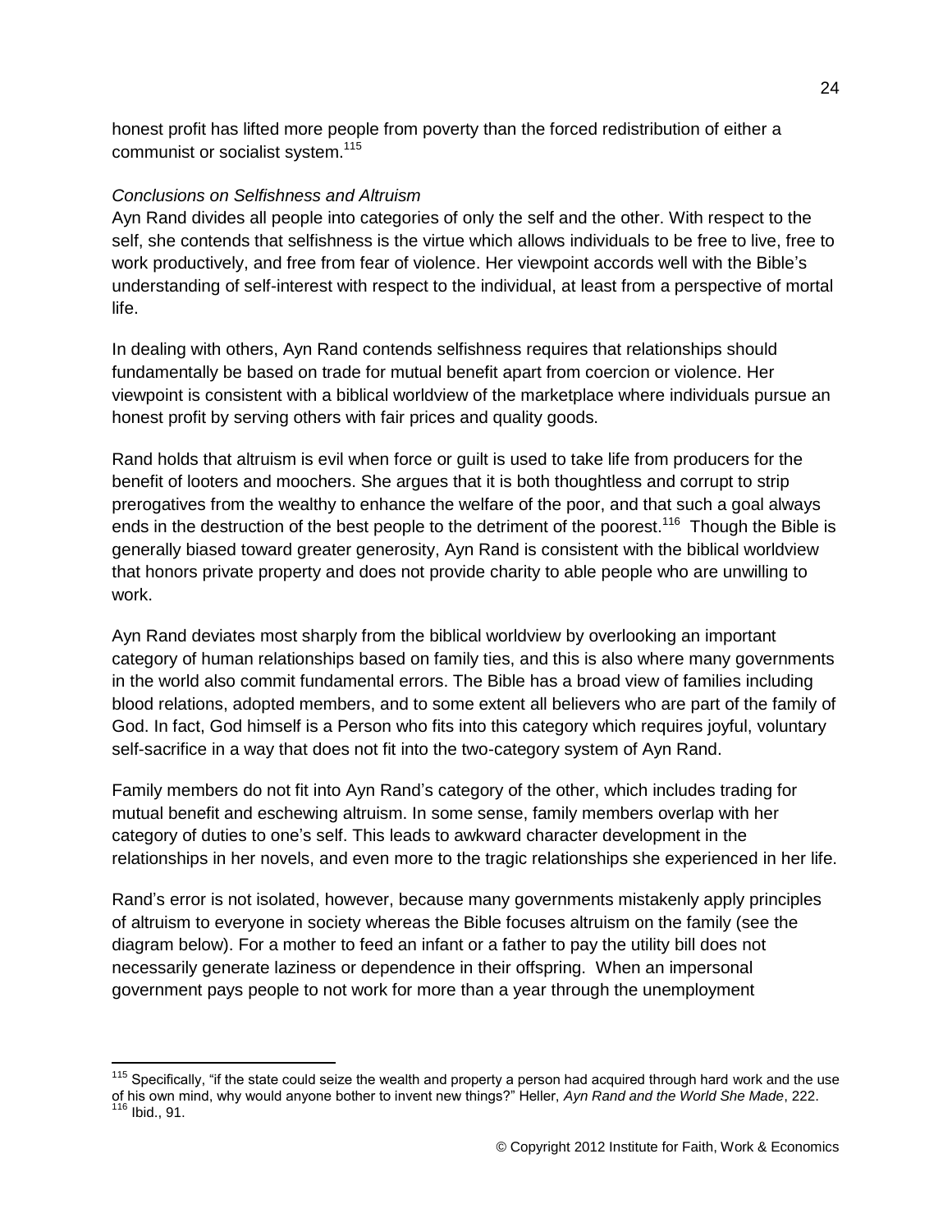honest profit has lifted more people from poverty than the forced redistribution of either a communist or socialist system.[115]

*Conclusions on Selfishness and Altruism*

Ayn Rand divides all people into categories of only the self and the other. With respect to the self, she contends that selfishness is the virtue which allows individuals to be free to live, free to work productively, and free from fear of violence. Her viewpoint accords well with the Bible's understanding of self-interest with respect to the individual, at least from a perspective of mortal life.

In dealing with others, Ayn Rand contends selfishness requires that relationships should fundamentally be based on trade for mutual benefit apart from coercion or violence. Her viewpoint is consistent with a biblical worldview of the marketplace where individuals pursue an honest profit by serving others with fair prices and quality goods.

Rand holds that altruism is evil when force or guilt is used to take life from producers for the benefit of looters and moochers. She argues that it is both thoughtless and corrupt to strip prerogatives from the wealthy to enhance the welfare of the poor, and that such a goal always ends in the destruction of the best people to the detriment of the poorest.[116] Though the Bible is generally biased toward greater generosity, Ayn Rand is consistent with the biblical worldview that honors private property and does not provide charity to able people who are unwilling to work.

Ayn Rand deviates most sharply from the biblical worldview by overlooking an important category of human relationships based on family ties, and this is also where many governments in the world also commit fundamental errors. The Bible has a broad view of families including blood relations, adopted members, and to some extent all believers who are part of the family of God. In fact, God himself is a Person who fits into this category which requires joyful, voluntary self-sacrifice in a way that does not fit into the two-category system of Ayn Rand.

Family members do not fit into Ayn Rand's category of the other, which includes trading for mutual benefit and eschewing altruism. In some sense, family members overlap with her category of duties to one's self. This leads to awkward character development in the relationships in her novels, and even more to the tragic relationships she experienced in her life.

Rand's error is not isolated, however, because many governments mistakenly apply principles of altruism to everyone in society whereas the Bible focuses altruism on the family (see the diagram below). For a mother to feed an infant or a father to pay the utility bill does not necessarily generate laziness or dependence in their offspring. When an impersonal government pays people to not work for more than a year through the unemployment

---

[115] Specifically, "if the state could seize the wealth and property a person had acquired through hard work and the use of his own mind, why would anyone bother to invent new things?" Heller, *Ayn Rand and the World She Made*, 222.

[116] Ibid., 91.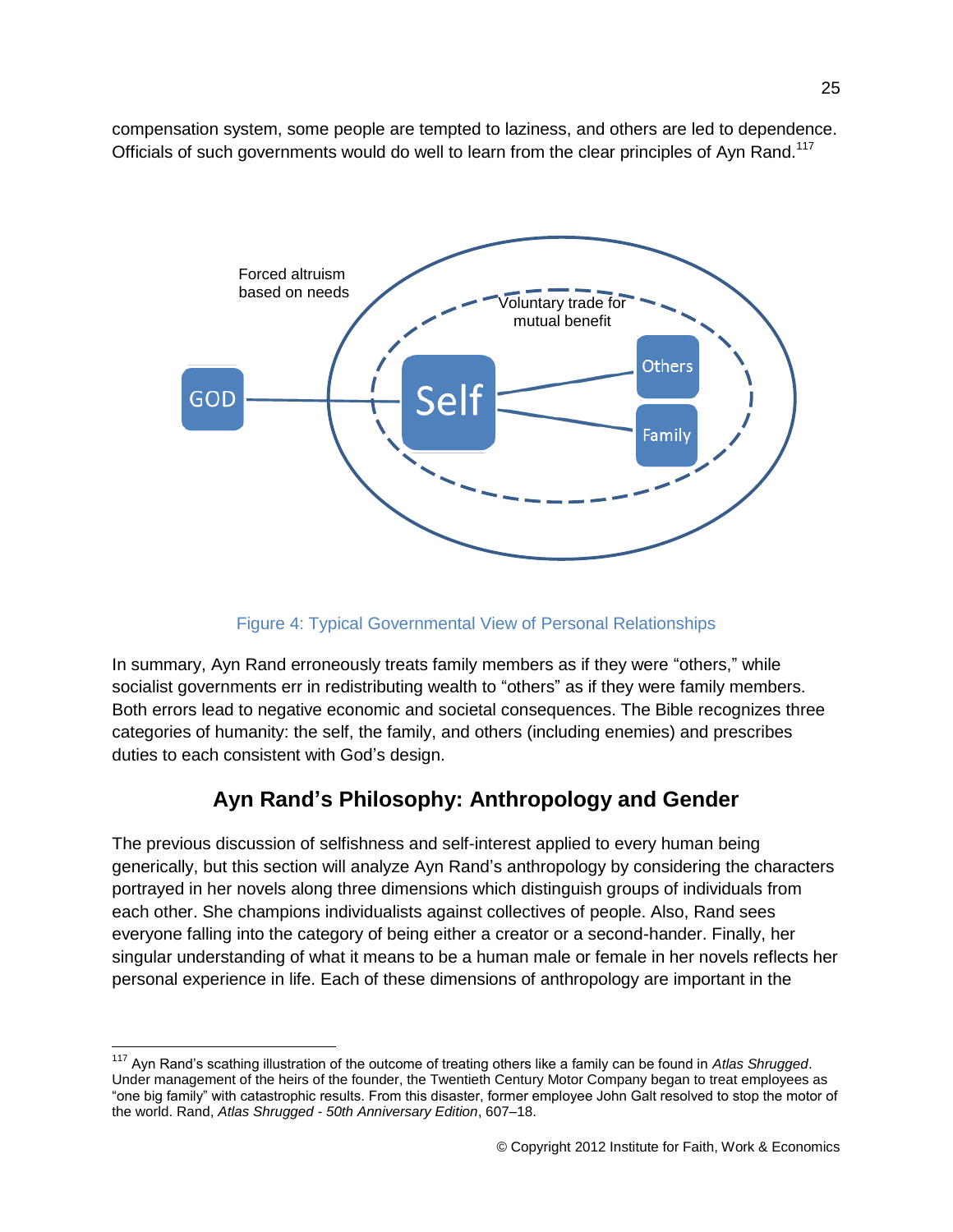compensation system, some people are tempted to laziness, and others are led to dependence. Officials of such governments would do well to learn from the clear principles of Ayn Rand.[117]

Forced altruism based on needs

Voluntary trade for mutual benefit

GOD

Self

Others

Family

Figure 4: Typical Governmental View of Personal Relationships

In summary, Ayn Rand erroneously treats family members as if they were “others,” while socialist governments err in redistributing wealth to “others” as if they were family members. Both errors lead to negative economic and societal consequences. The Bible recognizes three categories of humanity: the self, the family, and others (including enemies) and prescribes duties to each consistent with God’s design.

## Ayn Rand’s Philosophy: Anthropology and Gender

The previous discussion of selfishness and self-interest applied to every human being generically, but this section will analyze Ayn Rand’s anthropology by considering the characters portrayed in her novels along three dimensions which distinguish groups of individuals from each other. She champions individualists against collectives of people. Also, Rand sees everyone falling into the category of being either a creator or a second-hander. Finally, her singular understanding of what it means to be a human male or female in her novels reflects her personal experience in life. Each of these dimensions of anthropology are important in the

---

[117] Ayn Rand’s scathing illustration of the outcome of treating others like a family can be found in *Atlas Shrugged*. Under management of the heirs of the founder, the Twentieth Century Motor Company began to treat employees as “one big family” with catastrophic results. From this disaster, former employee John Galt resolved to stop the motor of the world. Rand, *Atlas Shrugged - 50th Anniversary Edition*, 607–18.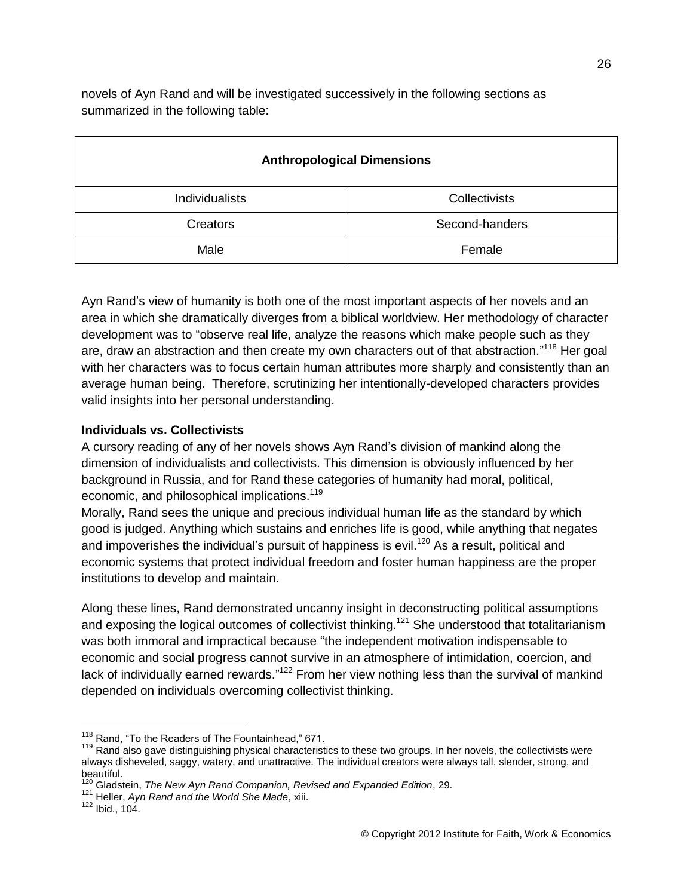novels of Ayn Rand and will be investigated successively in the following sections as summarized in the following table:

| Anthropological Dimensions | |
|---|---|
| Individualists | Collectivists |
| Creators | Second-handers |
| Male | Female |

Ayn Rand's view of humanity is both one of the most important aspects of her novels and an area in which she dramatically diverges from a biblical worldview. Her methodology of character development was to "observe real life, analyze the reasons which make people such as they are, draw an abstraction and then create my own characters out of that abstraction."[118] Her goal with her characters was to focus certain human attributes more sharply and consistently than an average human being. Therefore, scrutinizing her intentionally-developed characters provides valid insights into her personal understanding.

**Individuals vs. Collectivists**

A cursory reading of any of her novels shows Ayn Rand's division of mankind along the dimension of individualists and collectivists. This dimension is obviously influenced by her background in Russia, and for Rand these categories of humanity had moral, political, economic, and philosophical implications.[119]

Morally, Rand sees the unique and precious individual human life as the standard by which good is judged. Anything which sustains and enriches life is good, while anything that negates and impoverishes the individual's pursuit of happiness is evil.[120] As a result, political and economic systems that protect individual freedom and foster human happiness are the proper institutions to develop and maintain.

Along these lines, Rand demonstrated uncanny insight in deconstructing political assumptions and exposing the logical outcomes of collectivist thinking.[121] She understood that totalitarianism was both immoral and impractical because "the independent motivation indispensable to economic and social progress cannot survive in an atmosphere of intimidation, coercion, and lack of individually earned rewards."[122] From her view nothing less than the survival of mankind depended on individuals overcoming collectivist thinking.

---

[118] Rand, "To the Readers of The Fountainhead," 671.

[119] Rand also gave distinguishing physical characteristics to these two groups. In her novels, the collectivists were always disheveled, saggy, watery, and unattractive. The individual creators were always tall, slender, strong, and beautiful.

[120] Gladstein, *The New Ayn Rand Companion, Revised and Expanded Edition*, 29.

[121] Heller, *Ayn Rand and the World She Made*, xiii.

[122] Ibid., 104.

© Copyright 2012 Institute for Faith, Work & Economics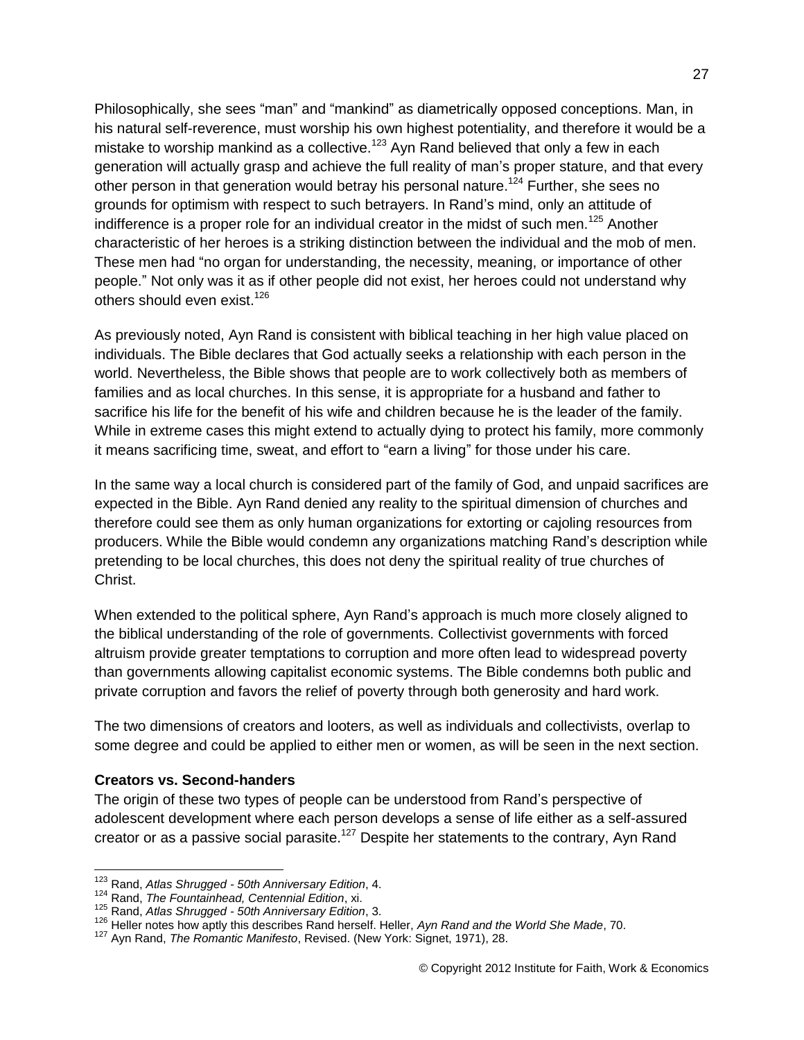Philosophically, she sees "man" and "mankind" as diametrically opposed conceptions. Man, in his natural self-reverence, must worship his own highest potentiality, and therefore it would be a mistake to worship mankind as a collective.[123] Ayn Rand believed that only a few in each generation will actually grasp and achieve the full reality of man's proper stature, and that every other person in that generation would betray his personal nature.[124] Further, she sees no grounds for optimism with respect to such betrayers. In Rand's mind, only an attitude of indifference is a proper role for an individual creator in the midst of such men.[125] Another characteristic of her heroes is a striking distinction between the individual and the mob of men. These men had "no organ for understanding, the necessity, meaning, or importance of other people." Not only was it as if other people did not exist, her heroes could not understand why others should even exist.[126]

As previously noted, Ayn Rand is consistent with biblical teaching in her high value placed on individuals. The Bible declares that God actually seeks a relationship with each person in the world. Nevertheless, the Bible shows that people are to work collectively both as members of families and as local churches. In this sense, it is appropriate for a husband and father to sacrifice his life for the benefit of his wife and children because he is the leader of the family. While in extreme cases this might extend to actually dying to protect his family, more commonly it means sacrificing time, sweat, and effort to "earn a living" for those under his care.

In the same way a local church is considered part of the family of God, and unpaid sacrifices are expected in the Bible. Ayn Rand denied any reality to the spiritual dimension of churches and therefore could see them as only human organizations for extorting or cajoling resources from producers. While the Bible would condemn any organizations matching Rand's description while pretending to be local churches, this does not deny the spiritual reality of true churches of Christ.

When extended to the political sphere, Ayn Rand's approach is much more closely aligned to the biblical understanding of the role of governments. Collectivist governments with forced altruism provide greater temptations to corruption and more often lead to widespread poverty than governments allowing capitalist economic systems. The Bible condemns both public and private corruption and favors the relief of poverty through both generosity and hard work.

The two dimensions of creators and looters, as well as individuals and collectivists, overlap to some degree and could be applied to either men or women, as will be seen in the next section.

**Creators vs. Second-handers**

The origin of these two types of people can be understood from Rand's perspective of adolescent development where each person develops a sense of life either as a self-assured creator or as a passive social parasite.[127] Despite her statements to the contrary, Ayn Rand

---

[123] Rand, *Atlas Shrugged - 50th Anniversary Edition*, 4.

[124] Rand, *The Fountainhead, Centennial Edition*, xi.

[125] Rand, *Atlas Shrugged - 50th Anniversary Edition*, 3.

[126] Heller notes how aptly this describes Rand herself. Heller, *Ayn Rand and the World She Made*, 70.

[127] Ayn Rand, *The Romantic Manifesto*, Revised. (New York: Signet, 1971), 28.

© Copyright 2012 Institute for Faith, Work & Economics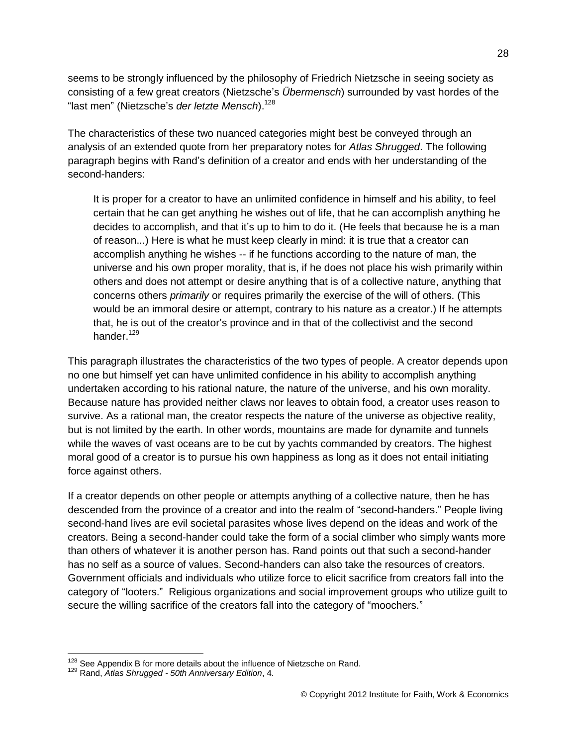seems to be strongly influenced by the philosophy of Friedrich Nietzsche in seeing society as consisting of a few great creators (Nietzsche's *Übermensch*) surrounded by vast hordes of the "last men" (Nietzsche's *der letzte Mensch*).[128]

The characteristics of these two nuanced categories might best be conveyed through an analysis of an extended quote from her preparatory notes for *Atlas Shrugged*. The following paragraph begins with Rand's definition of a creator and ends with her understanding of the second-handers:

> It is proper for a creator to have an unlimited confidence in himself and his ability, to feel certain that he can get anything he wishes out of life, that he can accomplish anything he decides to accomplish, and that it's up to him to do it. (He feels that because he is a man of reason...) Here is what he must keep clearly in mind: it is true that a creator can accomplish anything he wishes -- if he functions according to the nature of man, the universe and his own proper morality, that is, if he does not place his wish primarily within others and does not attempt or desire anything that is of a collective nature, anything that concerns others *primarily* or requires primarily the exercise of the will of others. (This would be an immoral desire or attempt, contrary to his nature as a creator.) If he attempts that, he is out of the creator's province and in that of the collectivist and the second hander.[129]

This paragraph illustrates the characteristics of the two types of people. A creator depends upon no one but himself yet can have unlimited confidence in his ability to accomplish anything undertaken according to his rational nature, the nature of the universe, and his own morality. Because nature has provided neither claws nor leaves to obtain food, a creator uses reason to survive. As a rational man, the creator respects the nature of the universe as objective reality, but is not limited by the earth. In other words, mountains are made for dynamite and tunnels while the waves of vast oceans are to be cut by yachts commanded by creators. The highest moral good of a creator is to pursue his own happiness as long as it does not entail initiating force against others.

If a creator depends on other people or attempts anything of a collective nature, then he has descended from the province of a creator and into the realm of "second-handers." People living second-hand lives are evil societal parasites whose lives depend on the ideas and work of the creators. Being a second-hander could take the form of a social climber who simply wants more than others of whatever it is another person has. Rand points out that such a second-hander has no self as a source of values. Second-handers can also take the resources of creators. Government officials and individuals who utilize force to elicit sacrifice from creators fall into the category of "looters." Religious organizations and social improvement groups who utilize guilt to secure the willing sacrifice of the creators fall into the category of "moochers."

---

[128] See Appendix B for more details about the influence of Nietzsche on Rand.

[129] Rand, *Atlas Shrugged - 50th Anniversary Edition*, 4.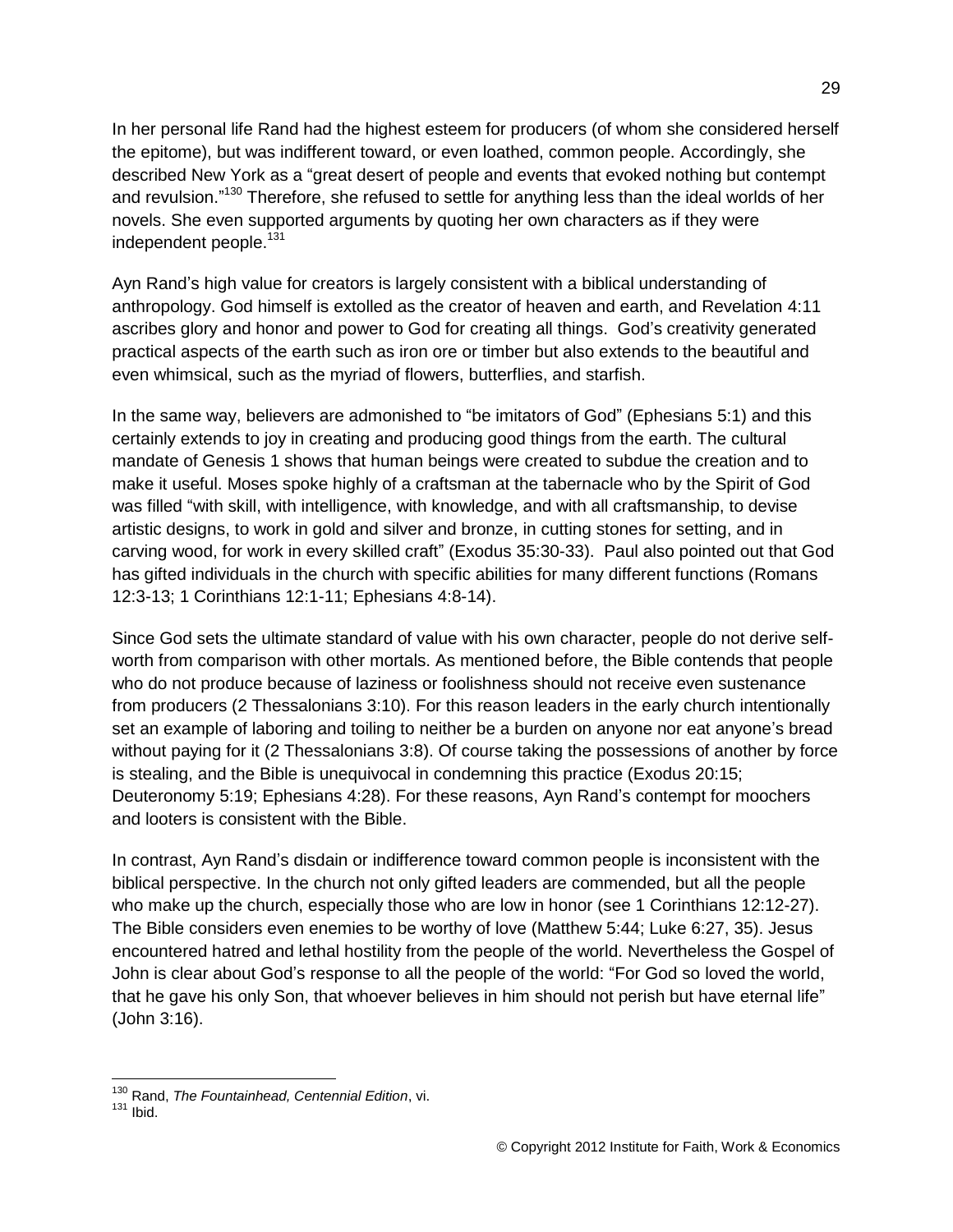In her personal life Rand had the highest esteem for producers (of whom she considered herself the epitome), but was indifferent toward, or even loathed, common people. Accordingly, she described New York as a "great desert of people and events that evoked nothing but contempt and revulsion."[130] Therefore, she refused to settle for anything less than the ideal worlds of her novels. She even supported arguments by quoting her own characters as if they were independent people.[131]

Ayn Rand's high value for creators is largely consistent with a biblical understanding of anthropology. God himself is extolled as the creator of heaven and earth, and Revelation 4:11 ascribes glory and honor and power to God for creating all things. God's creativity generated practical aspects of the earth such as iron ore or timber but also extends to the beautiful and even whimsical, such as the myriad of flowers, butterflies, and starfish.

In the same way, believers are admonished to "be imitators of God" (Ephesians 5:1) and this certainly extends to joy in creating and producing good things from the earth. The cultural mandate of Genesis 1 shows that human beings were created to subdue the creation and to make it useful. Moses spoke highly of a craftsman at the tabernacle who by the Spirit of God was filled "with skill, with intelligence, with knowledge, and with all craftsmanship, to devise artistic designs, to work in gold and silver and bronze, in cutting stones for setting, and in carving wood, for work in every skilled craft" (Exodus 35:30-33). Paul also pointed out that God has gifted individuals in the church with specific abilities for many different functions (Romans 12:3-13; 1 Corinthians 12:1-11; Ephesians 4:8-14).

Since God sets the ultimate standard of value with his own character, people do not derive self-worth from comparison with other mortals. As mentioned before, the Bible contends that people who do not produce because of laziness or foolishness should not receive even sustenance from producers (2 Thessalonians 3:10). For this reason leaders in the early church intentionally set an example of laboring and toiling to neither be a burden on anyone nor eat anyone's bread without paying for it (2 Thessalonians 3:8). Of course taking the possessions of another by force is stealing, and the Bible is unequivocal in condemning this practice (Exodus 20:15; Deuteronomy 5:19; Ephesians 4:28). For these reasons, Ayn Rand's contempt for moochers and looters is consistent with the Bible.

In contrast, Ayn Rand's disdain or indifference toward common people is inconsistent with the biblical perspective. In the church not only gifted leaders are commended, but all the people who make up the church, especially those who are low in honor (see 1 Corinthians 12:12-27). The Bible considers even enemies to be worthy of love (Matthew 5:44; Luke 6:27, 35). Jesus encountered hatred and lethal hostility from the people of the world. Nevertheless the Gospel of John is clear about God's response to all the people of the world: "For God so loved the world, that he gave his only Son, that whoever believes in him should not perish but have eternal life" (John 3:16).

---

[130] Rand, *The Fountainhead, Centennial Edition*, vi.

[131] Ibid.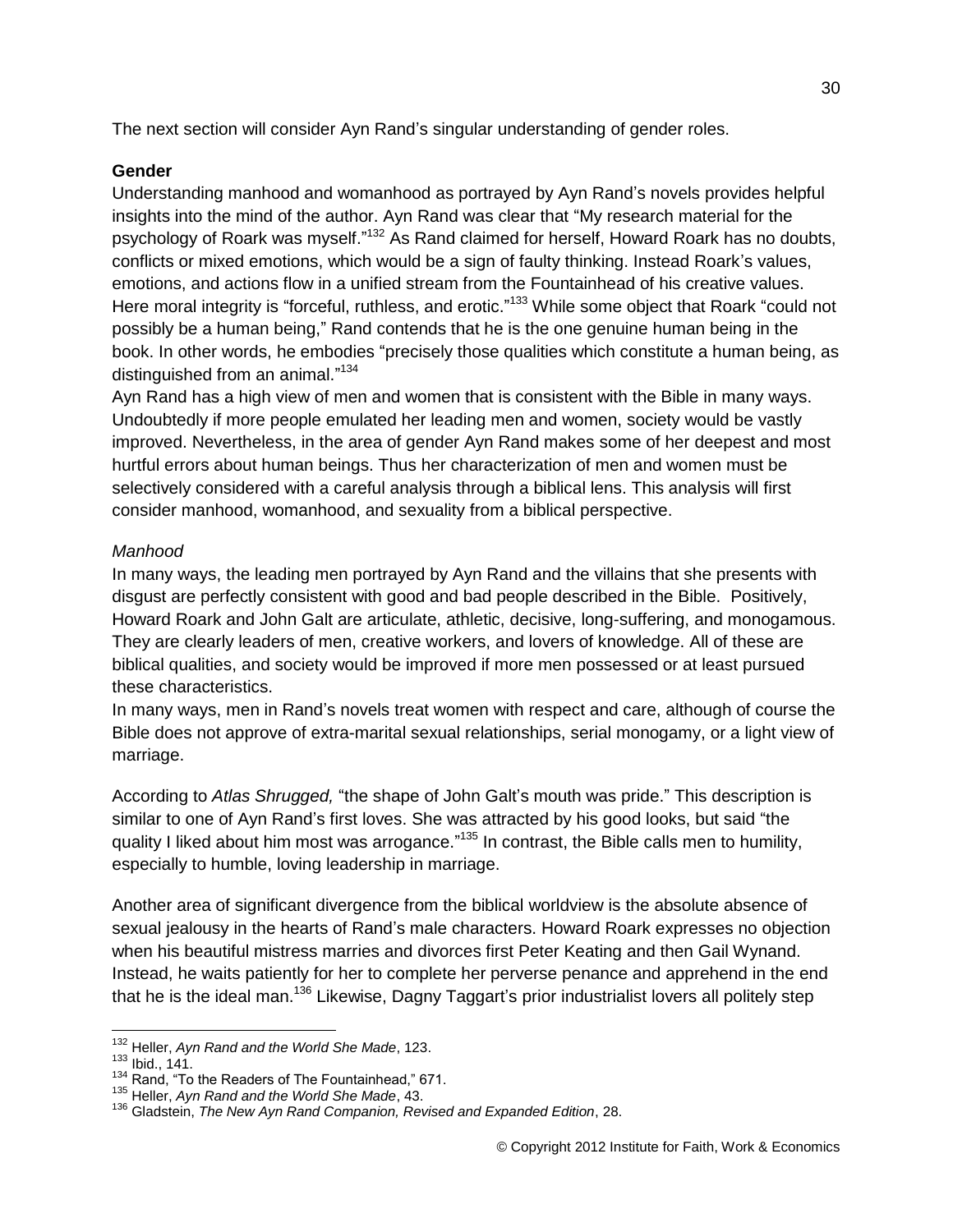The next section will consider Ayn Rand's singular understanding of gender roles.

## Gender

Understanding manhood and womanhood as portrayed by Ayn Rand's novels provides helpful insights into the mind of the author. Ayn Rand was clear that "My research material for the psychology of Roark was myself."[132] As Rand claimed for herself, Howard Roark has no doubts, conflicts or mixed emotions, which would be a sign of faulty thinking. Instead Roark's values, emotions, and actions flow in a unified stream from the Fountainhead of his creative values. Here moral integrity is "forceful, ruthless, and erotic."[133] While some object that Roark "could not possibly be a human being," Rand contends that he is the one genuine human being in the book. In other words, he embodies "precisely those qualities which constitute a human being, as distinguished from an animal."[134]

Ayn Rand has a high view of men and women that is consistent with the Bible in many ways. Undoubtedly if more people emulated her leading men and women, society would be vastly improved. Nevertheless, in the area of gender Ayn Rand makes some of her deepest and most hurtful errors about human beings. Thus her characterization of men and women must be selectively considered with a careful analysis through a biblical lens. This analysis will first consider manhood, womanhood, and sexuality from a biblical perspective.

### *Manhood*

In many ways, the leading men portrayed by Ayn Rand and the villains that she presents with disgust are perfectly consistent with good and bad people described in the Bible. Positively, Howard Roark and John Galt are articulate, athletic, decisive, long-suffering, and monogamous. They are clearly leaders of men, creative workers, and lovers of knowledge. All of these are biblical qualities, and society would be improved if more men possessed or at least pursued these characteristics.

In many ways, men in Rand's novels treat women with respect and care, although of course the Bible does not approve of extra-marital sexual relationships, serial monogamy, or a light view of marriage.

According to *Atlas Shrugged,* "the shape of John Galt's mouth was pride." This description is similar to one of Ayn Rand's first loves. She was attracted by his good looks, but said "the quality I liked about him most was arrogance."[135] In contrast, the Bible calls men to humility, especially to humble, loving leadership in marriage.

Another area of significant divergence from the biblical worldview is the absolute absence of sexual jealousy in the hearts of Rand's male characters. Howard Roark expresses no objection when his beautiful mistress marries and divorces first Peter Keating and then Gail Wynand. Instead, he waits patiently for her to complete her perverse penance and apprehend in the end that he is the ideal man.[136] Likewise, Dagny Taggart's prior industrialist lovers all politely step

---

[132] Heller, *Ayn Rand and the World She Made*, 123.
[133] Ibid., 141.
[134] Rand, "To the Readers of The Fountainhead," 671.
[135] Heller, *Ayn Rand and the World She Made*, 43.
[136] Gladstein, *The New Ayn Rand Companion, Revised and Expanded Edition*, 28.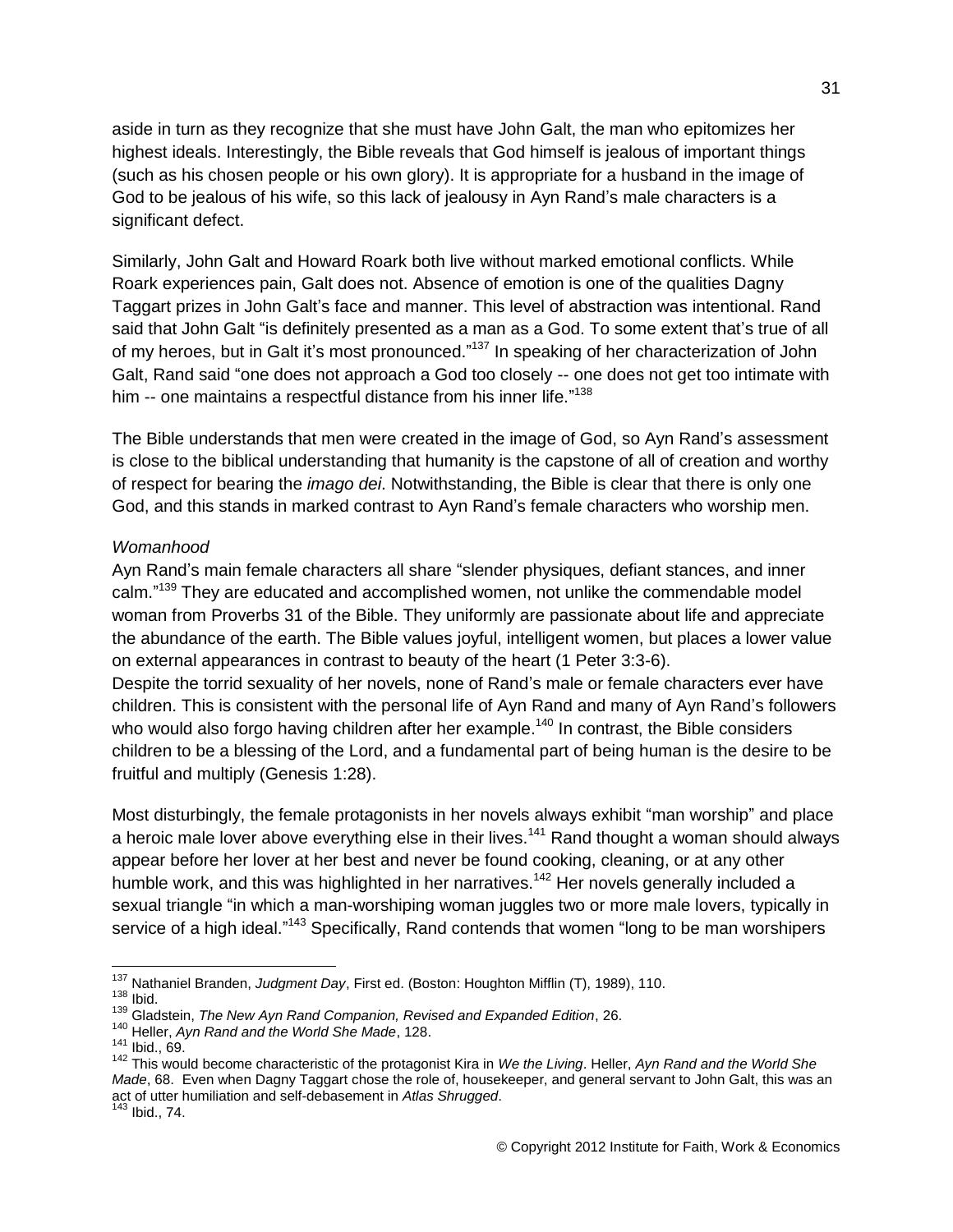aside in turn as they recognize that she must have John Galt, the man who epitomizes her highest ideals. Interestingly, the Bible reveals that God himself is jealous of important things (such as his chosen people or his own glory). It is appropriate for a husband in the image of God to be jealous of his wife, so this lack of jealousy in Ayn Rand's male characters is a significant defect.

Similarly, John Galt and Howard Roark both live without marked emotional conflicts. While Roark experiences pain, Galt does not. Absence of emotion is one of the qualities Dagny Taggart prizes in John Galt's face and manner. This level of abstraction was intentional. Rand said that John Galt "is definitely presented as a man as a God. To some extent that's true of all of my heroes, but in Galt it's most pronounced."[137] In speaking of her characterization of John Galt, Rand said "one does not approach a God too closely -- one does not get too intimate with him -- one maintains a respectful distance from his inner life."[138]

The Bible understands that men were created in the image of God, so Ayn Rand's assessment is close to the biblical understanding that humanity is the capstone of all of creation and worthy of respect for bearing the *imago dei*. Notwithstanding, the Bible is clear that there is only one God, and this stands in marked contrast to Ayn Rand's female characters who worship men.

*Womanhood*

Ayn Rand's main female characters all share "slender physiques, defiant stances, and inner calm."[139] They are educated and accomplished women, not unlike the commendable model woman from Proverbs 31 of the Bible. They uniformly are passionate about life and appreciate the abundance of the earth. The Bible values joyful, intelligent women, but places a lower value on external appearances in contrast to beauty of the heart (1 Peter 3:3-6).

Despite the torrid sexuality of her novels, none of Rand's male or female characters ever have children. This is consistent with the personal life of Ayn Rand and many of Ayn Rand's followers who would also forgo having children after her example.[140] In contrast, the Bible considers children to be a blessing of the Lord, and a fundamental part of being human is the desire to be fruitful and multiply (Genesis 1:28).

Most disturbingly, the female protagonists in her novels always exhibit "man worship" and place a heroic male lover above everything else in their lives.[141] Rand thought a woman should always appear before her lover at her best and never be found cooking, cleaning, or at any other humble work, and this was highlighted in her narratives.[142] Her novels generally included a sexual triangle "in which a man-worshiping woman juggles two or more male lovers, typically in service of a high ideal."[143] Specifically, Rand contends that women "long to be man worshipers

---

[137] Nathaniel Branden, *Judgment Day*, First ed. (Boston: Houghton Mifflin (T), 1989), 110.

[138] Ibid.

[139] Gladstein, *The New Ayn Rand Companion, Revised and Expanded Edition*, 26.

[140] Heller, *Ayn Rand and the World She Made*, 128.

[141] Ibid., 69.

[142] This would become characteristic of the protagonist Kira in *We the Living*. Heller, *Ayn Rand and the World She Made*, 68. Even when Dagny Taggart chose the role of, housekeeper, and general servant to John Galt, this was an act of utter humiliation and self-debasement in *Atlas Shrugged*.

[143] Ibid., 74.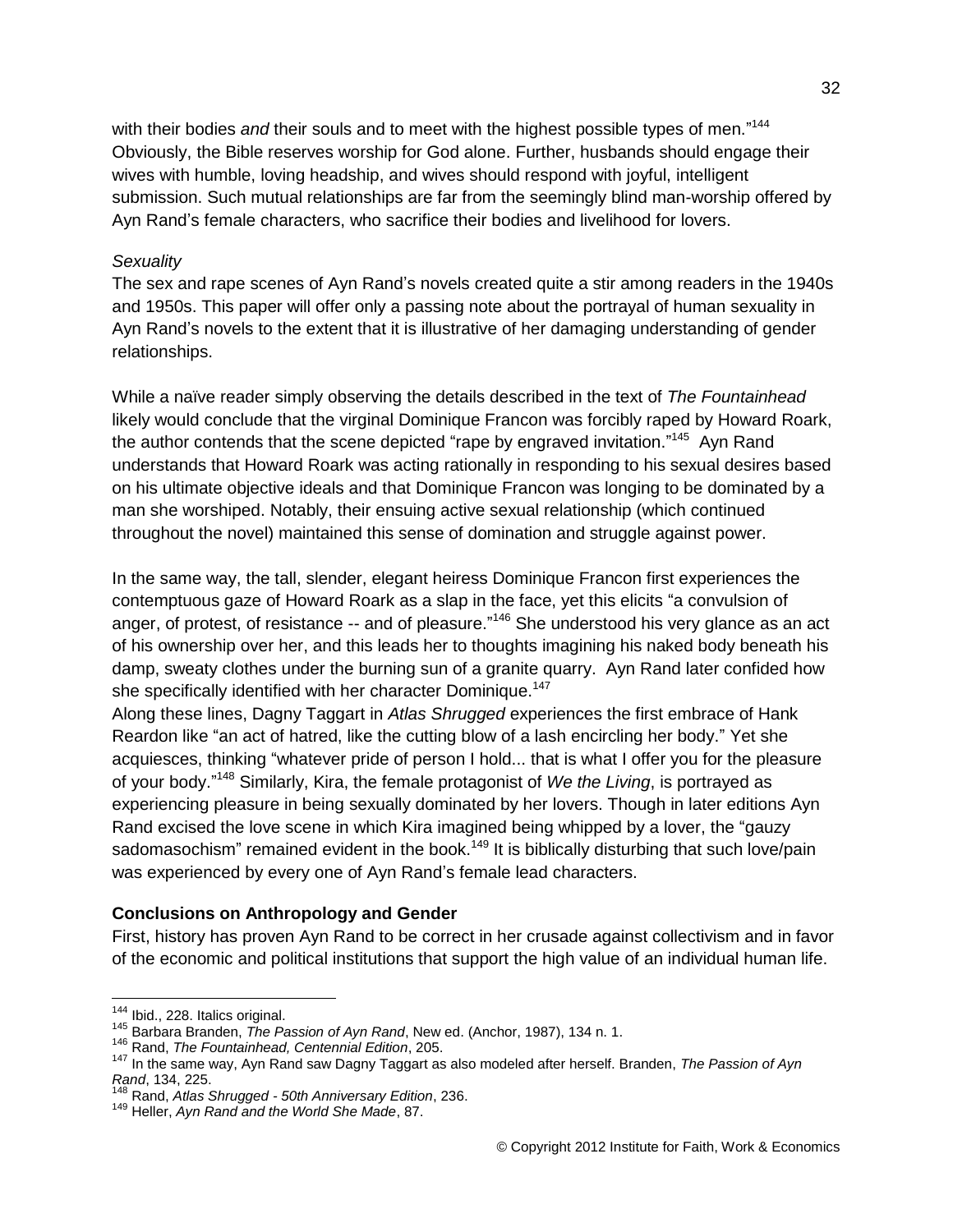with their bodies *and* their souls and to meet with the highest possible types of men."[144] Obviously, the Bible reserves worship for God alone. Further, husbands should engage their wives with humble, loving headship, and wives should respond with joyful, intelligent submission. Such mutual relationships are far from the seemingly blind man-worship offered by Ayn Rand's female characters, who sacrifice their bodies and livelihood for lovers.

*Sexuality*

The sex and rape scenes of Ayn Rand's novels created quite a stir among readers in the 1940s and 1950s. This paper will offer only a passing note about the portrayal of human sexuality in Ayn Rand's novels to the extent that it is illustrative of her damaging understanding of gender relationships.

While a naïve reader simply observing the details described in the text of *The Fountainhead* likely would conclude that the virginal Dominique Francon was forcibly raped by Howard Roark, the author contends that the scene depicted "rape by engraved invitation."[145] Ayn Rand understands that Howard Roark was acting rationally in responding to his sexual desires based on his ultimate objective ideals and that Dominique Francon was longing to be dominated by a man she worshiped. Notably, their ensuing active sexual relationship (which continued throughout the novel) maintained this sense of domination and struggle against power.

In the same way, the tall, slender, elegant heiress Dominique Francon first experiences the contemptuous gaze of Howard Roark as a slap in the face, yet this elicits "a convulsion of anger, of protest, of resistance -- and of pleasure."[146] She understood his very glance as an act of his ownership over her, and this leads her to thoughts imagining his naked body beneath his damp, sweaty clothes under the burning sun of a granite quarry. Ayn Rand later confided how she specifically identified with her character Dominique.[147]

Along these lines, Dagny Taggart in *Atlas Shrugged* experiences the first embrace of Hank Reardon like "an act of hatred, like the cutting blow of a lash encircling her body." Yet she acquiesces, thinking "whatever pride of person I hold... that is what I offer you for the pleasure of your body."[148] Similarly, Kira, the female protagonist of *We the Living*, is portrayed as experiencing pleasure in being sexually dominated by her lovers. Though in later editions Ayn Rand excised the love scene in which Kira imagined being whipped by a lover, the "gauzy sadomasochism" remained evident in the book.[149] It is biblically disturbing that such love/pain was experienced by every one of Ayn Rand's female lead characters.

**Conclusions on Anthropology and Gender**

First, history has proven Ayn Rand to be correct in her crusade against collectivism and in favor of the economic and political institutions that support the high value of an individual human life.

---

[144] Ibid., 228. Italics original.

[145] Barbara Branden, *The Passion of Ayn Rand*, New ed. (Anchor, 1987), 134 n. 1.

[146] Rand, *The Fountainhead, Centennial Edition*, 205.

[147] In the same way, Ayn Rand saw Dagny Taggart as also modeled after herself. Branden, *The Passion of Ayn Rand*, 134, 225.

[148] Rand, *Atlas Shrugged - 50th Anniversary Edition*, 236.

[149] Heller, *Ayn Rand and the World She Made*, 87.

© Copyright 2012 Institute for Faith, Work & Economics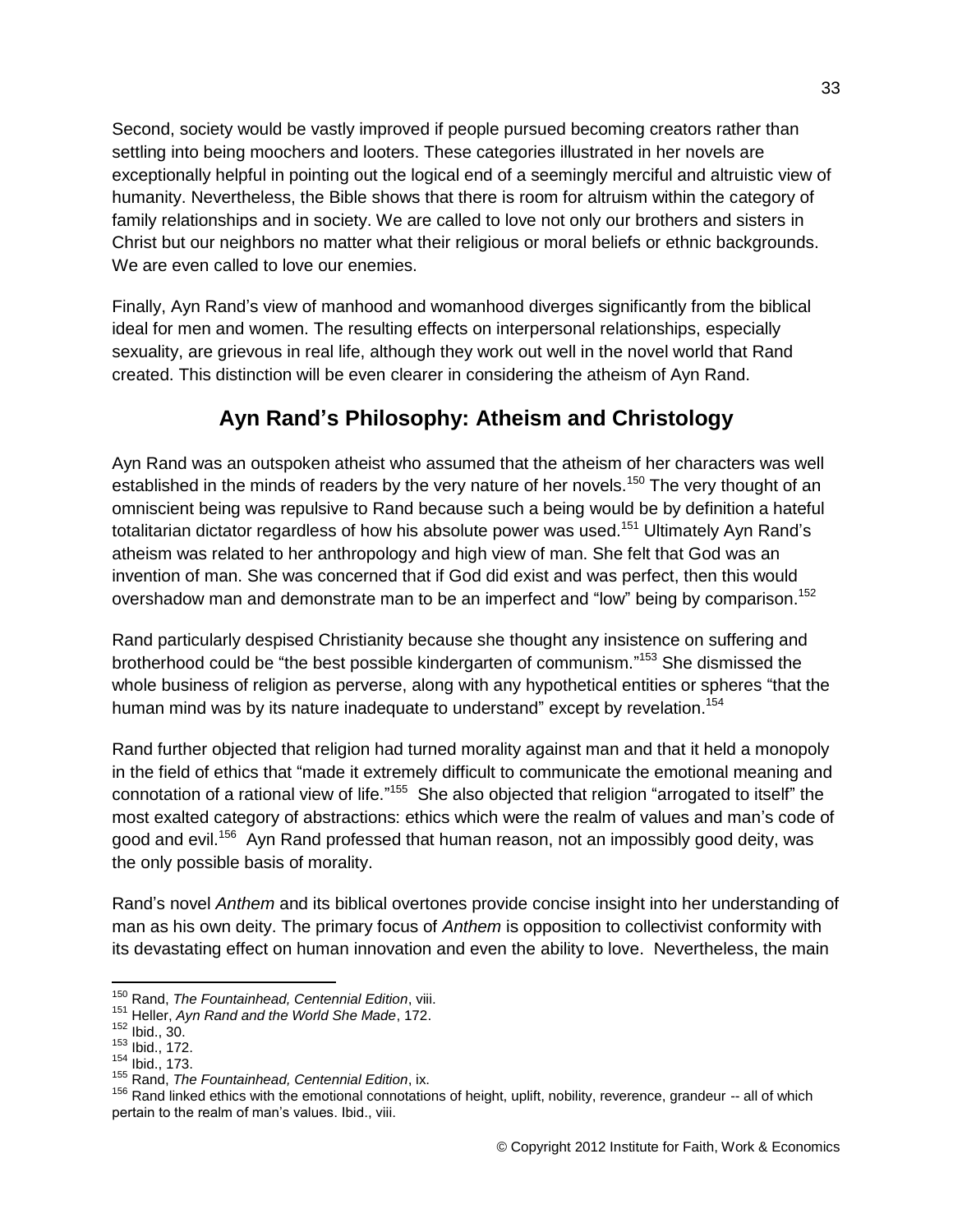Second, society would be vastly improved if people pursued becoming creators rather than settling into being moochers and looters. These categories illustrated in her novels are exceptionally helpful in pointing out the logical end of a seemingly merciful and altruistic view of humanity. Nevertheless, the Bible shows that there is room for altruism within the category of family relationships and in society. We are called to love not only our brothers and sisters in Christ but our neighbors no matter what their religious or moral beliefs or ethnic backgrounds. We are even called to love our enemies.

Finally, Ayn Rand's view of manhood and womanhood diverges significantly from the biblical ideal for men and women. The resulting effects on interpersonal relationships, especially sexuality, are grievous in real life, although they work out well in the novel world that Rand created. This distinction will be even clearer in considering the atheism of Ayn Rand.

## Ayn Rand's Philosophy: Atheism and Christology

Ayn Rand was an outspoken atheist who assumed that the atheism of her characters was well established in the minds of readers by the very nature of her novels.[150] The very thought of an omniscient being was repulsive to Rand because such a being would be by definition a hateful totalitarian dictator regardless of how his absolute power was used.[151] Ultimately Ayn Rand's atheism was related to her anthropology and high view of man. She felt that God was an invention of man. She was concerned that if God did exist and was perfect, then this would overshadow man and demonstrate man to be an imperfect and "low" being by comparison.[152]

Rand particularly despised Christianity because she thought any insistence on suffering and brotherhood could be "the best possible kindergarten of communism."[153] She dismissed the whole business of religion as perverse, along with any hypothetical entities or spheres "that the human mind was by its nature inadequate to understand" except by revelation.[154]

Rand further objected that religion had turned morality against man and that it held a monopoly in the field of ethics that "made it extremely difficult to communicate the emotional meaning and connotation of a rational view of life."[155] She also objected that religion "arrogated to itself" the most exalted category of abstractions: ethics which were the realm of values and man's code of good and evil.[156] Ayn Rand professed that human reason, not an impossibly good deity, was the only possible basis of morality.

Rand's novel *Anthem* and its biblical overtones provide concise insight into her understanding of man as his own deity. The primary focus of *Anthem* is opposition to collectivist conformity with its devastating effect on human innovation and even the ability to love. Nevertheless, the main

---

[150] Rand, *The Fountainhead, Centennial Edition*, viii.
[151] Heller, *Ayn Rand and the World She Made*, 172.
[152] Ibid., 30.
[153] Ibid., 172.
[154] Ibid., 173.
[155] Rand, *The Fountainhead, Centennial Edition*, ix.
[156] Rand linked ethics with the emotional connotations of height, uplift, nobility, reverence, grandeur -- all of which pertain to the realm of man's values. Ibid., viii.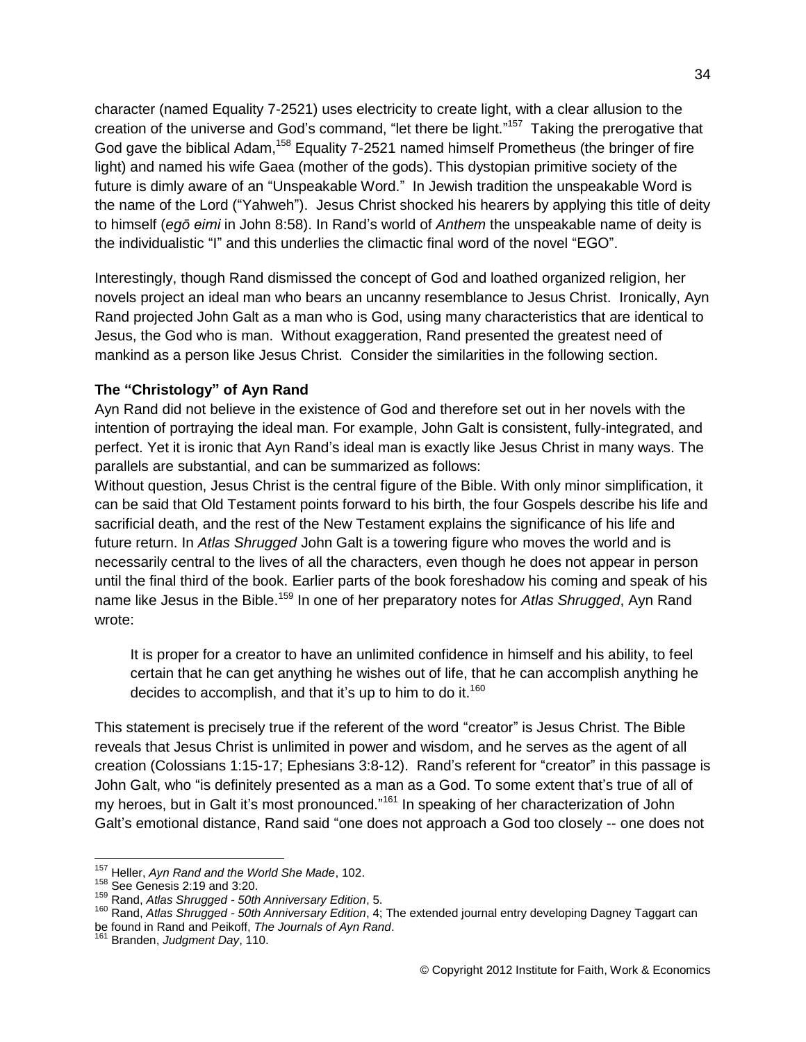character (named Equality 7-2521) uses electricity to create light, with a clear allusion to the creation of the universe and God's command, "let there be light."[157] Taking the prerogative that God gave the biblical Adam,[158] Equality 7-2521 named himself Prometheus (the bringer of fire light) and named his wife Gaea (mother of the gods). This dystopian primitive society of the future is dimly aware of an "Unspeakable Word." In Jewish tradition the unspeakable Word is the name of the Lord ("Yahweh"). Jesus Christ shocked his hearers by applying this title of deity to himself (*egō eimi* in John 8:58). In Rand's world of *Anthem* the unspeakable name of deity is the individualistic "I" and this underlies the climactic final word of the novel "EGO".

Interestingly, though Rand dismissed the concept of God and loathed organized religion, her novels project an ideal man who bears an uncanny resemblance to Jesus Christ. Ironically, Ayn Rand projected John Galt as a man who is God, using many characteristics that are identical to Jesus, the God who is man. Without exaggeration, Rand presented the greatest need of mankind as a person like Jesus Christ. Consider the similarities in the following section.

### The "Christology" of Ayn Rand

Ayn Rand did not believe in the existence of God and therefore set out in her novels with the intention of portraying the ideal man. For example, John Galt is consistent, fully-integrated, and perfect. Yet it is ironic that Ayn Rand's ideal man is exactly like Jesus Christ in many ways. The parallels are substantial, and can be summarized as follows:

Without question, Jesus Christ is the central figure of the Bible. With only minor simplification, it can be said that Old Testament points forward to his birth, the four Gospels describe his life and sacrificial death, and the rest of the New Testament explains the significance of his life and future return. In *Atlas Shrugged* John Galt is a towering figure who moves the world and is necessarily central to the lives of all the characters, even though he does not appear in person until the final third of the book. Earlier parts of the book foreshadow his coming and speak of his name like Jesus in the Bible.[159] In one of her preparatory notes for *Atlas Shrugged*, Ayn Rand wrote:

> It is proper for a creator to have an unlimited confidence in himself and his ability, to feel certain that he can get anything he wishes out of life, that he can accomplish anything he decides to accomplish, and that it's up to him to do it.[160]

This statement is precisely true if the referent of the word "creator" is Jesus Christ. The Bible reveals that Jesus Christ is unlimited in power and wisdom, and he serves as the agent of all creation (Colossians 1:15-17; Ephesians 3:8-12). Rand's referent for "creator" in this passage is John Galt, who "is definitely presented as a man as a God. To some extent that's true of all of my heroes, but in Galt it's most pronounced."[161] In speaking of her characterization of John Galt's emotional distance, Rand said "one does not approach a God too closely -- one does not

---

[157] Heller, *Ayn Rand and the World She Made*, 102.

[158] See Genesis 2:19 and 3:20.

[159] Rand, *Atlas Shrugged - 50th Anniversary Edition*, 5.

[160] Rand, *Atlas Shrugged - 50th Anniversary Edition*, 4; The extended journal entry developing Dagney Taggart can be found in Rand and Peikoff, *The Journals of Ayn Rand*.

[161] Branden, *Judgment Day*, 110.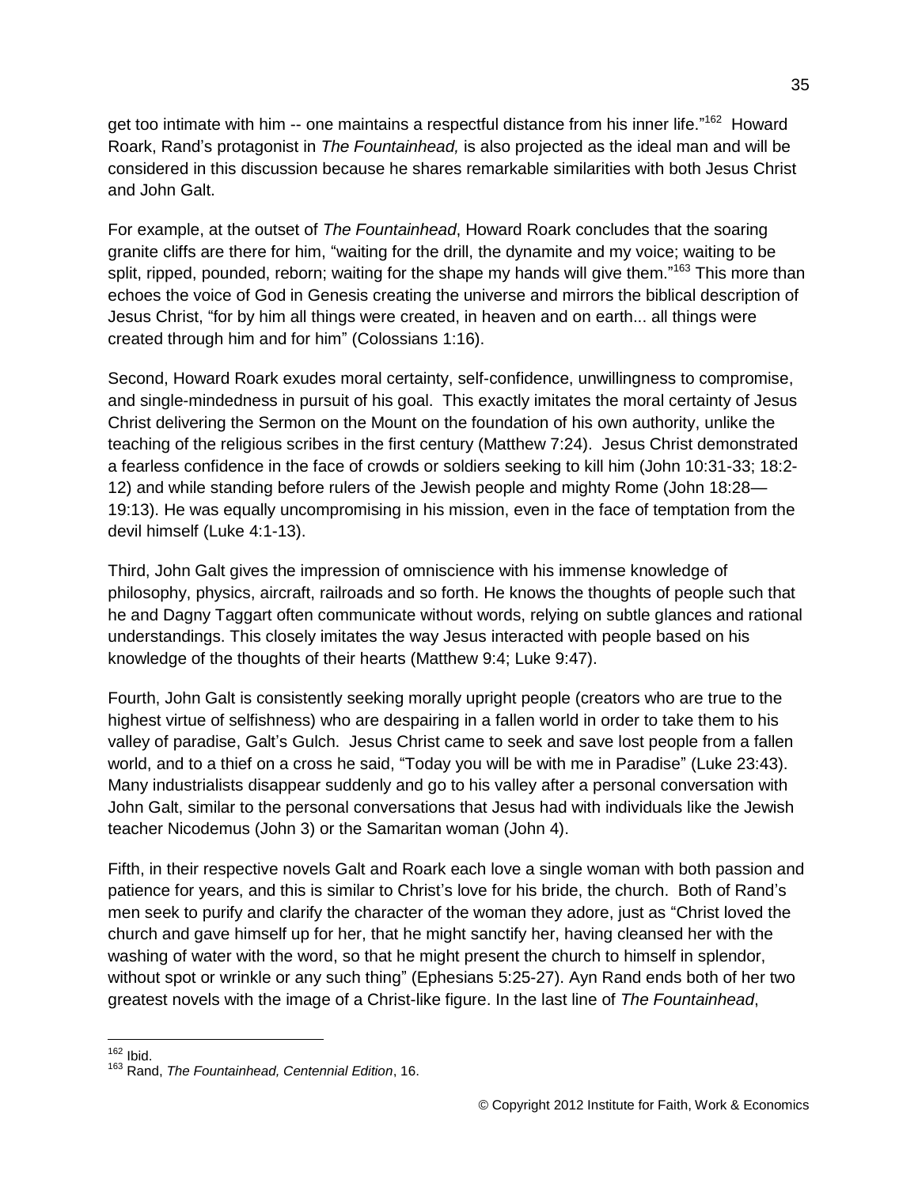get too intimate with him -- one maintains a respectful distance from his inner life."[162] Howard Roark, Rand's protagonist in *The Fountainhead,* is also projected as the ideal man and will be considered in this discussion because he shares remarkable similarities with both Jesus Christ and John Galt.

For example, at the outset of *The Fountainhead*, Howard Roark concludes that the soaring granite cliffs are there for him, "waiting for the drill, the dynamite and my voice; waiting to be split, ripped, pounded, reborn; waiting for the shape my hands will give them."[163] This more than echoes the voice of God in Genesis creating the universe and mirrors the biblical description of Jesus Christ, "for by him all things were created, in heaven and on earth... all things were created through him and for him" (Colossians 1:16).

Second, Howard Roark exudes moral certainty, self-confidence, unwillingness to compromise, and single-mindedness in pursuit of his goal. This exactly imitates the moral certainty of Jesus Christ delivering the Sermon on the Mount on the foundation of his own authority, unlike the teaching of the religious scribes in the first century (Matthew 7:24). Jesus Christ demonstrated a fearless confidence in the face of crowds or soldiers seeking to kill him (John 10:31-33; 18:2-12) and while standing before rulers of the Jewish people and mighty Rome (John 18:28—19:13). He was equally uncompromising in his mission, even in the face of temptation from the devil himself (Luke 4:1-13).

Third, John Galt gives the impression of omniscience with his immense knowledge of philosophy, physics, aircraft, railroads and so forth. He knows the thoughts of people such that he and Dagny Taggart often communicate without words, relying on subtle glances and rational understandings. This closely imitates the way Jesus interacted with people based on his knowledge of the thoughts of their hearts (Matthew 9:4; Luke 9:47).

Fourth, John Galt is consistently seeking morally upright people (creators who are true to the highest virtue of selfishness) who are despairing in a fallen world in order to take them to his valley of paradise, Galt's Gulch. Jesus Christ came to seek and save lost people from a fallen world, and to a thief on a cross he said, "Today you will be with me in Paradise" (Luke 23:43). Many industrialists disappear suddenly and go to his valley after a personal conversation with John Galt, similar to the personal conversations that Jesus had with individuals like the Jewish teacher Nicodemus (John 3) or the Samaritan woman (John 4).

Fifth, in their respective novels Galt and Roark each love a single woman with both passion and patience for years, and this is similar to Christ's love for his bride, the church. Both of Rand's men seek to purify and clarify the character of the woman they adore, just as "Christ loved the church and gave himself up for her, that he might sanctify her, having cleansed her with the washing of water with the word, so that he might present the church to himself in splendor, without spot or wrinkle or any such thing" (Ephesians 5:25-27). Ayn Rand ends both of her two greatest novels with the image of a Christ-like figure. In the last line of *The Fountainhead*,

---

[162] Ibid.

[163] Rand, *The Fountainhead, Centennial Edition*, 16.

© Copyright 2012 Institute for Faith, Work & Economics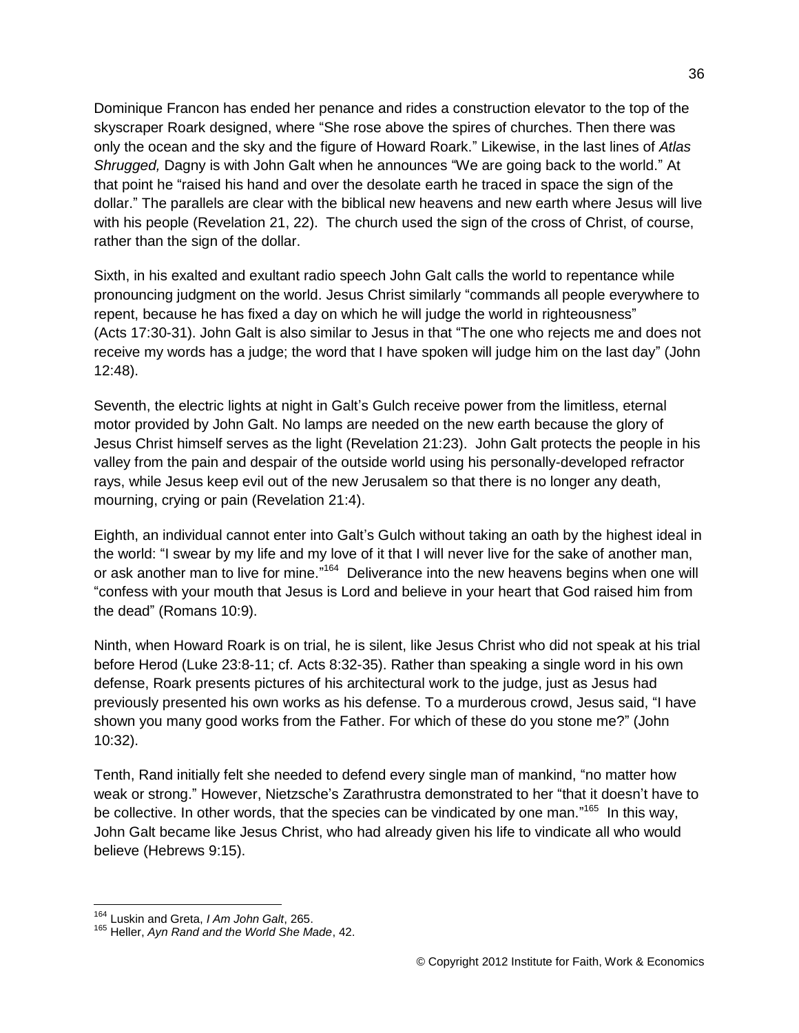Dominique Francon has ended her penance and rides a construction elevator to the top of the skyscraper Roark designed, where "She rose above the spires of churches. Then there was only the ocean and the sky and the figure of Howard Roark." Likewise, in the last lines of *Atlas Shrugged,* Dagny is with John Galt when he announces "We are going back to the world." At that point he "raised his hand and over the desolate earth he traced in space the sign of the dollar." The parallels are clear with the biblical new heavens and new earth where Jesus will live with his people (Revelation 21, 22). The church used the sign of the cross of Christ, of course, rather than the sign of the dollar.

Sixth, in his exalted and exultant radio speech John Galt calls the world to repentance while pronouncing judgment on the world. Jesus Christ similarly "commands all people everywhere to repent, because he has fixed a day on which he will judge the world in righteousness" (Acts 17:30-31). John Galt is also similar to Jesus in that "The one who rejects me and does not receive my words has a judge; the word that I have spoken will judge him on the last day" (John 12:48).

Seventh, the electric lights at night in Galt's Gulch receive power from the limitless, eternal motor provided by John Galt. No lamps are needed on the new earth because the glory of Jesus Christ himself serves as the light (Revelation 21:23). John Galt protects the people in his valley from the pain and despair of the outside world using his personally-developed refractor rays, while Jesus keep evil out of the new Jerusalem so that there is no longer any death, mourning, crying or pain (Revelation 21:4).

Eighth, an individual cannot enter into Galt's Gulch without taking an oath by the highest ideal in the world: "I swear by my life and my love of it that I will never live for the sake of another man, or ask another man to live for mine."[164] Deliverance into the new heavens begins when one will "confess with your mouth that Jesus is Lord and believe in your heart that God raised him from the dead" (Romans 10:9).

Ninth, when Howard Roark is on trial, he is silent, like Jesus Christ who did not speak at his trial before Herod (Luke 23:8-11; cf. Acts 8:32-35). Rather than speaking a single word in his own defense, Roark presents pictures of his architectural work to the judge, just as Jesus had previously presented his own works as his defense. To a murderous crowd, Jesus said, "I have shown you many good works from the Father. For which of these do you stone me?" (John 10:32).

Tenth, Rand initially felt she needed to defend every single man of mankind, "no matter how weak or strong." However, Nietzsche's Zarathrustra demonstrated to her "that it doesn't have to be collective. In other words, that the species can be vindicated by one man."[165] In this way, John Galt became like Jesus Christ, who had already given his life to vindicate all who would believe (Hebrews 9:15).

---

[164] Luskin and Greta, *I Am John Galt*, 265.

[165] Heller, *Ayn Rand and the World She Made*, 42.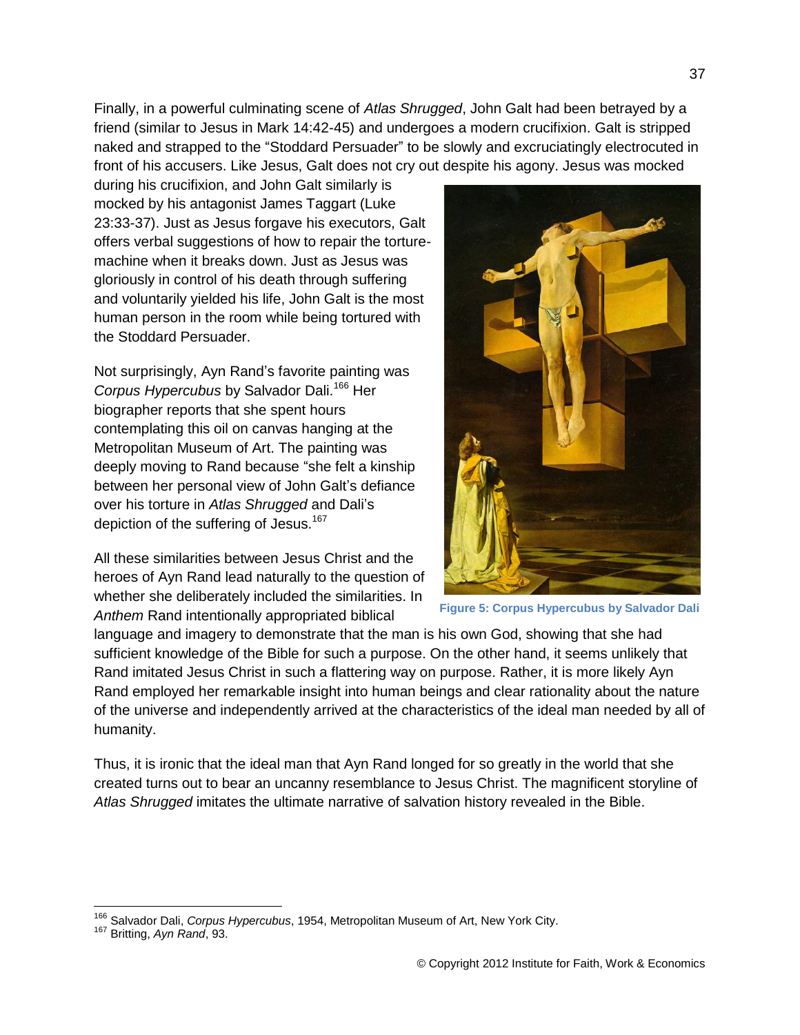Finally, in a powerful culminating scene of *Atlas Shrugged*, John Galt had been betrayed by a friend (similar to Jesus in Mark 14:42-45) and undergoes a modern crucifixion. Galt is stripped naked and strapped to the "Stoddard Persuader" to be slowly and excruciatingly electrocuted in front of his accusers. Like Jesus, Galt does not cry out despite his agony. Jesus was mocked during his crucifixion, and John Galt similarly is mocked by his antagonist James Taggart (Luke 23:33-37). Just as Jesus forgave his executors, Galt offers verbal suggestions of how to repair the torture-machine when it breaks down. Just as Jesus was gloriously in control of his death through suffering and voluntarily yielded his life, John Galt is the most human person in the room while being tortured with the Stoddard Persuader.

Not surprisingly, Ayn Rand's favorite painting was *Corpus Hypercubus* by Salvador Dali.[166] Her biographer reports that she spent hours contemplating this oil on canvas hanging at the Metropolitan Museum of Art. The painting was deeply moving to Rand because "she felt a kinship between her personal view of John Galt's defiance over his torture in *Atlas Shrugged* and Dali's depiction of the suffering of Jesus.[167]

**Figure 5: Corpus Hypercubus by Salvador Dali**

All these similarities between Jesus Christ and the heroes of Ayn Rand lead naturally to the question of whether she deliberately included the similarities. In *Anthem* Rand intentionally appropriated biblical language and imagery to demonstrate that the man is his own God, showing that she had sufficient knowledge of the Bible for such a purpose. On the other hand, it seems unlikely that Rand imitated Jesus Christ in such a flattering way on purpose. Rather, it is more likely Ayn Rand employed her remarkable insight into human beings and clear rationality about the nature of the universe and independently arrived at the characteristics of the ideal man needed by all of humanity.

Thus, it is ironic that the ideal man that Ayn Rand longed for so greatly in the world that she created turns out to bear an uncanny resemblance to Jesus Christ. The magnificent storyline of *Atlas Shrugged* imitates the ultimate narrative of salvation history revealed in the Bible.

---

[166] Salvador Dali, *Corpus Hypercubus*, 1954, Metropolitan Museum of Art, New York City.

[167] Britting, *Ayn Rand*, 93.

© Copyright 2012 Institute for Faith, Work & Economics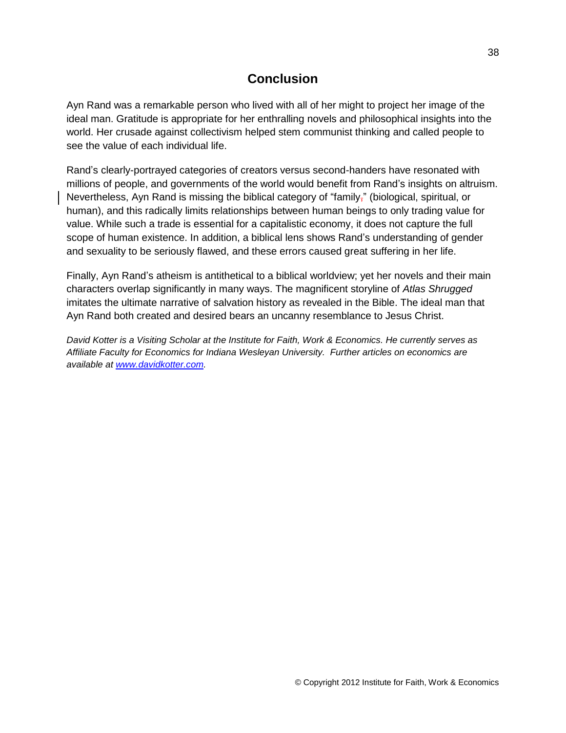## Conclusion

Ayn Rand was a remarkable person who lived with all of her might to project her image of the ideal man. Gratitude is appropriate for her enthralling novels and philosophical insights into the world. Her crusade against collectivism helped stem communist thinking and called people to see the value of each individual life.

Rand's clearly-portrayed categories of creators versus second-handers have resonated with millions of people, and governments of the world would benefit from Rand's insights on altruism. Nevertheless, Ayn Rand is missing the biblical category of "family," (biological, spiritual, or human), and this radically limits relationships between human beings to only trading value for value. While such a trade is essential for a capitalistic economy, it does not capture the full scope of human existence. In addition, a biblical lens shows Rand's understanding of gender and sexuality to be seriously flawed, and these errors caused great suffering in her life.

Finally, Ayn Rand's atheism is antithetical to a biblical worldview; yet her novels and their main characters overlap significantly in many ways. The magnificent storyline of *Atlas Shrugged* imitates the ultimate narrative of salvation history as revealed in the Bible. The ideal man that Ayn Rand both created and desired bears an uncanny resemblance to Jesus Christ.

*David Kotter is a Visiting Scholar at the Institute for Faith, Work & Economics. He currently serves as Affiliate Faculty for Economics for Indiana Wesleyan University. Further articles on economics are available at [www.davidkotter.com](http://www.davidkotter.com).*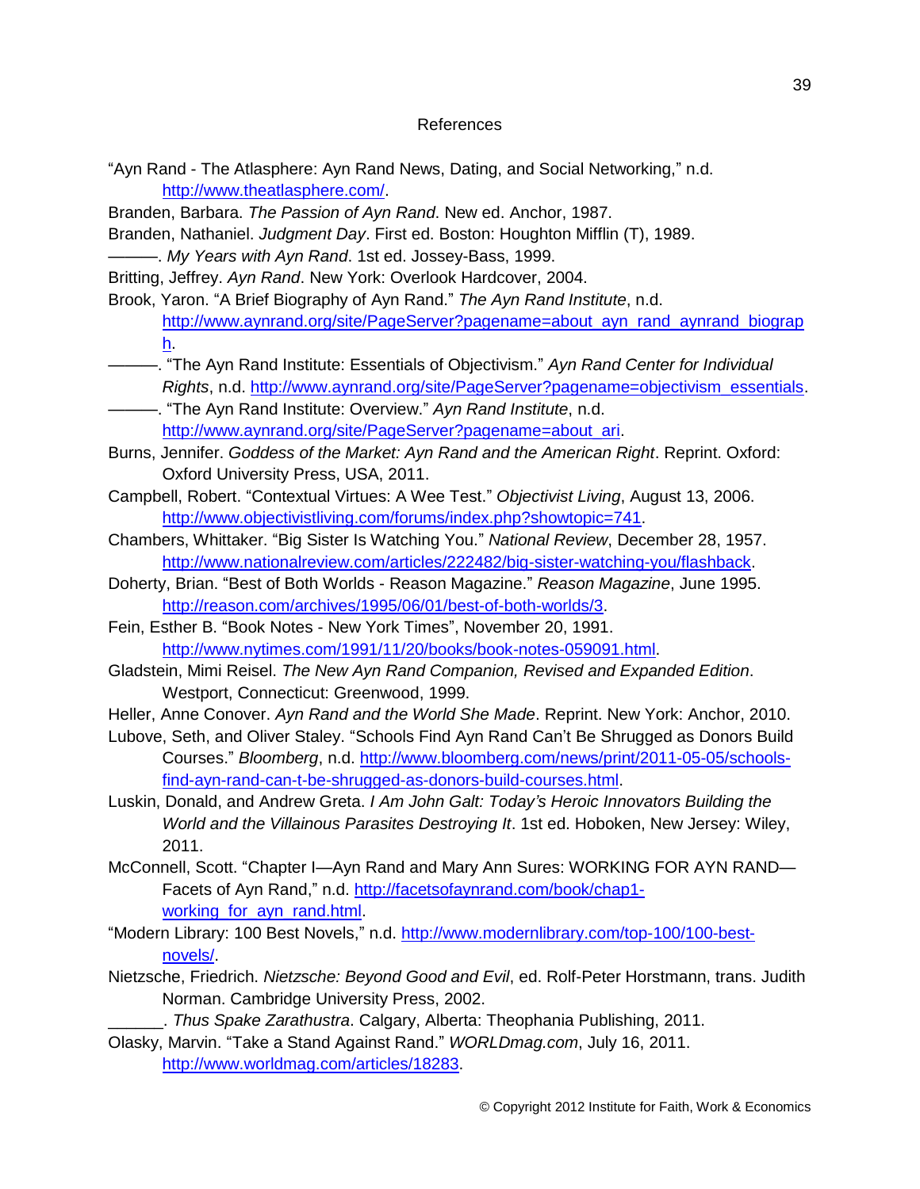# References

"Ayn Rand - The Atlasphere: Ayn Rand News, Dating, and Social Networking," n.d. http://www.theatlasphere.com/.

Branden, Barbara. *The Passion of Ayn Rand*. New ed. Anchor, 1987.

Branden, Nathaniel. *Judgment Day*. First ed. Boston: Houghton Mifflin (T), 1989.

———. *My Years with Ayn Rand*. 1st ed. Jossey-Bass, 1999.

Britting, Jeffrey. *Ayn Rand*. New York: Overlook Hardcover, 2004.

Brook, Yaron. "A Brief Biography of Ayn Rand." *The Ayn Rand Institute*, n.d. http://www.aynrand.org/site/PageServer?pagename=about_ayn_rand_aynrand_biograph.

———. "The Ayn Rand Institute: Essentials of Objectivism." *Ayn Rand Center for Individual Rights*, n.d. http://www.aynrand.org/site/PageServer?pagename=objectivism_essentials.

———. "The Ayn Rand Institute: Overview." *Ayn Rand Institute*, n.d. http://www.aynrand.org/site/PageServer?pagename=about_ari.

Burns, Jennifer. *Goddess of the Market: Ayn Rand and the American Right*. Reprint. Oxford: Oxford University Press, USA, 2011.

Campbell, Robert. "Contextual Virtues: A Wee Test." *Objectivist Living*, August 13, 2006. http://www.objectivistliving.com/forums/index.php?showtopic=741.

Chambers, Whittaker. "Big Sister Is Watching You." *National Review*, December 28, 1957. http://www.nationalreview.com/articles/222482/big-sister-watching-you/flashback.

Doherty, Brian. "Best of Both Worlds - Reason Magazine." *Reason Magazine*, June 1995. http://reason.com/archives/1995/06/01/best-of-both-worlds/3.

Fein, Esther B. "Book Notes - New York Times", November 20, 1991. http://www.nytimes.com/1991/11/20/books/book-notes-059091.html.

Gladstein, Mimi Reisel. *The New Ayn Rand Companion, Revised and Expanded Edition*. Westport, Connecticut: Greenwood, 1999.

Heller, Anne Conover. *Ayn Rand and the World She Made*. Reprint. New York: Anchor, 2010.

Lubove, Seth, and Oliver Staley. "Schools Find Ayn Rand Can't Be Shrugged as Donors Build Courses." *Bloomberg*, n.d. http://www.bloomberg.com/news/print/2011-05-05/schools-find-ayn-rand-can-t-be-shrugged-as-donors-build-courses.html.

Luskin, Donald, and Andrew Greta. *I Am John Galt: Today's Heroic Innovators Building the World and the Villainous Parasites Destroying It*. 1st ed. Hoboken, New Jersey: Wiley, 2011.

McConnell, Scott. "Chapter I—Ayn Rand and Mary Ann Sures: WORKING FOR AYN RAND—Facets of Ayn Rand," n.d. http://facetsofaynrand.com/book/chap1-working_for_ayn_rand.html.

"Modern Library: 100 Best Novels," n.d. http://www.modernlibrary.com/top-100/100-best-novels/.

Nietzsche, Friedrich. *Nietzsche: Beyond Good and Evil*, ed. Rolf-Peter Horstmann, trans. Judith Norman. Cambridge University Press, 2002.

______. *Thus Spake Zarathustra*. Calgary, Alberta: Theophania Publishing, 2011.

Olasky, Marvin. "Take a Stand Against Rand." *WORLDmag.com*, July 16, 2011. http://www.worldmag.com/articles/18283.

© Copyright 2012 Institute for Faith, Work & Economics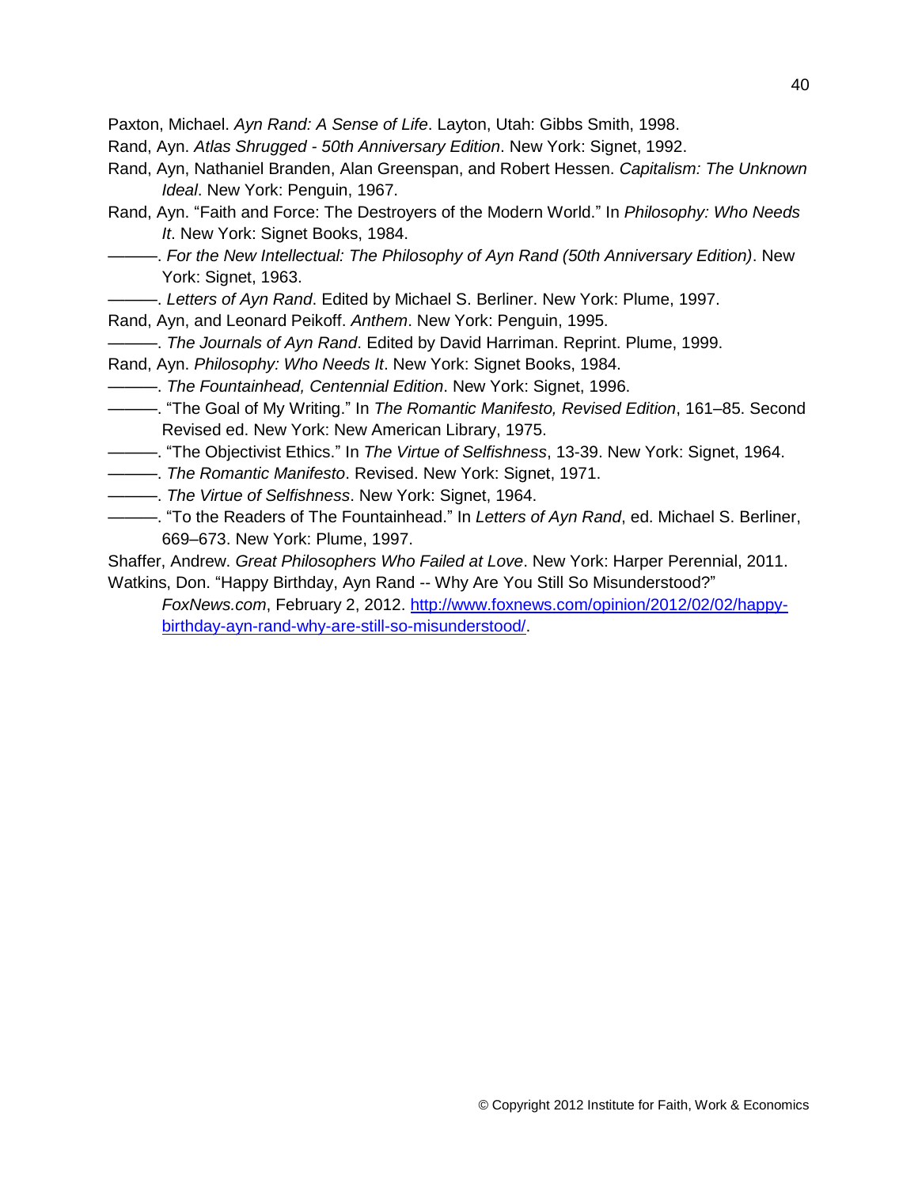Paxton, Michael. *Ayn Rand: A Sense of Life*. Layton, Utah: Gibbs Smith, 1998.

Rand, Ayn. *Atlas Shrugged - 50th Anniversary Edition*. New York: Signet, 1992.

Rand, Ayn, Nathaniel Branden, Alan Greenspan, and Robert Hessen. *Capitalism: The Unknown Ideal*. New York: Penguin, 1967.

Rand, Ayn. "Faith and Force: The Destroyers of the Modern World." In *Philosophy: Who Needs It*. New York: Signet Books, 1984.

———. *For the New Intellectual: The Philosophy of Ayn Rand (50th Anniversary Edition)*. New York: Signet, 1963.

———. *Letters of Ayn Rand*. Edited by Michael S. Berliner. New York: Plume, 1997.

Rand, Ayn, and Leonard Peikoff. *Anthem*. New York: Penguin, 1995.

———. *The Journals of Ayn Rand*. Edited by David Harriman. Reprint. Plume, 1999.

Rand, Ayn. *Philosophy: Who Needs It*. New York: Signet Books, 1984.

———. *The Fountainhead, Centennial Edition*. New York: Signet, 1996.

———. "The Goal of My Writing." In *The Romantic Manifesto, Revised Edition*, 161–85. Second Revised ed. New York: New American Library, 1975.

———. "The Objectivist Ethics." In *The Virtue of Selfishness*, 13-39. New York: Signet, 1964.

———. *The Romantic Manifesto*. Revised. New York: Signet, 1971.

———. *The Virtue of Selfishness*. New York: Signet, 1964.

———. "To the Readers of The Fountainhead." In *Letters of Ayn Rand*, ed. Michael S. Berliner, 669–673. New York: Plume, 1997.

Shaffer, Andrew. *Great Philosophers Who Failed at Love*. New York: Harper Perennial, 2011.

Watkins, Don. "Happy Birthday, Ayn Rand -- Why Are You Still So Misunderstood?" *FoxNews.com*, February 2, 2012. [http://www.foxnews.com/opinion/2012/02/02/happy-birthday-ayn-rand-why-are-still-so-misunderstood/](http://www.foxnews.com/opinion/2012/02/02/happy-birthday-ayn-rand-why-are-still-so-misunderstood/).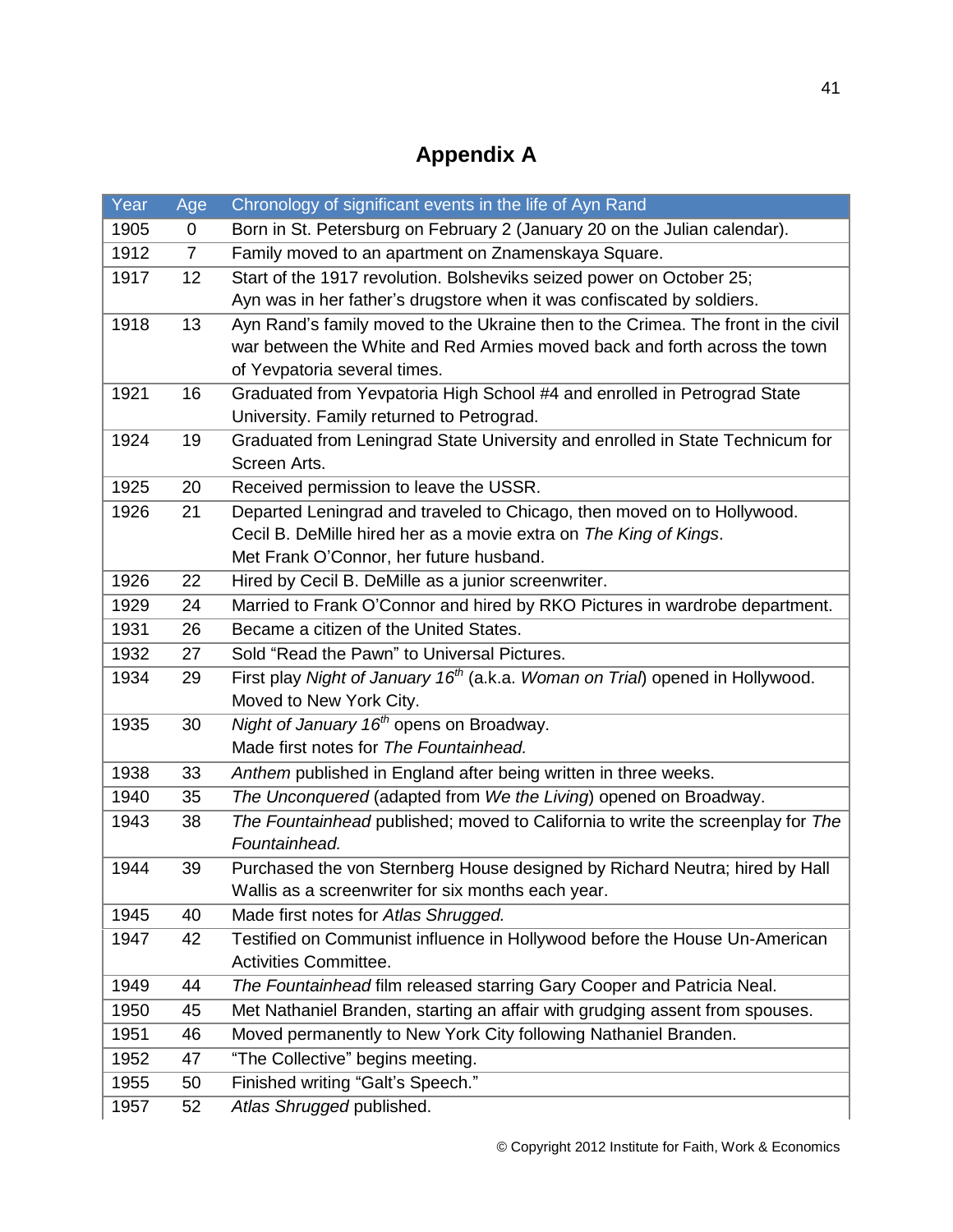# Appendix A

| Year | Age | Chronology of significant events in the life of Ayn Rand |
|---|---|---|
| 1905 | 0 | Born in St. Petersburg on February 2 (January 20 on the Julian calendar). |
| 1912 | 7 | Family moved to an apartment on Znamenskaya Square. |
| 1917 | 12 | Start of the 1917 revolution. Bolsheviks seized power on October 25; Ayn was in her father's drugstore when it was confiscated by soldiers. |
| 1918 | 13 | Ayn Rand's family moved to the Ukraine then to the Crimea. The front in the civil war between the White and Red Armies moved back and forth across the town of Yevpatoria several times. |
| 1921 | 16 | Graduated from Yevpatoria High School #4 and enrolled in Petrograd State University. Family returned to Petrograd. |
| 1924 | 19 | Graduated from Leningrad State University and enrolled in State Technicum for Screen Arts. |
| 1925 | 20 | Received permission to leave the USSR. |
| 1926 | 21 | Departed Leningrad and traveled to Chicago, then moved on to Hollywood. Cecil B. DeMille hired her as a movie extra on *The King of Kings*. Met Frank O'Connor, her future husband. |
| 1926 | 22 | Hired by Cecil B. DeMille as a junior screenwriter. |
| 1929 | 24 | Married to Frank O'Connor and hired by RKO Pictures in wardrobe department. |
| 1931 | 26 | Became a citizen of the United States. |
| 1932 | 27 | Sold "Read the Pawn" to Universal Pictures. |
| 1934 | 29 | First play *Night of January 16th* (a.k.a. *Woman on Trial*) opened in Hollywood. Moved to New York City. |
| 1935 | 30 | *Night of January 16th* opens on Broadway. Made first notes for *The Fountainhead.* |
| 1938 | 33 | *Anthem* published in England after being written in three weeks. |
| 1940 | 35 | *The Unconquered* (adapted from *We the Living*) opened on Broadway. |
| 1943 | 38 | *The Fountainhead* published; moved to California to write the screenplay for *The Fountainhead.* |
| 1944 | 39 | Purchased the von Sternberg House designed by Richard Neutra; hired by Hall Wallis as a screenwriter for six months each year. |
| 1945 | 40 | Made first notes for *Atlas Shrugged.* |
| 1947 | 42 | Testified on Communist influence in Hollywood before the House Un-American Activities Committee. |
| 1949 | 44 | *The Fountainhead* film released starring Gary Cooper and Patricia Neal. |
| 1950 | 45 | Met Nathaniel Branden, starting an affair with grudging assent from spouses. |
| 1951 | 46 | Moved permanently to New York City following Nathaniel Branden. |
| 1952 | 47 | "The Collective" begins meeting. |
| 1955 | 50 | Finished writing "Galt's Speech." |
| 1957 | 52 | *Atlas Shrugged* published. |

© Copyright 2012 Institute for Faith, Work & Economics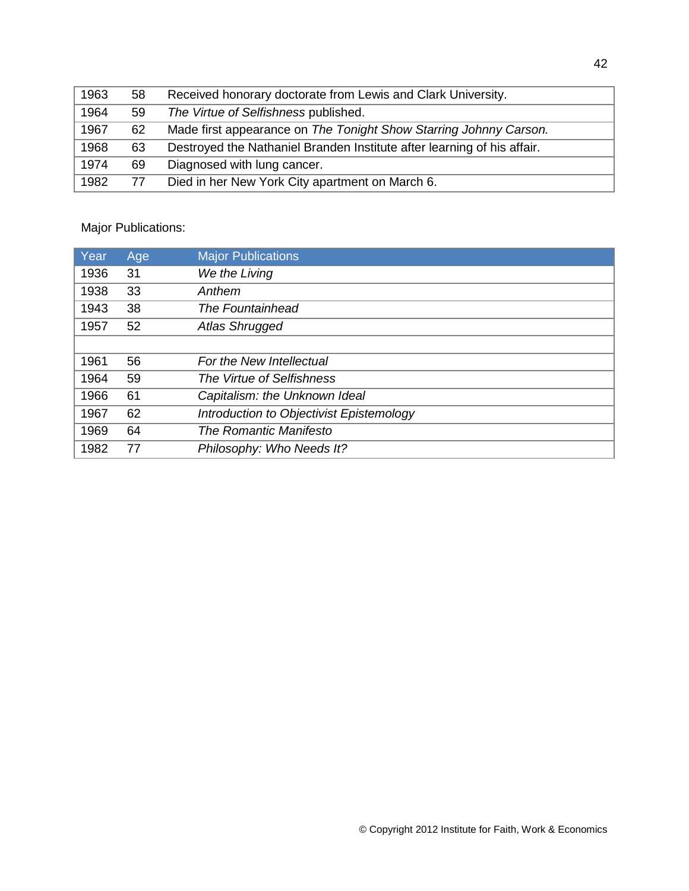| | | |
|---|---|---|
| 1963 | 58 | Received honorary doctorate from Lewis and Clark University. |
| 1964 | 59 | *The Virtue of Selfishness* published. |
| 1967 | 62 | Made first appearance on *The Tonight Show Starring Johnny Carson.* |
| 1968 | 63 | Destroyed the Nathaniel Branden Institute after learning of his affair. |
| 1974 | 69 | Diagnosed with lung cancer. |
| 1982 | 77 | Died in her New York City apartment on March 6. |

Major Publications:

| Year | Age | Major Publications |
|---|---|---|
| 1936 | 31 | *We the Living* |
| 1938 | 33 | *Anthem* |
| 1943 | 38 | *The Fountainhead* |
| 1957 | 52 | *Atlas Shrugged* |
| | | |
| 1961 | 56 | *For the New Intellectual* |
| 1964 | 59 | *The Virtue of Selfishness* |
| 1966 | 61 | *Capitalism: the Unknown Ideal* |
| 1967 | 62 | *Introduction to Objectivist Epistemology* |
| 1969 | 64 | *The Romantic Manifesto* |
| 1982 | 77 | *Philosophy: Who Needs It?* |

© Copyright 2012 Institute for Faith, Work & Economics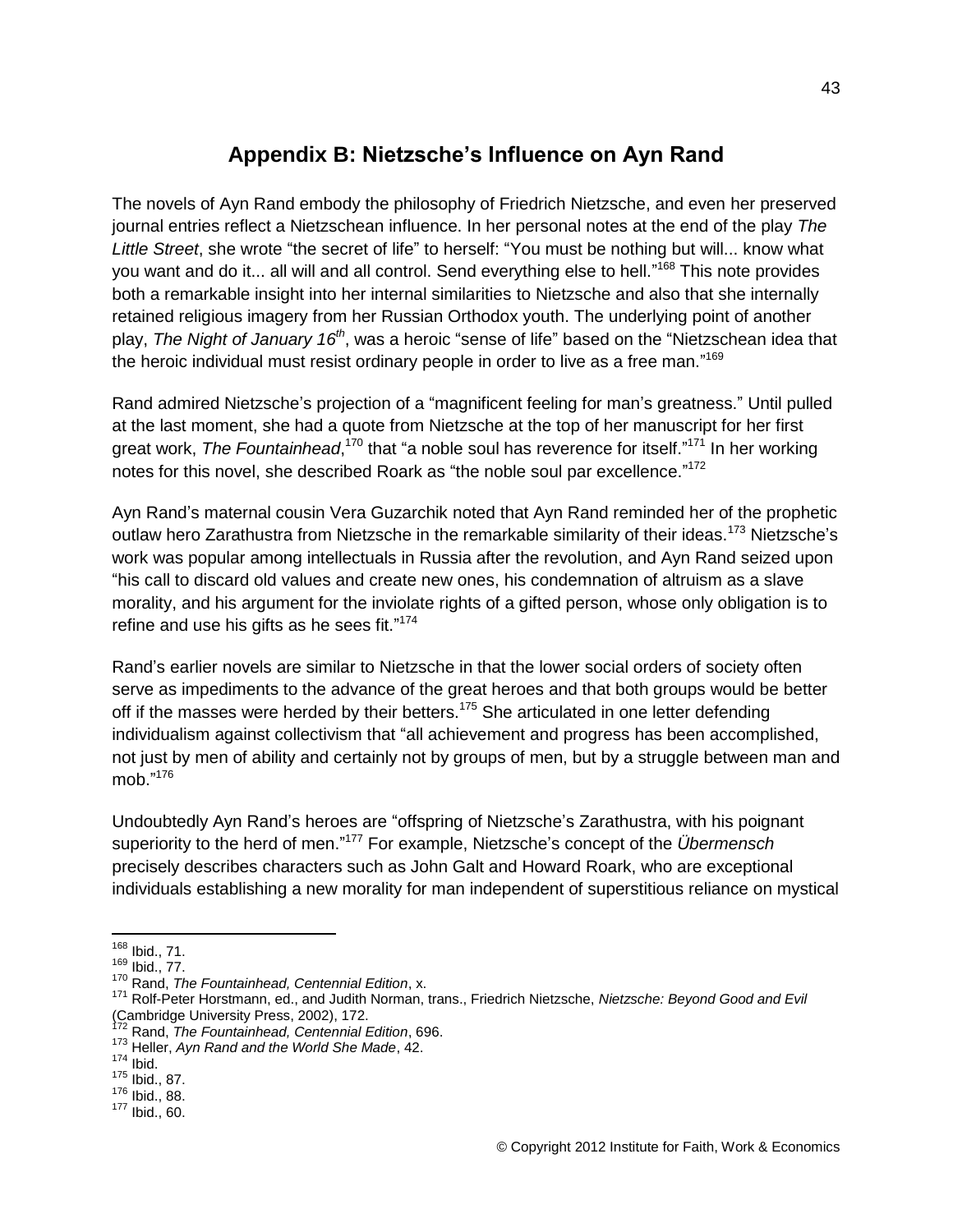# Appendix B: Nietzsche's Influence on Ayn Rand

The novels of Ayn Rand embody the philosophy of Friedrich Nietzsche, and even her preserved journal entries reflect a Nietzschean influence. In her personal notes at the end of the play *The Little Street*, she wrote "the secret of life" to herself: "You must be nothing but will... know what you want and do it... all will and all control. Send everything else to hell."[168] This note provides both a remarkable insight into her internal similarities to Nietzsche and also that she internally retained religious imagery from her Russian Orthodox youth. The underlying point of another play, *The Night of January 16th*, was a heroic "sense of life" based on the "Nietzschean idea that the heroic individual must resist ordinary people in order to live as a free man."[169]

Rand admired Nietzsche's projection of a "magnificent feeling for man's greatness." Until pulled at the last moment, she had a quote from Nietzsche at the top of her manuscript for her first great work, *The Fountainhead*,[170] that "a noble soul has reverence for itself."[171] In her working notes for this novel, she described Roark as "the noble soul par excellence."[172]

Ayn Rand's maternal cousin Vera Guzarchik noted that Ayn Rand reminded her of the prophetic outlaw hero Zarathustra from Nietzsche in the remarkable similarity of their ideas.[173] Nietzsche's work was popular among intellectuals in Russia after the revolution, and Ayn Rand seized upon "his call to discard old values and create new ones, his condemnation of altruism as a slave morality, and his argument for the inviolate rights of a gifted person, whose only obligation is to refine and use his gifts as he sees fit."[174]

Rand's earlier novels are similar to Nietzsche in that the lower social orders of society often serve as impediments to the advance of the great heroes and that both groups would be better off if the masses were herded by their betters.[175] She articulated in one letter defending individualism against collectivism that "all achievement and progress has been accomplished, not just by men of ability and certainly not by groups of men, but by a struggle between man and mob."[176]

Undoubtedly Ayn Rand's heroes are "offspring of Nietzsche's Zarathustra, with his poignant superiority to the herd of men."[177] For example, Nietzsche's concept of the *Übermensch* precisely describes characters such as John Galt and Howard Roark, who are exceptional individuals establishing a new morality for man independent of superstitious reliance on mystical

---

[168] Ibid., 71.
[169] Ibid., 77.
[170] Rand, *The Fountainhead, Centennial Edition*, x.
[171] Rolf-Peter Horstmann, ed., and Judith Norman, trans., Friedrich Nietzsche, *Nietzsche: Beyond Good and Evil* (Cambridge University Press, 2002), 172.
[172] Rand, *The Fountainhead, Centennial Edition*, 696.
[173] Heller, *Ayn Rand and the World She Made*, 42.
[174] Ibid.
[175] Ibid., 87.
[176] Ibid., 88.
[177] Ibid., 60.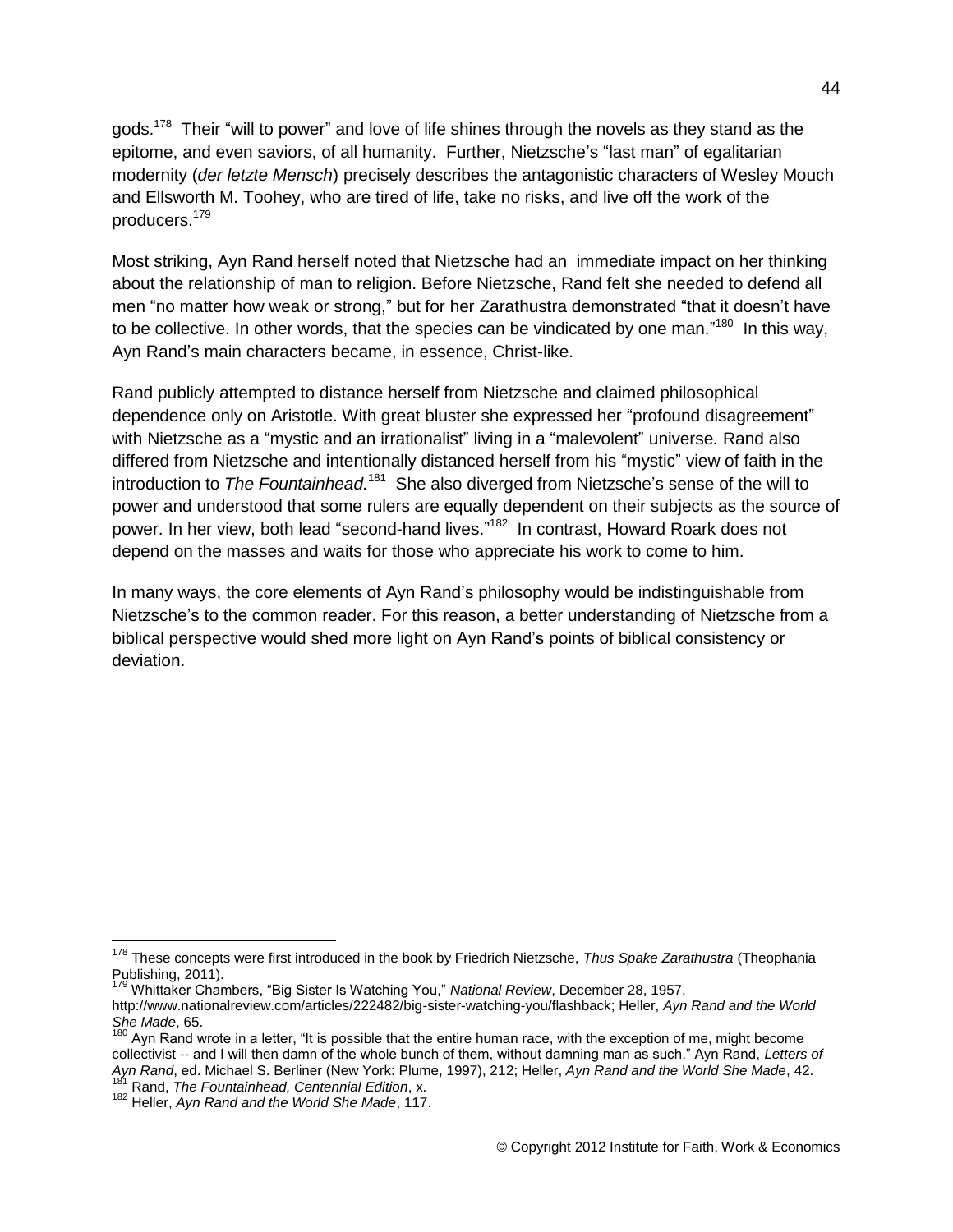gods.[178] Their "will to power" and love of life shines through the novels as they stand as the epitome, and even saviors, of all humanity. Further, Nietzsche's "last man" of egalitarian modernity (*der letzte Mensch*) precisely describes the antagonistic characters of Wesley Mouch and Ellsworth M. Toohey, who are tired of life, take no risks, and live off the work of the producers.[179]

Most striking, Ayn Rand herself noted that Nietzsche had an immediate impact on her thinking about the relationship of man to religion. Before Nietzsche, Rand felt she needed to defend all men "no matter how weak or strong," but for her Zarathustra demonstrated "that it doesn't have to be collective. In other words, that the species can be vindicated by one man."[180] In this way, Ayn Rand's main characters became, in essence, Christ-like.

Rand publicly attempted to distance herself from Nietzsche and claimed philosophical dependence only on Aristotle. With great bluster she expressed her "profound disagreement" with Nietzsche as a "mystic and an irrationalist" living in a "malevolent" universe. Rand also differed from Nietzsche and intentionally distanced herself from his "mystic" view of faith in the introduction to *The Fountainhead.*[181] She also diverged from Nietzsche's sense of the will to power and understood that some rulers are equally dependent on their subjects as the source of power. In her view, both lead "second-hand lives."[182] In contrast, Howard Roark does not depend on the masses and waits for those who appreciate his work to come to him.

In many ways, the core elements of Ayn Rand's philosophy would be indistinguishable from Nietzsche's to the common reader. For this reason, a better understanding of Nietzsche from a biblical perspective would shed more light on Ayn Rand's points of biblical consistency or deviation.

---

[178] These concepts were first introduced in the book by Friedrich Nietzsche, *Thus Spake Zarathustra* (Theophania Publishing, 2011).

[179] Whittaker Chambers, "Big Sister Is Watching You," *National Review*, December 28, 1957, http://www.nationalreview.com/articles/222482/big-sister-watching-you/flashback; Heller, *Ayn Rand and the World She Made*, 65.

[180] Ayn Rand wrote in a letter, "It is possible that the entire human race, with the exception of me, might become collectivist -- and I will then damn of the whole bunch of them, without damning man as such." Ayn Rand, *Letters of Ayn Rand*, ed. Michael S. Berliner (New York: Plume, 1997), 212; Heller, *Ayn Rand and the World She Made*, 42.

[181] Rand, *The Fountainhead, Centennial Edition*, x.

[182] Heller, *Ayn Rand and the World She Made*, 117.

© Copyright 2012 Institute for Faith, Work & Economics